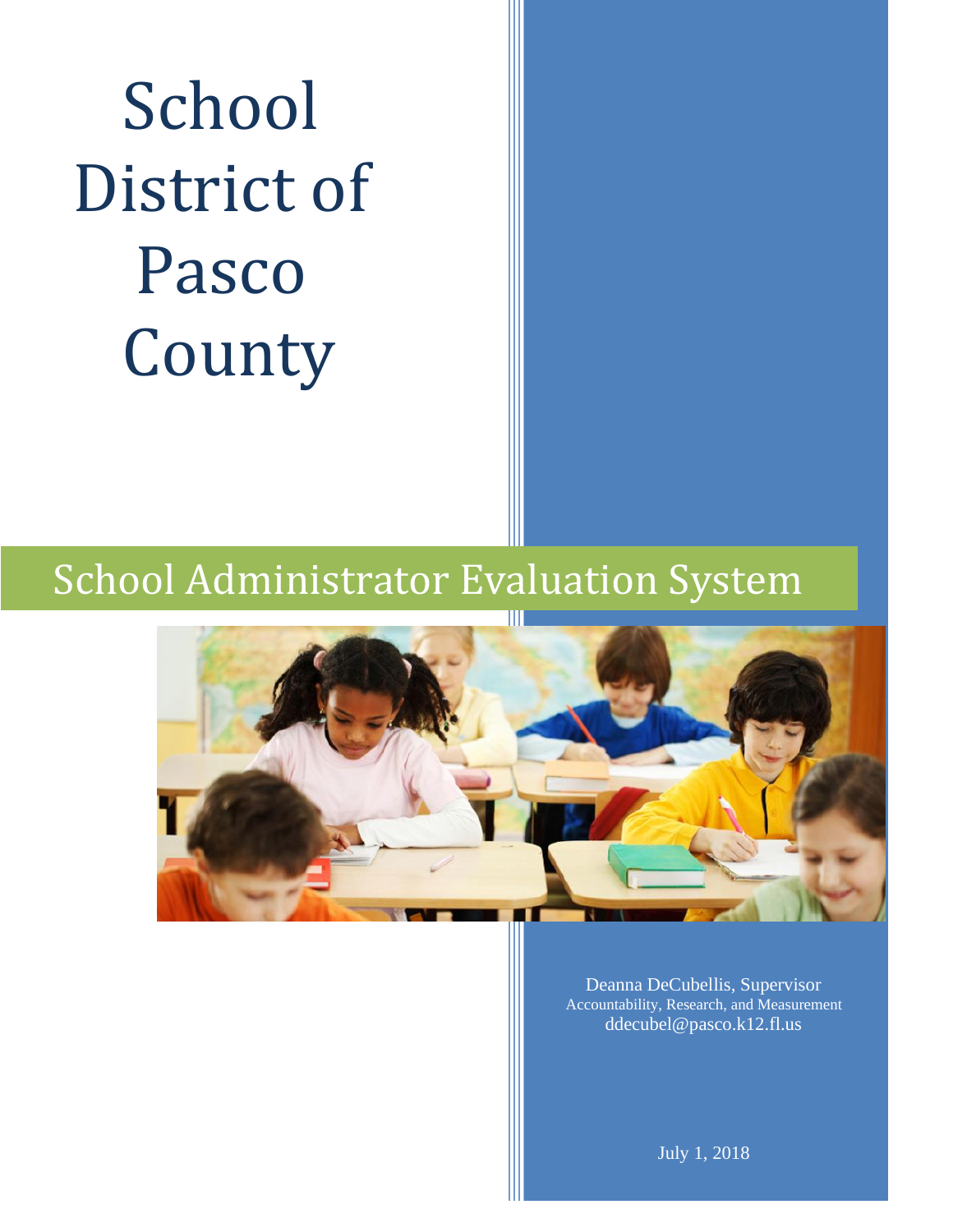# School District of Pasco County

## School Administrator Evaluation System

Deanna DeCubellis, Supervisor
Accountability, Research, and Measurement
ddecubel@pasco.k12.fl.us

July 1, 2018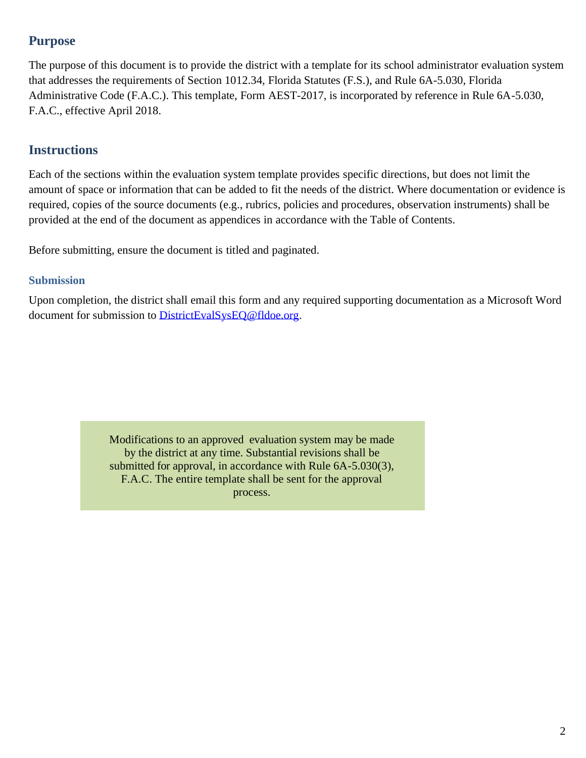## Purpose

The purpose of this document is to provide the district with a template for its school administrator evaluation system that addresses the requirements of Section 1012.34, Florida Statutes (F.S.), and Rule 6A-5.030, Florida Administrative Code (F.A.C.). This template, Form AEST-2017, is incorporated by reference in Rule 6A-5.030, F.A.C., effective April 2018.

## Instructions

Each of the sections within the evaluation system template provides specific directions, but does not limit the amount of space or information that can be added to fit the needs of the district. Where documentation or evidence is required, copies of the source documents (e.g., rubrics, policies and procedures, observation instruments) shall be provided at the end of the document as appendices in accordance with the Table of Contents.

Before submitting, ensure the document is titled and paginated.

### Submission

Upon completion, the district shall email this form and any required supporting documentation as a Microsoft Word document for submission to [DistrictEvalSysEQ@fldoe.org](mailto:DistrictEvalSysEQ@fldoe.org).

> Modifications to an approved evaluation system may be made by the district at any time. Substantial revisions shall be submitted for approval, in accordance with Rule 6A-5.030(3), F.A.C. The entire template shall be sent for the approval process.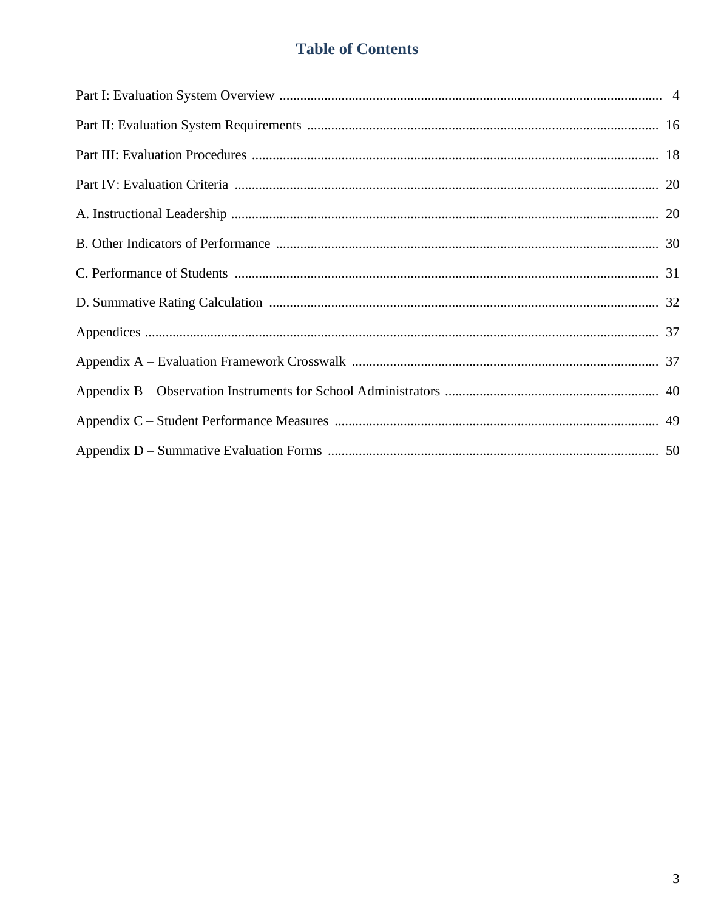# Table of Contents

Part I: Evaluation System Overview .............................................................................................................. 4

Part II: Evaluation System Requirements ..................................................................................................... 16

Part III: Evaluation Procedures ..................................................................................................................... 18

Part IV: Evaluation Criteria .......................................................................................................................... 20

A. Instructional Leadership ........................................................................................................................... 20

B. Other Indicators of Performance .............................................................................................................. 30

C. Performance of Students .......................................................................................................................... 31

D. Summative Rating Calculation ................................................................................................................. 32

Appendices ................................................................................................................................................... 37

Appendix A – Evaluation Framework Crosswalk ......................................................................................... 37

Appendix B – Observation Instruments for School Administrators ............................................................. 40

Appendix C – Student Performance Measures ............................................................................................. 49

Appendix D – Summative Evaluation Forms ............................................................................................... 50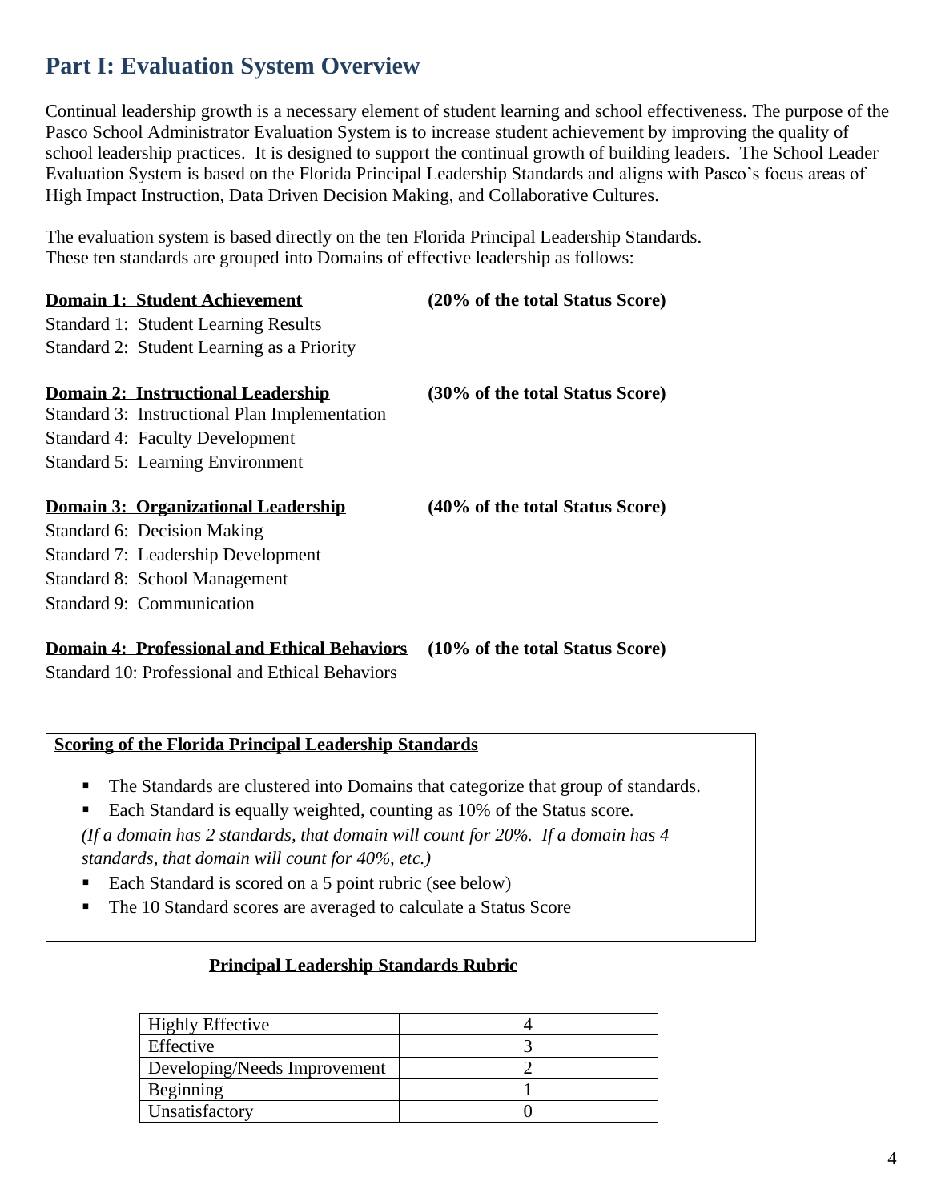## Part I: Evaluation System Overview

Continual leadership growth is a necessary element of student learning and school effectiveness. The purpose of the Pasco School Administrator Evaluation System is to increase student achievement by improving the quality of school leadership practices. It is designed to support the continual growth of building leaders. The School Leader Evaluation System is based on the Florida Principal Leadership Standards and aligns with Pasco's focus areas of High Impact Instruction, Data Driven Decision Making, and Collaborative Cultures.

The evaluation system is based directly on the ten Florida Principal Leadership Standards. These ten standards are grouped into Domains of effective leadership as follows:

**Domain 1: Student Achievement** **(20% of the total Status Score)**

Standard 1: Student Learning Results
Standard 2: Student Learning as a Priority

**Domain 2: Instructional Leadership** **(30% of the total Status Score)**

Standard 3: Instructional Plan Implementation
Standard 4: Faculty Development
Standard 5: Learning Environment

**Domain 3: Organizational Leadership** **(40% of the total Status Score)**

Standard 6: Decision Making
Standard 7: Leadership Development
Standard 8: School Management
Standard 9: Communication

**Domain 4: Professional and Ethical Behaviors** **(10% of the total Status Score)**

Standard 10: Professional and Ethical Behaviors

**Scoring of the Florida Principal Leadership Standards**

- The Standards are clustered into Domains that categorize that group of standards.
- Each Standard is equally weighted, counting as 10% of the Status score.

*(If a domain has 2 standards, that domain will count for 20%. If a domain has 4 standards, that domain will count for 40%, etc.)*

- Each Standard is scored on a 5 point rubric (see below)
- The 10 Standard scores are averaged to calculate a Status Score

**Principal Leadership Standards Rubric**

| | |
|---|---|
| Highly Effective | 4 |
| Effective | 3 |
| Developing/Needs Improvement | 2 |
| Beginning | 1 |
| Unsatisfactory | 0 |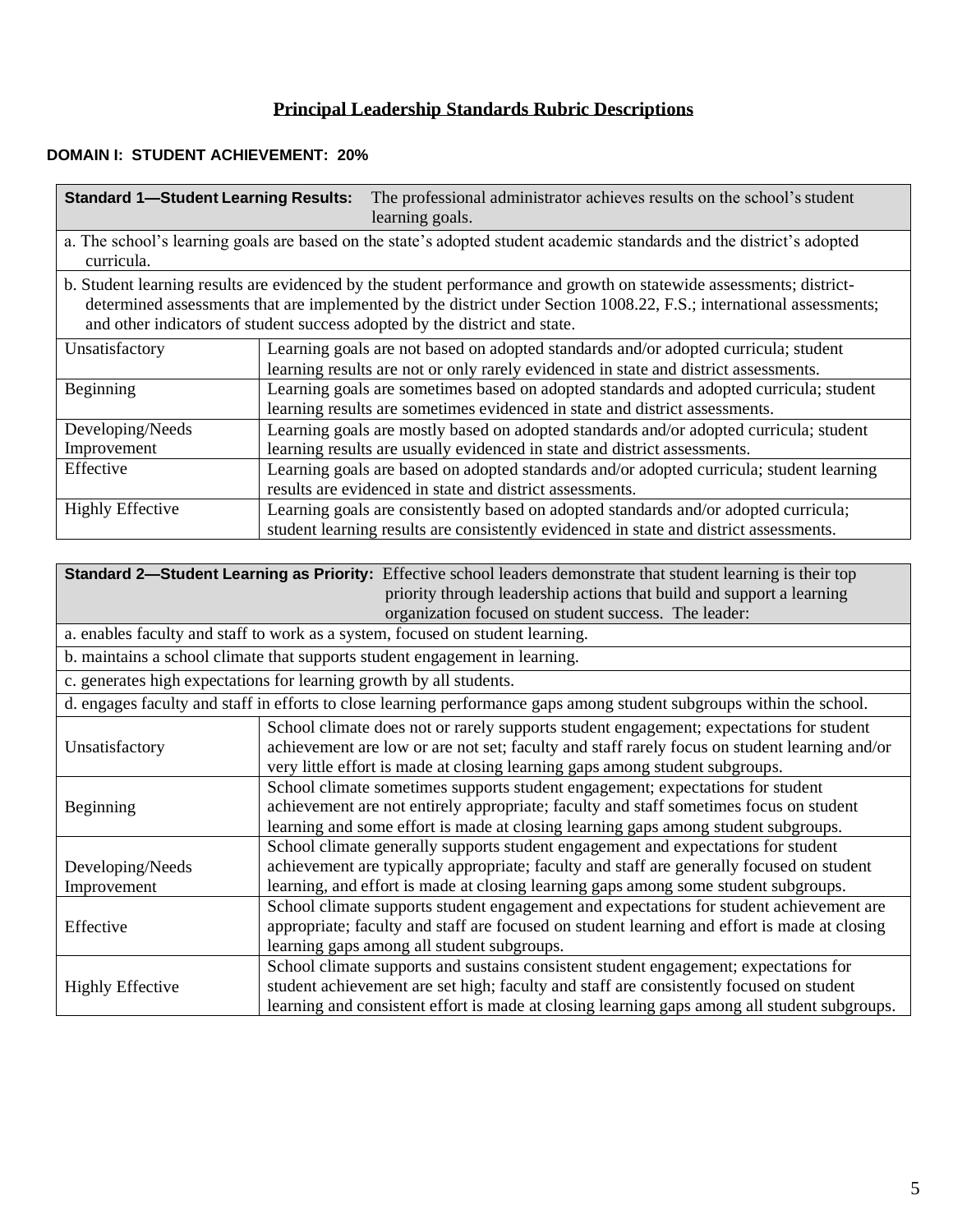# Principal Leadership Standards Rubric Descriptions

## DOMAIN I: STUDENT ACHIEVEMENT: 20%

| **Standard 1—Student Learning Results:** The professional administrator achieves results on the school's student learning goals. | |
|---|---|
| a. The school's learning goals are based on the state's adopted student academic standards and the district's adopted curricula. | |
| b. Student learning results are evidenced by the student performance and growth on statewide assessments; district-determined assessments that are implemented by the district under Section 1008.22, F.S.; international assessments; and other indicators of student success adopted by the district and state. | |
| Unsatisfactory | Learning goals are not based on adopted standards and/or adopted curricula; student learning results are not or only rarely evidenced in state and district assessments. |
| Beginning | Learning goals are sometimes based on adopted standards and adopted curricula; student learning results are sometimes evidenced in state and district assessments. |
| Developing/Needs Improvement | Learning goals are mostly based on adopted standards and/or adopted curricula; student learning results are usually evidenced in state and district assessments. |
| Effective | Learning goals are based on adopted standards and/or adopted curricula; student learning results are evidenced in state and district assessments. |
| Highly Effective | Learning goals are consistently based on adopted standards and/or adopted curricula; student learning results are consistently evidenced in state and district assessments. |

| **Standard 2—Student Learning as Priority:** Effective school leaders demonstrate that student learning is their top priority through leadership actions that build and support a learning organization focused on student success. The leader: | |
|---|---|
| a. enables faculty and staff to work as a system, focused on student learning. | |
| b. maintains a school climate that supports student engagement in learning. | |
| c. generates high expectations for learning growth by all students. | |
| d. engages faculty and staff in efforts to close learning performance gaps among student subgroups within the school. | |
| Unsatisfactory | School climate does not or rarely supports student engagement; expectations for student achievement are low or are not set; faculty and staff rarely focus on student learning and/or very little effort is made at closing learning gaps among student subgroups. |
| Beginning | School climate sometimes supports student engagement; expectations for student achievement are not entirely appropriate; faculty and staff sometimes focus on student learning and some effort is made at closing learning gaps among student subgroups. |
| Developing/Needs Improvement | School climate generally supports student engagement and expectations for student achievement are typically appropriate; faculty and staff are generally focused on student learning, and effort is made at closing learning gaps among some student subgroups. |
| Effective | School climate supports student engagement and expectations for student achievement are appropriate; faculty and staff are focused on student learning and effort is made at closing learning gaps among all student subgroups. |
| Highly Effective | School climate supports and sustains consistent student engagement; expectations for student achievement are set high; faculty and staff are consistently focused on student learning and consistent effort is made at closing learning gaps among all student subgroups. |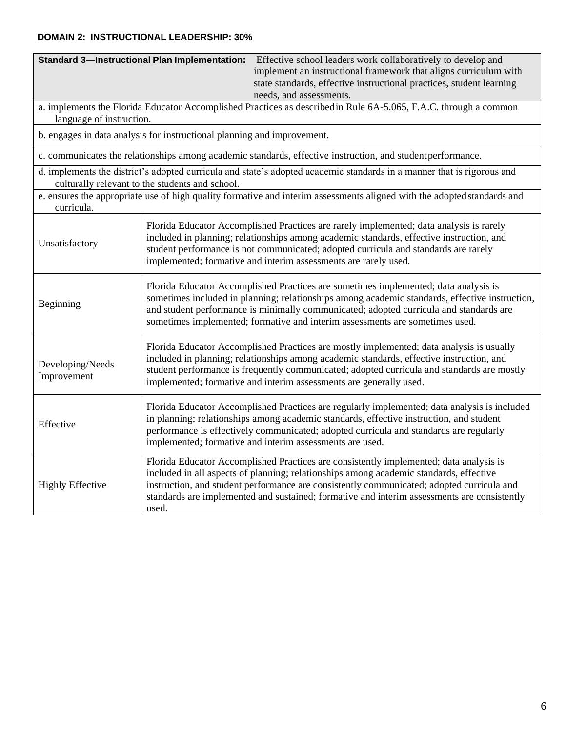**DOMAIN 2: INSTRUCTIONAL LEADERSHIP: 30%**

| **Standard 3—Instructional Plan Implementation:** | Effective school leaders work collaboratively to develop and implement an instructional framework that aligns curriculum with state standards, effective instructional practices, student learning needs, and assessments. |
|---|---|
| a. implements the Florida Educator Accomplished Practices as described in Rule 6A-5.065, F.A.C. through a common language of instruction. | |
| b. engages in data analysis for instructional planning and improvement. | |
| c. communicates the relationships among academic standards, effective instruction, and student performance. | |
| d. implements the district's adopted curricula and state's adopted academic standards in a manner that is rigorous and culturally relevant to the students and school. | |
| e. ensures the appropriate use of high quality formative and interim assessments aligned with the adopted standards and curricula. | |
| Unsatisfactory | Florida Educator Accomplished Practices are rarely implemented; data analysis is rarely included in planning; relationships among academic standards, effective instruction, and student performance is not communicated; adopted curricula and standards are rarely implemented; formative and interim assessments are rarely used. |
| Beginning | Florida Educator Accomplished Practices are sometimes implemented; data analysis is sometimes included in planning; relationships among academic standards, effective instruction, and student performance is minimally communicated; adopted curricula and standards are sometimes implemented; formative and interim assessments are sometimes used. |
| Developing/Needs Improvement | Florida Educator Accomplished Practices are mostly implemented; data analysis is usually included in planning; relationships among academic standards, effective instruction, and student performance is frequently communicated; adopted curricula and standards are mostly implemented; formative and interim assessments are generally used. |
| Effective | Florida Educator Accomplished Practices are regularly implemented; data analysis is included in planning; relationships among academic standards, effective instruction, and student performance is effectively communicated; adopted curricula and standards are regularly implemented; formative and interim assessments are used. |
| Highly Effective | Florida Educator Accomplished Practices are consistently implemented; data analysis is included in all aspects of planning; relationships among academic standards, effective instruction, and student performance are consistently communicated; adopted curricula and standards are implemented and sustained; formative and interim assessments are consistently used. |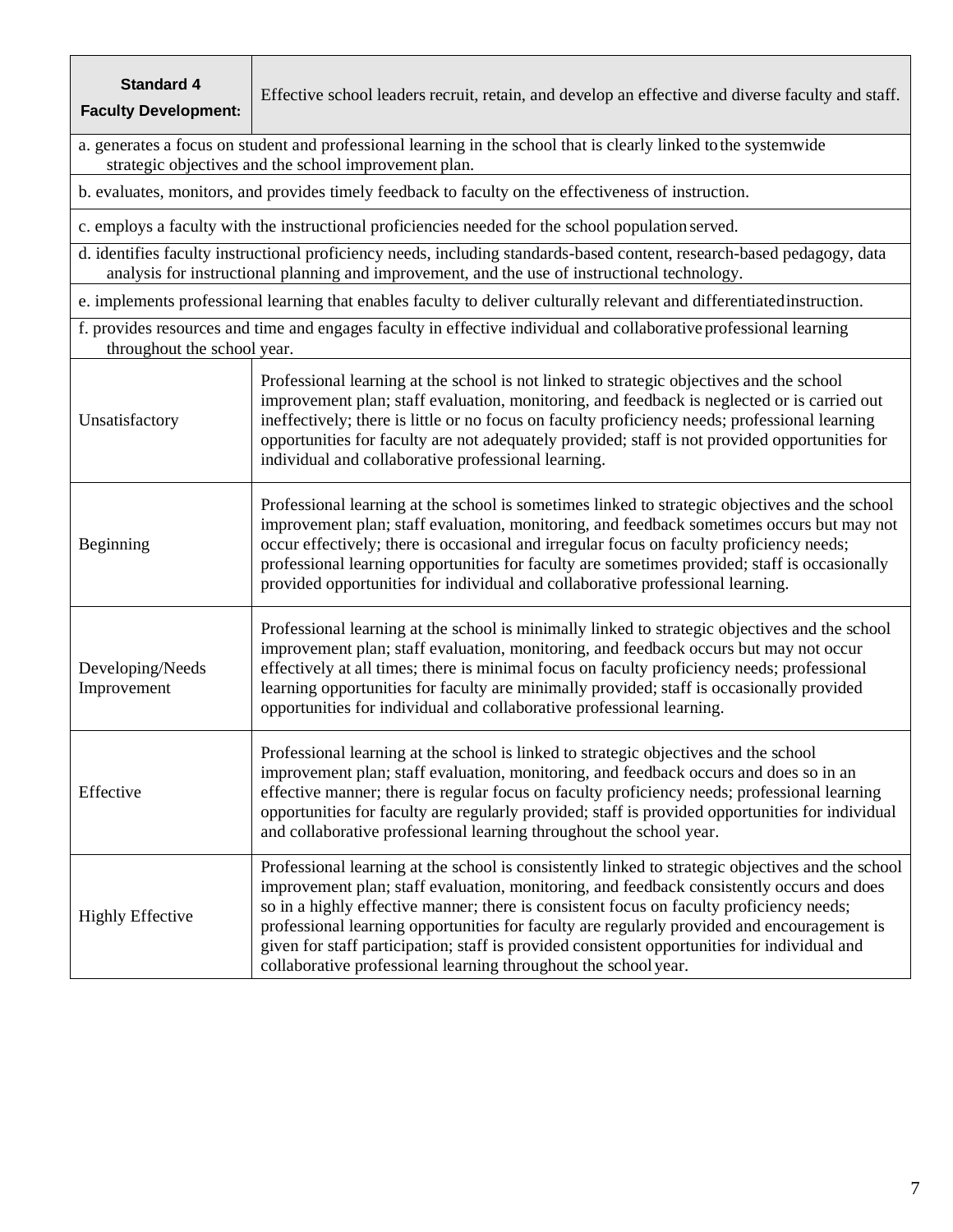| **Standard 4 Faculty Development:** | Effective school leaders recruit, retain, and develop an effective and diverse faculty and staff. |
| --- | --- |
| a. generates a focus on student and professional learning in the school that is clearly linked to the systemwide strategic objectives and the school improvement plan. | |
| b. evaluates, monitors, and provides timely feedback to faculty on the effectiveness of instruction. | |
| c. employs a faculty with the instructional proficiencies needed for the school population served. | |
| d. identifies faculty instructional proficiency needs, including standards-based content, research-based pedagogy, data analysis for instructional planning and improvement, and the use of instructional technology. | |
| e. implements professional learning that enables faculty to deliver culturally relevant and differentiated instruction. | |
| f. provides resources and time and engages faculty in effective individual and collaborative professional learning throughout the school year. | |
| Unsatisfactory | Professional learning at the school is not linked to strategic objectives and the school improvement plan; staff evaluation, monitoring, and feedback is neglected or is carried out ineffectively; there is little or no focus on faculty proficiency needs; professional learning opportunities for faculty are not adequately provided; staff is not provided opportunities for individual and collaborative professional learning. |
| Beginning | Professional learning at the school is sometimes linked to strategic objectives and the school improvement plan; staff evaluation, monitoring, and feedback sometimes occurs but may not occur effectively; there is occasional and irregular focus on faculty proficiency needs; professional learning opportunities for faculty are sometimes provided; staff is occasionally provided opportunities for individual and collaborative professional learning. |
| Developing/Needs Improvement | Professional learning at the school is minimally linked to strategic objectives and the school improvement plan; staff evaluation, monitoring, and feedback occurs but may not occur effectively at all times; there is minimal focus on faculty proficiency needs; professional learning opportunities for faculty are minimally provided; staff is occasionally provided opportunities for individual and collaborative professional learning. |
| Effective | Professional learning at the school is linked to strategic objectives and the school improvement plan; staff evaluation, monitoring, and feedback occurs and does so in an effective manner; there is regular focus on faculty proficiency needs; professional learning opportunities for faculty are regularly provided; staff is provided opportunities for individual and collaborative professional learning throughout the school year. |
| Highly Effective | Professional learning at the school is consistently linked to strategic objectives and the school improvement plan; staff evaluation, monitoring, and feedback consistently occurs and does so in a highly effective manner; there is consistent focus on faculty proficiency needs; professional learning opportunities for faculty are regularly provided and encouragement is given for staff participation; staff is provided consistent opportunities for individual and collaborative professional learning throughout the school year. |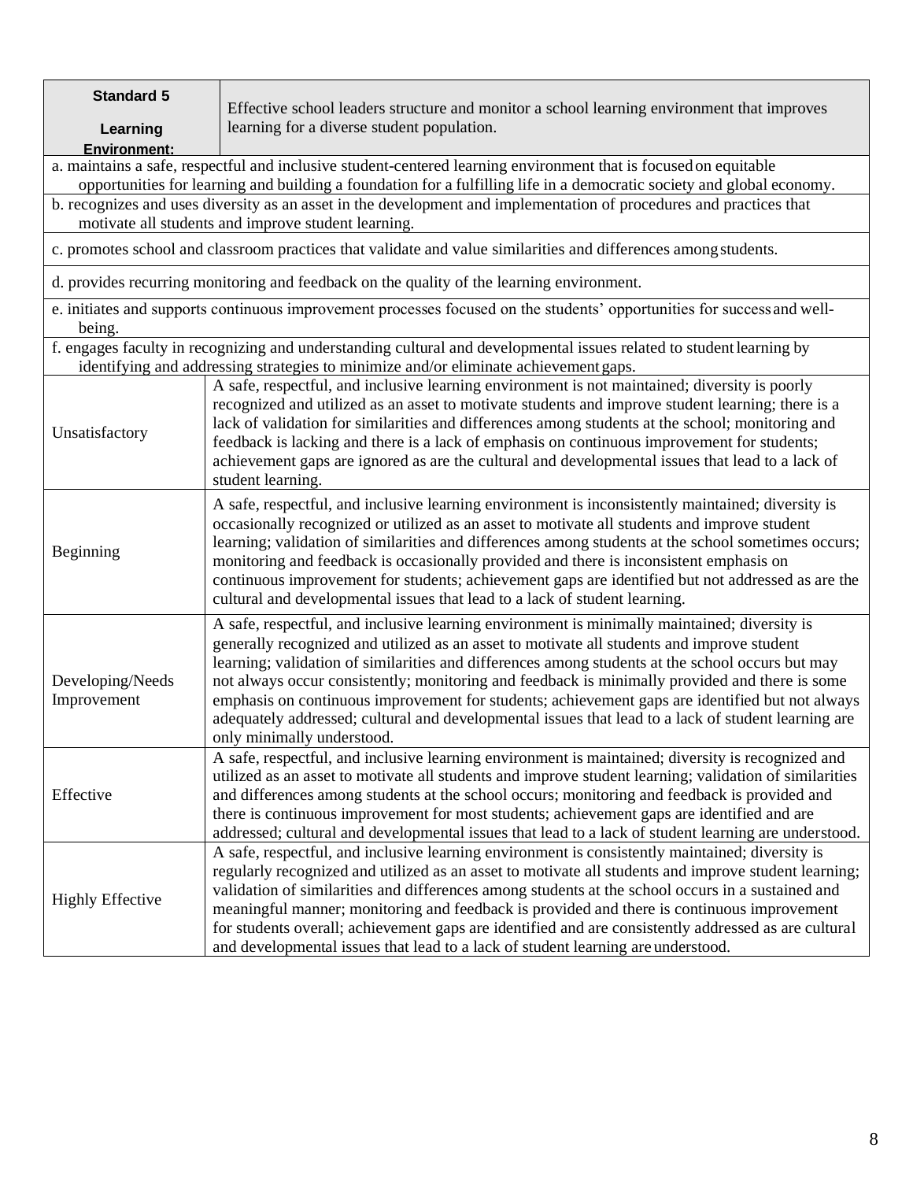| **Standard 5**<br><br>**Learning Environment:** | Effective school leaders structure and monitor a school learning environment that improves learning for a diverse student population. |
|---|---|
| a. maintains a safe, respectful and inclusive student-centered learning environment that is focused on equitable opportunities for learning and building a foundation for a fulfilling life in a democratic society and global economy. | |
| b. recognizes and uses diversity as an asset in the development and implementation of procedures and practices that motivate all students and improve student learning. | |
| c. promotes school and classroom practices that validate and value similarities and differences among students. | |
| d. provides recurring monitoring and feedback on the quality of the learning environment. | |
| e. initiates and supports continuous improvement processes focused on the students' opportunities for success and well-being. | |
| f. engages faculty in recognizing and understanding cultural and developmental issues related to student learning by identifying and addressing strategies to minimize and/or eliminate achievement gaps. | |
| Unsatisfactory | A safe, respectful, and inclusive learning environment is not maintained; diversity is poorly recognized and utilized as an asset to motivate students and improve student learning; there is a lack of validation for similarities and differences among students at the school; monitoring and feedback is lacking and there is a lack of emphasis on continuous improvement for students; achievement gaps are ignored as are the cultural and developmental issues that lead to a lack of student learning. |
| Beginning | A safe, respectful, and inclusive learning environment is inconsistently maintained; diversity is occasionally recognized or utilized as an asset to motivate all students and improve student learning; validation of similarities and differences among students at the school sometimes occurs; monitoring and feedback is occasionally provided and there is inconsistent emphasis on continuous improvement for students; achievement gaps are identified but not addressed as are the cultural and developmental issues that lead to a lack of student learning. |
| Developing/Needs Improvement | A safe, respectful, and inclusive learning environment is minimally maintained; diversity is generally recognized and utilized as an asset to motivate all students and improve student learning; validation of similarities and differences among students at the school occurs but may not always occur consistently; monitoring and feedback is minimally provided and there is some emphasis on continuous improvement for students; achievement gaps are identified but not always adequately addressed; cultural and developmental issues that lead to a lack of student learning are only minimally understood. |
| Effective | A safe, respectful, and inclusive learning environment is maintained; diversity is recognized and utilized as an asset to motivate all students and improve student learning; validation of similarities and differences among students at the school occurs; monitoring and feedback is provided and there is continuous improvement for most students; achievement gaps are identified and are addressed; cultural and developmental issues that lead to a lack of student learning are understood. |
| Highly Effective | A safe, respectful, and inclusive learning environment is consistently maintained; diversity is regularly recognized and utilized as an asset to motivate all students and improve student learning; validation of similarities and differences among students at the school occurs in a sustained and meaningful manner; monitoring and feedback is provided and there is continuous improvement for students overall; achievement gaps are identified and are consistently addressed as are cultural and developmental issues that lead to a lack of student learning are understood. |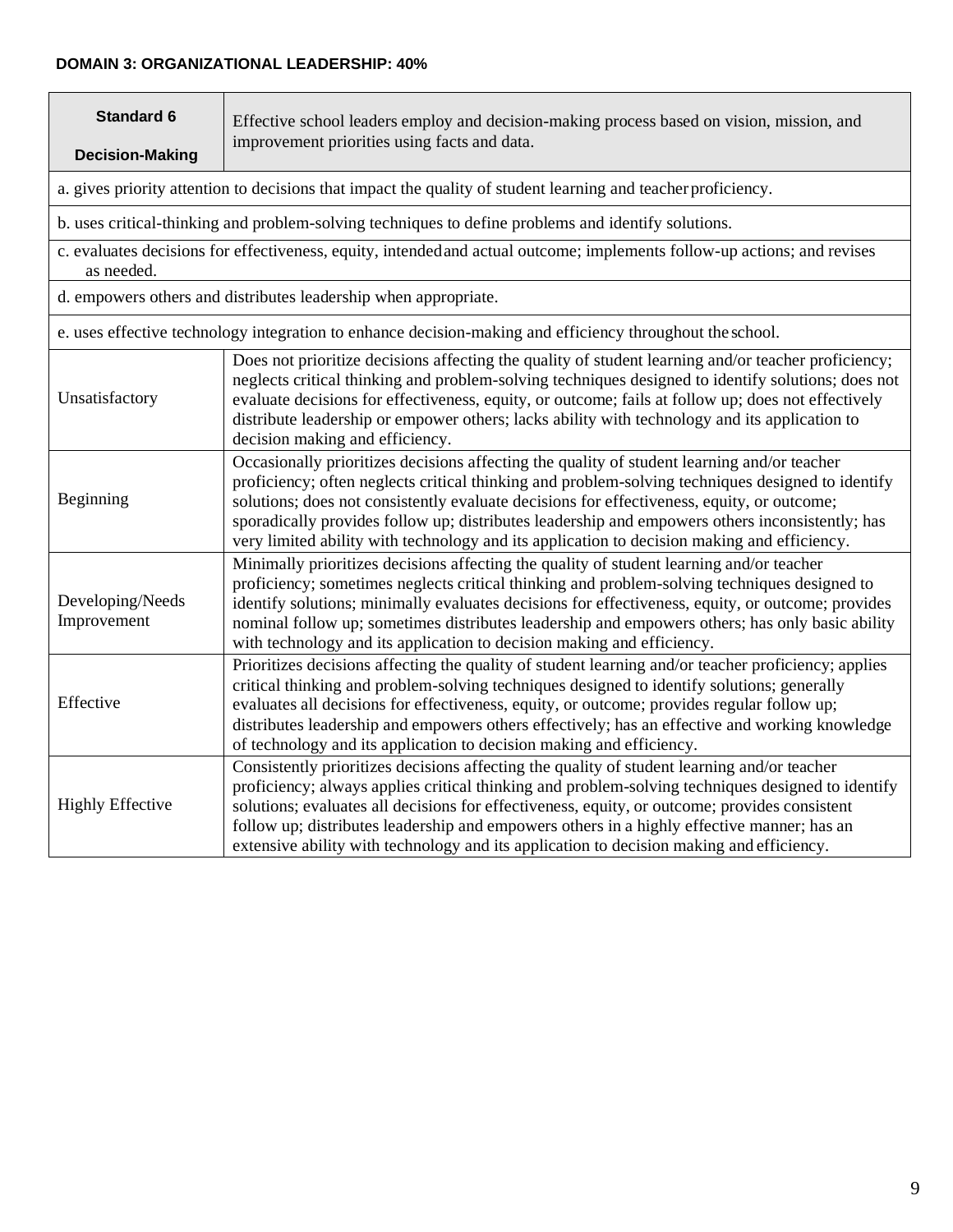**DOMAIN 3: ORGANIZATIONAL LEADERSHIP: 40%**

| **Standard 6**<br><br>**Decision-Making** | Effective school leaders employ and decision-making process based on vision, mission, and improvement priorities using facts and data. |
|---|---|
| a. gives priority attention to decisions that impact the quality of student learning and teacher proficiency. | |
| b. uses critical-thinking and problem-solving techniques to define problems and identify solutions. | |
| c. evaluates decisions for effectiveness, equity, intended and actual outcome; implements follow-up actions; and revises as needed. | |
| d. empowers others and distributes leadership when appropriate. | |
| e. uses effective technology integration to enhance decision-making and efficiency throughout the school. | |
| Unsatisfactory | Does not prioritize decisions affecting the quality of student learning and/or teacher proficiency; neglects critical thinking and problem-solving techniques designed to identify solutions; does not evaluate decisions for effectiveness, equity, or outcome; fails at follow up; does not effectively distribute leadership or empower others; lacks ability with technology and its application to decision making and efficiency. |
| Beginning | Occasionally prioritizes decisions affecting the quality of student learning and/or teacher proficiency; often neglects critical thinking and problem-solving techniques designed to identify solutions; does not consistently evaluate decisions for effectiveness, equity, or outcome; sporadically provides follow up; distributes leadership and empowers others inconsistently; has very limited ability with technology and its application to decision making and efficiency. |
| Developing/Needs Improvement | Minimally prioritizes decisions affecting the quality of student learning and/or teacher proficiency; sometimes neglects critical thinking and problem-solving techniques designed to identify solutions; minimally evaluates decisions for effectiveness, equity, or outcome; provides nominal follow up; sometimes distributes leadership and empowers others; has only basic ability with technology and its application to decision making and efficiency. |
| Effective | Prioritizes decisions affecting the quality of student learning and/or teacher proficiency; applies critical thinking and problem-solving techniques designed to identify solutions; generally evaluates all decisions for effectiveness, equity, or outcome; provides regular follow up; distributes leadership and empowers others effectively; has an effective and working knowledge of technology and its application to decision making and efficiency. |
| Highly Effective | Consistently prioritizes decisions affecting the quality of student learning and/or teacher proficiency; always applies critical thinking and problem-solving techniques designed to identify solutions; evaluates all decisions for effectiveness, equity, or outcome; provides consistent follow up; distributes leadership and empowers others in a highly effective manner; has an extensive ability with technology and its application to decision making and efficiency. |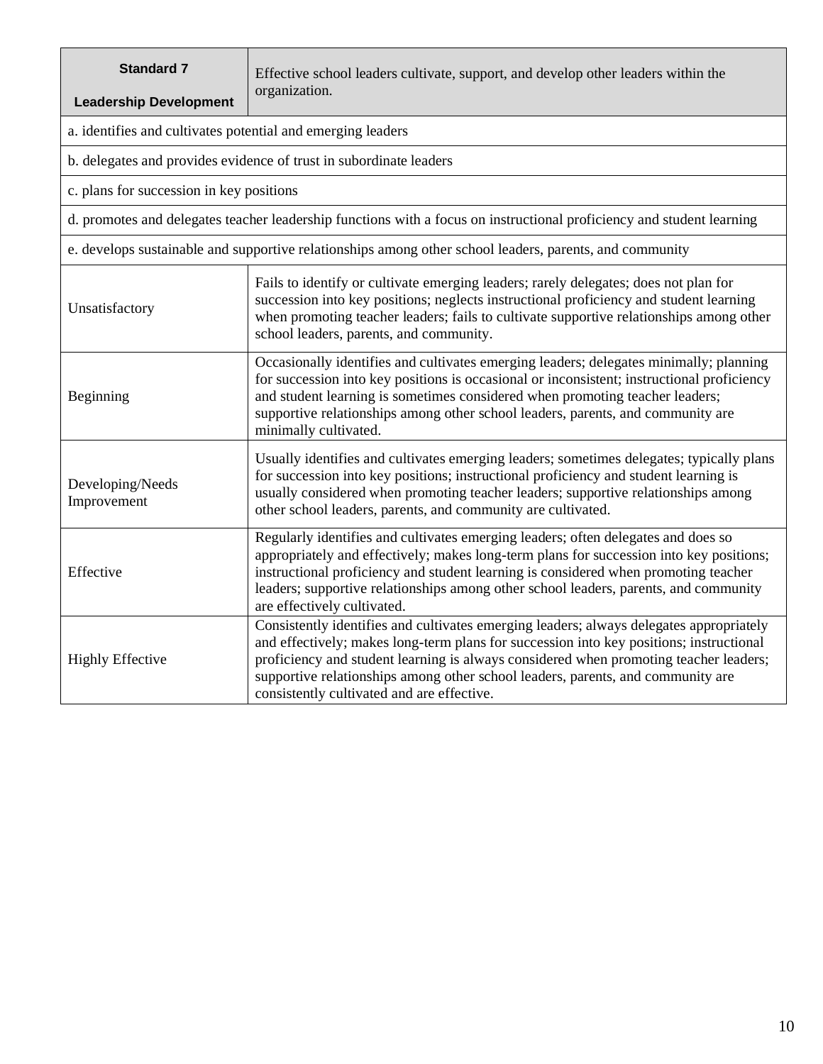| **Standard 7**<br><br>**Leadership Development** | Effective school leaders cultivate, support, and develop other leaders within the organization. |
|---|---|
| a. identifies and cultivates potential and emerging leaders | |
| b. delegates and provides evidence of trust in subordinate leaders | |
| c. plans for succession in key positions | |
| d. promotes and delegates teacher leadership functions with a focus on instructional proficiency and student learning | |
| e. develops sustainable and supportive relationships among other school leaders, parents, and community | |
| Unsatisfactory | Fails to identify or cultivate emerging leaders; rarely delegates; does not plan for succession into key positions; neglects instructional proficiency and student learning when promoting teacher leaders; fails to cultivate supportive relationships among other school leaders, parents, and community. |
| Beginning | Occasionally identifies and cultivates emerging leaders; delegates minimally; planning for succession into key positions is occasional or inconsistent; instructional proficiency and student learning is sometimes considered when promoting teacher leaders; supportive relationships among other school leaders, parents, and community are minimally cultivated. |
| Developing/Needs Improvement | Usually identifies and cultivates emerging leaders; sometimes delegates; typically plans for succession into key positions; instructional proficiency and student learning is usually considered when promoting teacher leaders; supportive relationships among other school leaders, parents, and community are cultivated. |
| Effective | Regularly identifies and cultivates emerging leaders; often delegates and does so appropriately and effectively; makes long-term plans for succession into key positions; instructional proficiency and student learning is considered when promoting teacher leaders; supportive relationships among other school leaders, parents, and community are effectively cultivated. |
| Highly Effective | Consistently identifies and cultivates emerging leaders; always delegates appropriately and effectively; makes long-term plans for succession into key positions; instructional proficiency and student learning is always considered when promoting teacher leaders; supportive relationships among other school leaders, parents, and community are consistently cultivated and are effective. |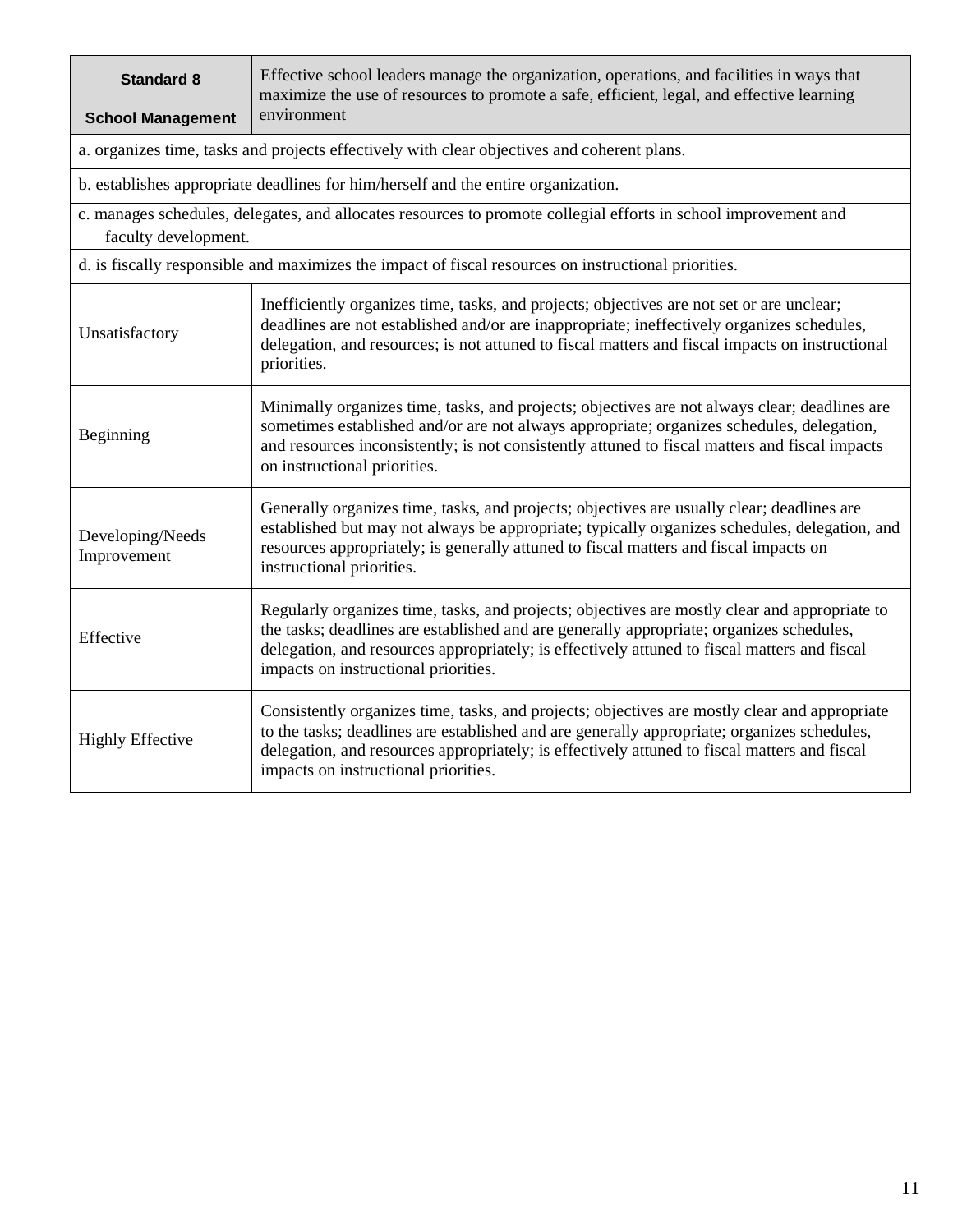| Standard 8<br><br>School Management | Effective school leaders manage the organization, operations, and facilities in ways that maximize the use of resources to promote a safe, efficient, legal, and effective learning environment |
|---|---|
| a. organizes time, tasks and projects effectively with clear objectives and coherent plans. | |
| b. establishes appropriate deadlines for him/herself and the entire organization. | |
| c. manages schedules, delegates, and allocates resources to promote collegial efforts in school improvement and faculty development. | |
| d. is fiscally responsible and maximizes the impact of fiscal resources on instructional priorities. | |
| Unsatisfactory | Inefficiently organizes time, tasks, and projects; objectives are not set or are unclear; deadlines are not established and/or are inappropriate; ineffectively organizes schedules, delegation, and resources; is not attuned to fiscal matters and fiscal impacts on instructional priorities. |
| Beginning | Minimally organizes time, tasks, and projects; objectives are not always clear; deadlines are sometimes established and/or are not always appropriate; organizes schedules, delegation, and resources inconsistently; is not consistently attuned to fiscal matters and fiscal impacts on instructional priorities. |
| Developing/Needs Improvement | Generally organizes time, tasks, and projects; objectives are usually clear; deadlines are established but may not always be appropriate; typically organizes schedules, delegation, and resources appropriately; is generally attuned to fiscal matters and fiscal impacts on instructional priorities. |
| Effective | Regularly organizes time, tasks, and projects; objectives are mostly clear and appropriate to the tasks; deadlines are established and are generally appropriate; organizes schedules, delegation, and resources appropriately; is effectively attuned to fiscal matters and fiscal impacts on instructional priorities. |
| Highly Effective | Consistently organizes time, tasks, and projects; objectives are mostly clear and appropriate to the tasks; deadlines are established and are generally appropriate; organizes schedules, delegation, and resources appropriately; is effectively attuned to fiscal matters and fiscal impacts on instructional priorities. |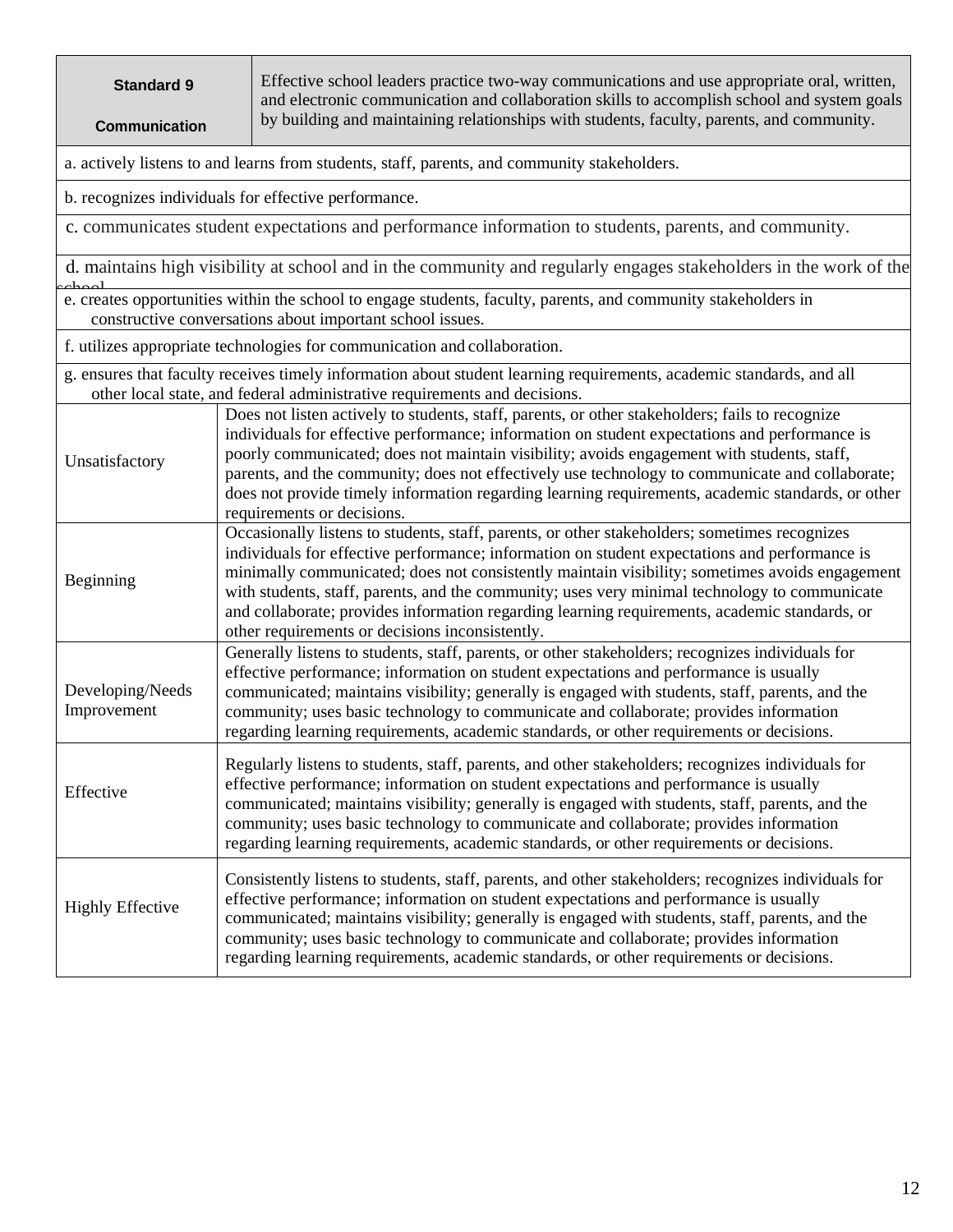| **Standard 9**<br><br>**Communication** | Effective school leaders practice two-way communications and use appropriate oral, written, and electronic communication and collaboration skills to accomplish school and system goals by building and maintaining relationships with students, faculty, parents, and community. |
|---|---|
| a. actively listens to and learns from students, staff, parents, and community stakeholders. | |
| b. recognizes individuals for effective performance. | |
| c. communicates student expectations and performance information to students, parents, and community. | |
| d. maintains high visibility at school and in the community and regularly engages stakeholders in the work of the school. | |
| e. creates opportunities within the school to engage students, faculty, parents, and community stakeholders in constructive conversations about important school issues. | |
| f. utilizes appropriate technologies for communication and collaboration. | |
| g. ensures that faculty receives timely information about student learning requirements, academic standards, and all other local state, and federal administrative requirements and decisions. | |
| Unsatisfactory | Does not listen actively to students, staff, parents, or other stakeholders; fails to recognize individuals for effective performance; information on student expectations and performance is poorly communicated; does not maintain visibility; avoids engagement with students, staff, parents, and the community; does not effectively use technology to communicate and collaborate; does not provide timely information regarding learning requirements, academic standards, or other requirements or decisions. |
| Beginning | Occasionally listens to students, staff, parents, or other stakeholders; sometimes recognizes individuals for effective performance; information on student expectations and performance is minimally communicated; does not consistently maintain visibility; sometimes avoids engagement with students, staff, parents, and the community; uses very minimal technology to communicate and collaborate; provides information regarding learning requirements, academic standards, or other requirements or decisions inconsistently. |
| Developing/Needs Improvement | Generally listens to students, staff, parents, or other stakeholders; recognizes individuals for effective performance; information on student expectations and performance is usually communicated; maintains visibility; generally is engaged with students, staff, parents, and the community; uses basic technology to communicate and collaborate; provides information regarding learning requirements, academic standards, or other requirements or decisions. |
| Effective | Regularly listens to students, staff, parents, and other stakeholders; recognizes individuals for effective performance; information on student expectations and performance is usually communicated; maintains visibility; generally is engaged with students, staff, parents, and the community; uses basic technology to communicate and collaborate; provides information regarding learning requirements, academic standards, or other requirements or decisions. |
| Highly Effective | Consistently listens to students, staff, parents, and other stakeholders; recognizes individuals for effective performance; information on student expectations and performance is usually communicated; maintains visibility; generally is engaged with students, staff, parents, and the community; uses basic technology to communicate and collaborate; provides information regarding learning requirements, academic standards, or other requirements or decisions. |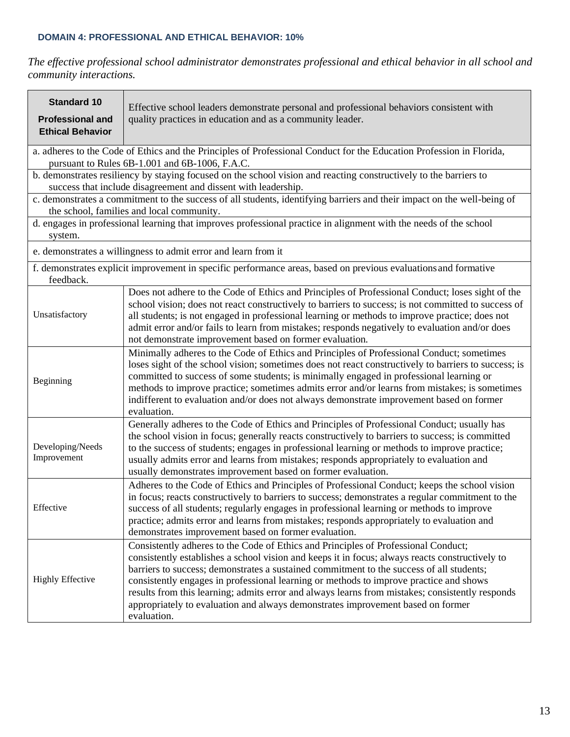### DOMAIN 4: PROFESSIONAL AND ETHICAL BEHAVIOR: 10%

*The effective professional school administrator demonstrates professional and ethical behavior in all school and community interactions.*

| **Standard 10**<br>**Professional and Ethical Behavior** | Effective school leaders demonstrate personal and professional behaviors consistent with quality practices in education and as a community leader. |
|---|---|
| a. adheres to the Code of Ethics and the Principles of Professional Conduct for the Education Profession in Florida, pursuant to Rules 6B-1.001 and 6B-1006, F.A.C. | |
| b. demonstrates resiliency by staying focused on the school vision and reacting constructively to the barriers to success that include disagreement and dissent with leadership. | |
| c. demonstrates a commitment to the success of all students, identifying barriers and their impact on the well-being of the school, families and local community. | |
| d. engages in professional learning that improves professional practice in alignment with the needs of the school system. | |
| e. demonstrates a willingness to admit error and learn from it | |
| f. demonstrates explicit improvement in specific performance areas, based on previous evaluations and formative feedback. | |
| Unsatisfactory | Does not adhere to the Code of Ethics and Principles of Professional Conduct; loses sight of the school vision; does not react constructively to barriers to success; is not committed to success of all students; is not engaged in professional learning or methods to improve practice; does not admit error and/or fails to learn from mistakes; responds negatively to evaluation and/or does not demonstrate improvement based on former evaluation. |
| Beginning | Minimally adheres to the Code of Ethics and Principles of Professional Conduct; sometimes loses sight of the school vision; sometimes does not react constructively to barriers to success; is committed to success of some students; is minimally engaged in professional learning or methods to improve practice; sometimes admits error and/or learns from mistakes; is sometimes indifferent to evaluation and/or does not always demonstrate improvement based on former evaluation. |
| Developing/Needs Improvement | Generally adheres to the Code of Ethics and Principles of Professional Conduct; usually has the school vision in focus; generally reacts constructively to barriers to success; is committed to the success of students; engages in professional learning or methods to improve practice; usually admits error and learns from mistakes; responds appropriately to evaluation and usually demonstrates improvement based on former evaluation. |
| Effective | Adheres to the Code of Ethics and Principles of Professional Conduct; keeps the school vision in focus; reacts constructively to barriers to success; demonstrates a regular commitment to the success of all students; regularly engages in professional learning or methods to improve practice; admits error and learns from mistakes; responds appropriately to evaluation and demonstrates improvement based on former evaluation. |
| Highly Effective | Consistently adheres to the Code of Ethics and Principles of Professional Conduct; consistently establishes a school vision and keeps it in focus; always reacts constructively to barriers to success; demonstrates a sustained commitment to the success of all students; consistently engages in professional learning or methods to improve practice and shows results from this learning; admits error and always learns from mistakes; consistently responds appropriately to evaluation and always demonstrates improvement based on former evaluation. |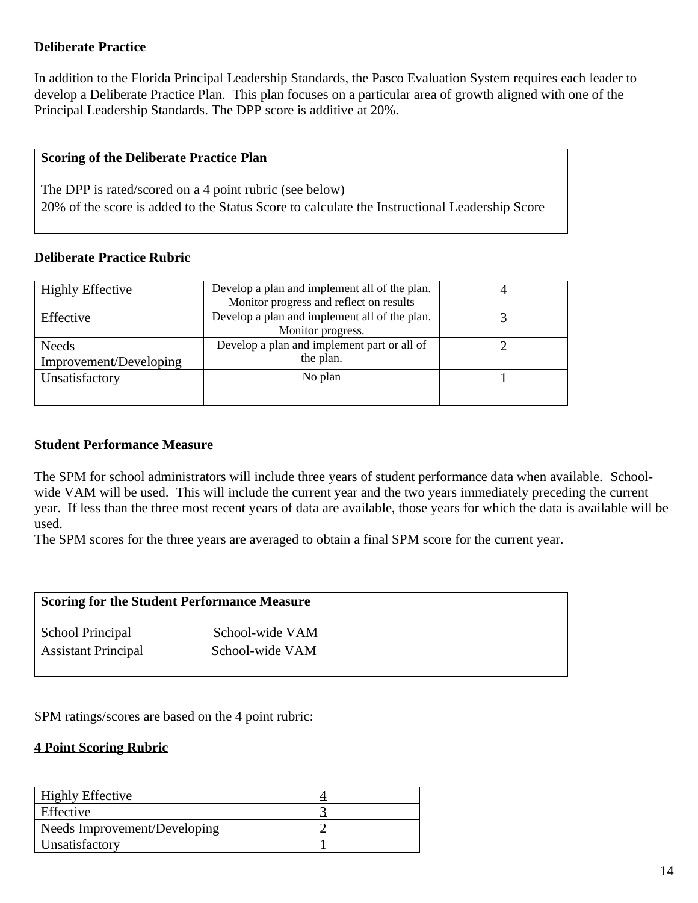**Deliberate Practice**

In addition to the Florida Principal Leadership Standards, the Pasco Evaluation System requires each leader to develop a Deliberate Practice Plan. This plan focuses on a particular area of growth aligned with one of the Principal Leadership Standards. The DPP score is additive at 20%.

| **Scoring of the Deliberate Practice Plan** |
|---|
| The DPP is rated/scored on a 4 point rubric (see below)<br>20% of the score is added to the Status Score to calculate the Instructional Leadership Score |

**Deliberate Practice Rubric**

| | | |
|---|---|---|
| Highly Effective | Develop a plan and implement all of the plan. Monitor progress and reflect on results | 4 |
| Effective | Develop a plan and implement all of the plan. Monitor progress. | 3 |
| Needs Improvement/Developing | Develop a plan and implement part or all of the plan. | 2 |
| Unsatisfactory | No plan | 1 |

**Student Performance Measure**

The SPM for school administrators will include three years of student performance data when available. School-wide VAM will be used. This will include the current year and the two years immediately preceding the current year. If less than the three most recent years of data are available, those years for which the data is available will be used.
The SPM scores for the three years are averaged to obtain a final SPM score for the current year.

| **Scoring for the Student Performance Measure** | |
|---|---|
| School Principal | School-wide VAM |
| Assistant Principal | School-wide VAM |

SPM ratings/scores are based on the 4 point rubric:

**4 Point Scoring Rubric**

| | |
|---|---|
| Highly Effective | 4 |
| Effective | 3 |
| Needs Improvement/Developing | 2 |
| Unsatisfactory | 1 |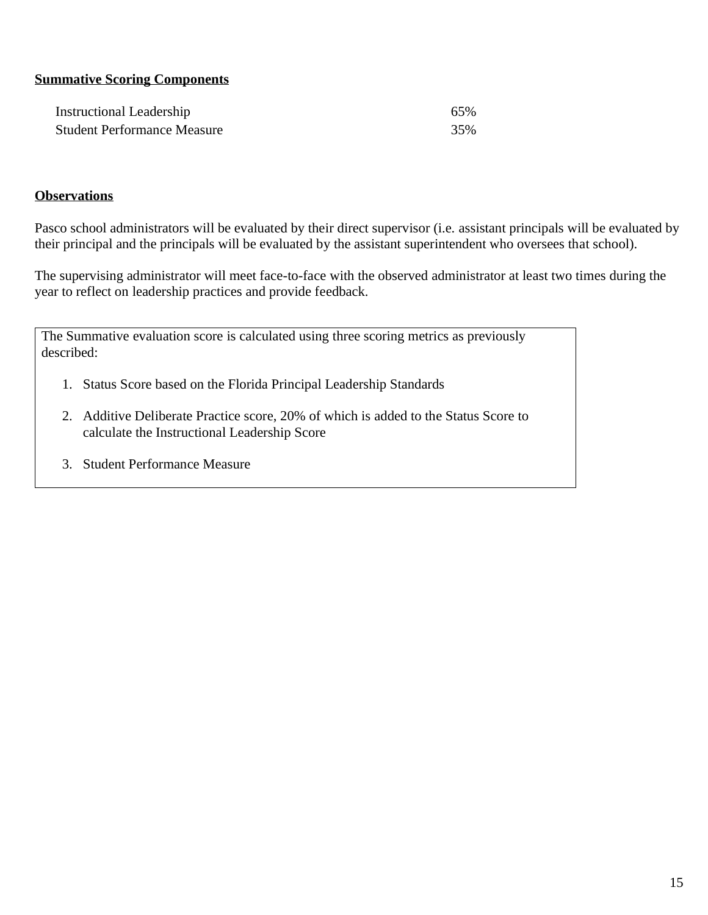**Summative Scoring Components**

| Component | Weight |
| --- | --- |
| Instructional Leadership | 65% |
| Student Performance Measure | 35% |

**Observations**

Pasco school administrators will be evaluated by their direct supervisor (i.e. assistant principals will be evaluated by their principal and the principals will be evaluated by the assistant superintendent who oversees that school).

The supervising administrator will meet face-to-face with the observed administrator at least two times during the year to reflect on leadership practices and provide feedback.

The Summative evaluation score is calculated using three scoring metrics as previously described:

1. Status Score based on the Florida Principal Leadership Standards
2. Additive Deliberate Practice score, 20% of which is added to the Status Score to calculate the Instructional Leadership Score
3. Student Performance Measure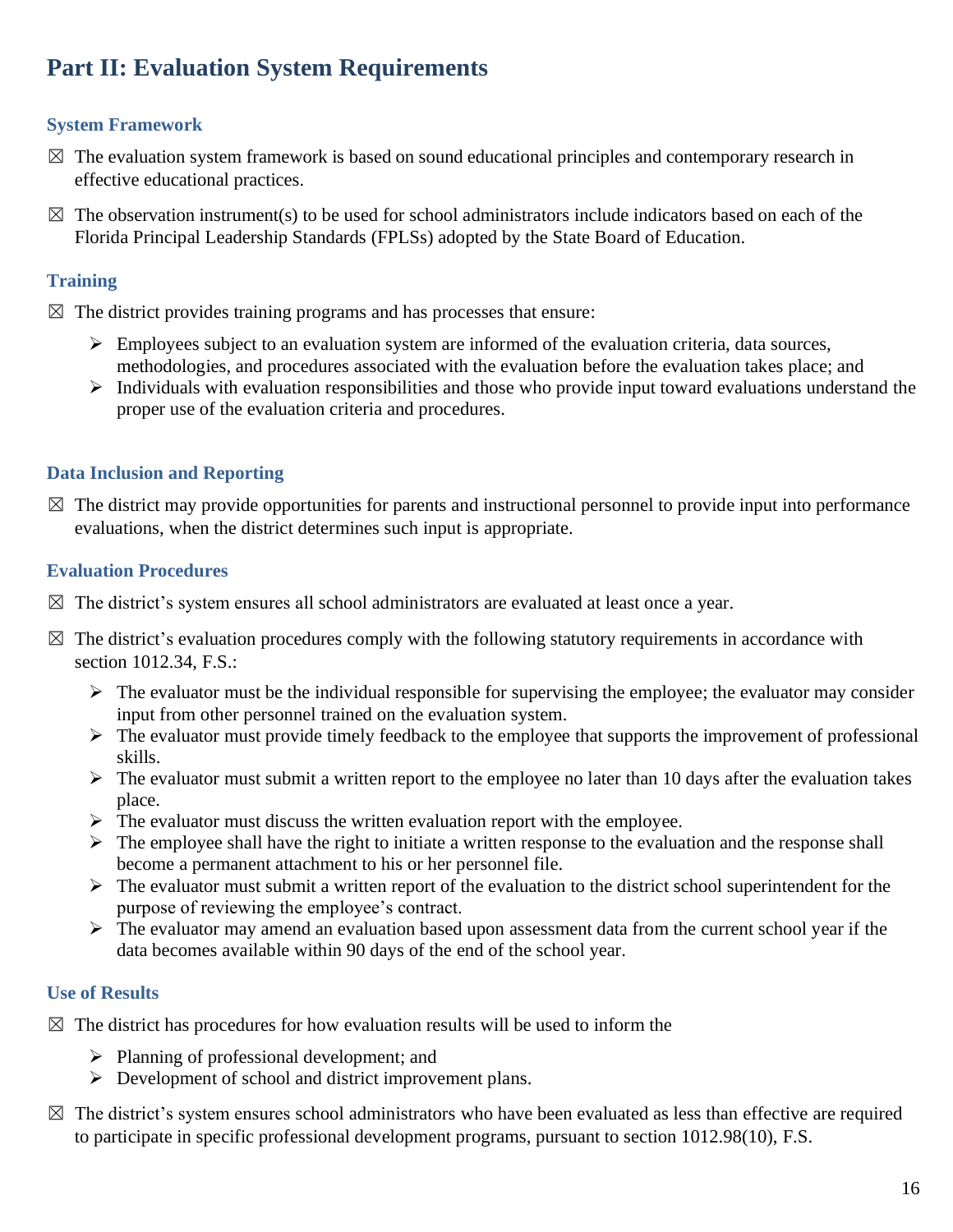# Part II: Evaluation System Requirements

### System Framework

☒ The evaluation system framework is based on sound educational principles and contemporary research in effective educational practices.

☒ The observation instrument(s) to be used for school administrators include indicators based on each of the Florida Principal Leadership Standards (FPLSs) adopted by the State Board of Education.

### Training

☒ The district provides training programs and has processes that ensure:

- Employees subject to an evaluation system are informed of the evaluation criteria, data sources, methodologies, and procedures associated with the evaluation before the evaluation takes place; and
- Individuals with evaluation responsibilities and those who provide input toward evaluations understand the proper use of the evaluation criteria and procedures.

### Data Inclusion and Reporting

☒ The district may provide opportunities for parents and instructional personnel to provide input into performance evaluations, when the district determines such input is appropriate.

### Evaluation Procedures

☒ The district's system ensures all school administrators are evaluated at least once a year.

☒ The district's evaluation procedures comply with the following statutory requirements in accordance with section 1012.34, F.S.:

- The evaluator must be the individual responsible for supervising the employee; the evaluator may consider input from other personnel trained on the evaluation system.
- The evaluator must provide timely feedback to the employee that supports the improvement of professional skills.
- The evaluator must submit a written report to the employee no later than 10 days after the evaluation takes place.
- The evaluator must discuss the written evaluation report with the employee.
- The employee shall have the right to initiate a written response to the evaluation and the response shall become a permanent attachment to his or her personnel file.
- The evaluator must submit a written report of the evaluation to the district school superintendent for the purpose of reviewing the employee's contract.
- The evaluator may amend an evaluation based upon assessment data from the current school year if the data becomes available within 90 days of the end of the school year.

### Use of Results

☒ The district has procedures for how evaluation results will be used to inform the

- Planning of professional development; and
- Development of school and district improvement plans.

☒ The district's system ensures school administrators who have been evaluated as less than effective are required to participate in specific professional development programs, pursuant to section 1012.98(10), F.S.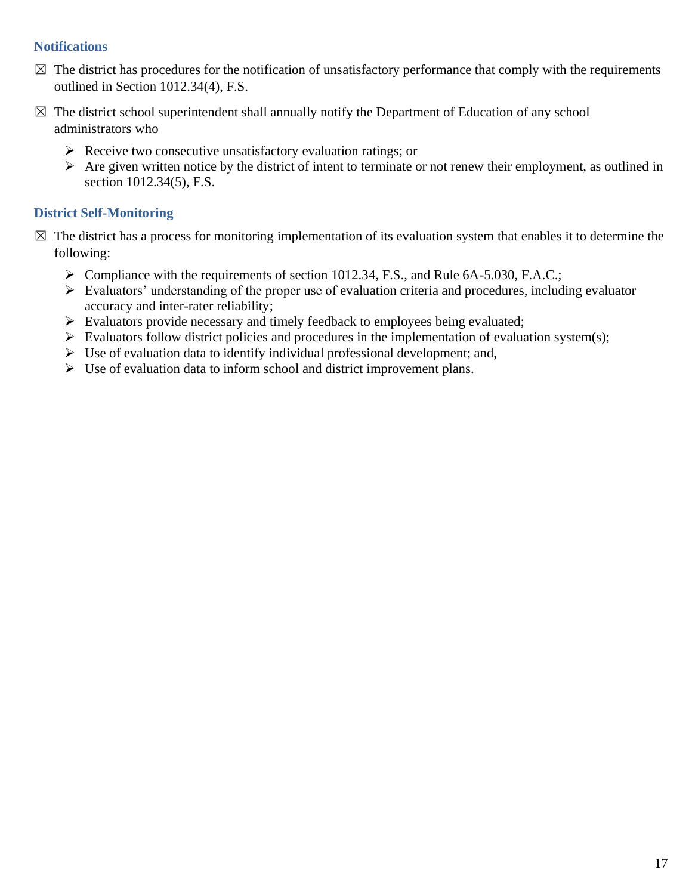### Notifications

- ☒ The district has procedures for the notification of unsatisfactory performance that comply with the requirements outlined in Section 1012.34(4), F.S.
- ☒ The district school superintendent shall annually notify the Department of Education of any school administrators who
  - ➢ Receive two consecutive unsatisfactory evaluation ratings; or
  - ➢ Are given written notice by the district of intent to terminate or not renew their employment, as outlined in section 1012.34(5), F.S.

### District Self-Monitoring

- ☒ The district has a process for monitoring implementation of its evaluation system that enables it to determine the following:
  - ➢ Compliance with the requirements of section 1012.34, F.S., and Rule 6A-5.030, F.A.C.;
  - ➢ Evaluators' understanding of the proper use of evaluation criteria and procedures, including evaluator accuracy and inter-rater reliability;
  - ➢ Evaluators provide necessary and timely feedback to employees being evaluated;
  - ➢ Evaluators follow district policies and procedures in the implementation of evaluation system(s);
  - ➢ Use of evaluation data to identify individual professional development; and,
  - ➢ Use of evaluation data to inform school and district improvement plans.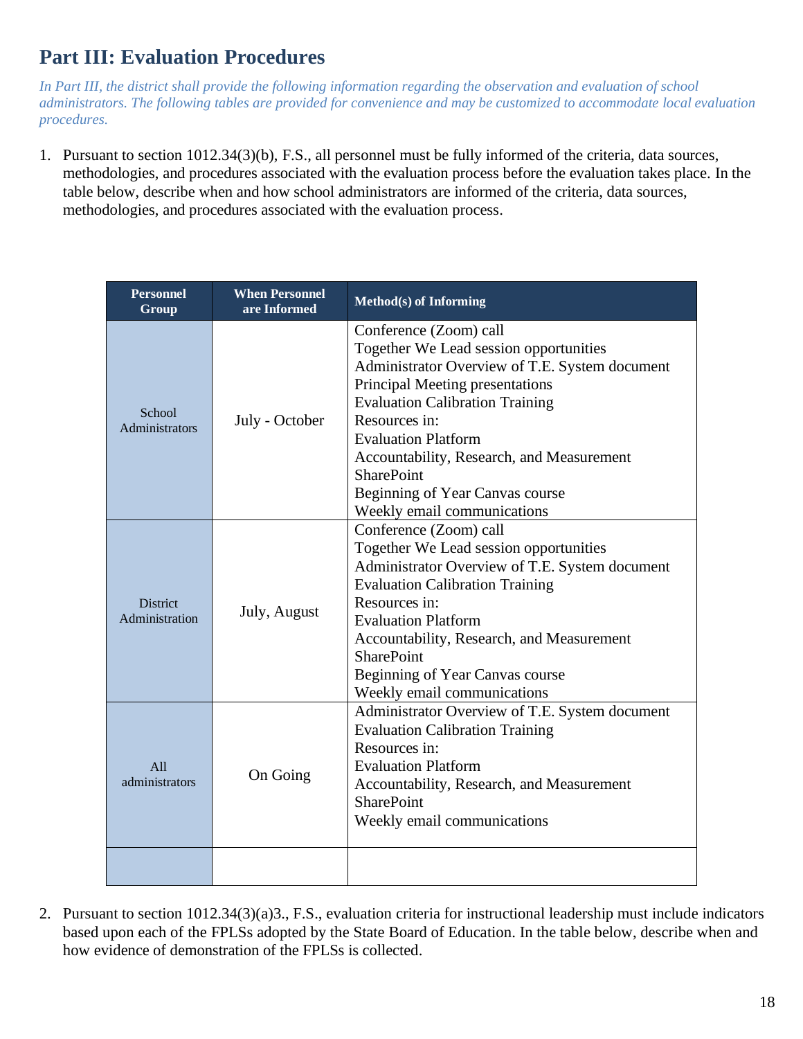## Part III: Evaluation Procedures

*In Part III, the district shall provide the following information regarding the observation and evaluation of school administrators. The following tables are provided for convenience and may be customized to accommodate local evaluation procedures.*

1. Pursuant to section 1012.34(3)(b), F.S., all personnel must be fully informed of the criteria, data sources, methodologies, and procedures associated with the evaluation process before the evaluation takes place. In the table below, describe when and how school administrators are informed of the criteria, data sources, methodologies, and procedures associated with the evaluation process.

| Personnel Group | When Personnel are Informed | Method(s) of Informing |
|---|---|---|
| School Administrators | July - October | Conference (Zoom) call<br>Together We Lead session opportunities<br>Administrator Overview of T.E. System document<br>Principal Meeting presentations<br>Evaluation Calibration Training<br>Resources in:<br>Evaluation Platform<br>Accountability, Research, and Measurement SharePoint<br>Beginning of Year Canvas course<br>Weekly email communications |
| District Administration | July, August | Conference (Zoom) call<br>Together We Lead session opportunities<br>Administrator Overview of T.E. System document<br>Evaluation Calibration Training<br>Resources in:<br>Evaluation Platform<br>Accountability, Research, and Measurement SharePoint<br>Beginning of Year Canvas course<br>Weekly email communications |
| All administrators | On Going | Administrator Overview of T.E. System document<br>Evaluation Calibration Training<br>Resources in:<br>Evaluation Platform<br>Accountability, Research, and Measurement SharePoint<br>Weekly email communications |
| | | |

2. Pursuant to section 1012.34(3)(a)3., F.S., evaluation criteria for instructional leadership must include indicators based upon each of the FPLSs adopted by the State Board of Education. In the table below, describe when and how evidence of demonstration of the FPLSs is collected.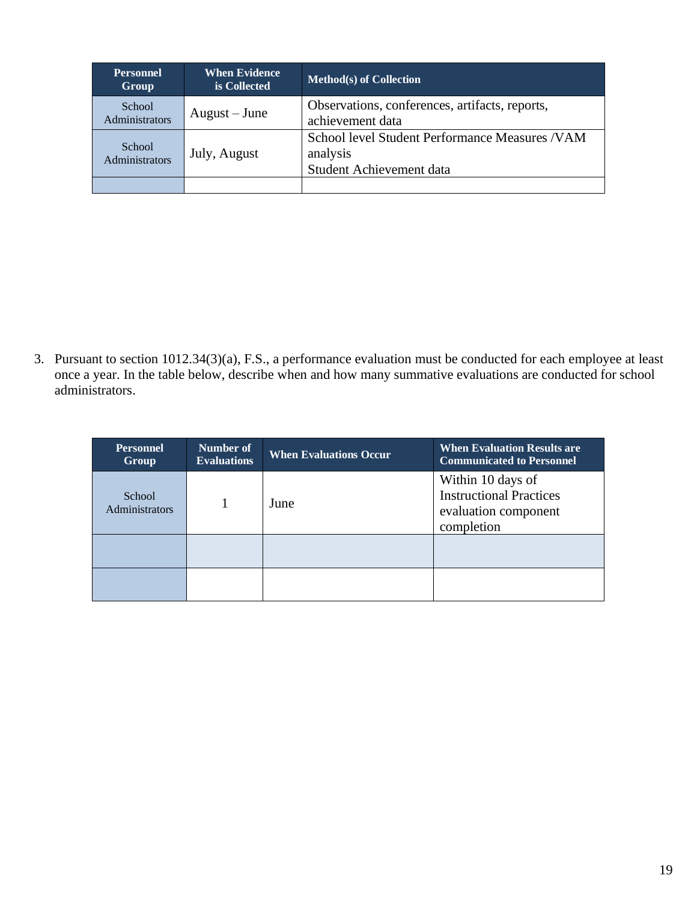| Personnel Group | When Evidence is Collected | Method(s) of Collection |
|---|---|---|
| School Administrators | August – June | Observations, conferences, artifacts, reports, achievement data |
| School Administrators | July, August | School level Student Performance Measures /VAM analysis<br>Student Achievement data |
| | | |

3. Pursuant to section 1012.34(3)(a), F.S., a performance evaluation must be conducted for each employee at least once a year. In the table below, describe when and how many summative evaluations are conducted for school administrators.

| Personnel Group | Number of Evaluations | When Evaluations Occur | When Evaluation Results are Communicated to Personnel |
|---|---|---|---|
| School Administrators | 1 | June | Within 10 days of Instructional Practices evaluation component completion |
| | | | |
| | | | |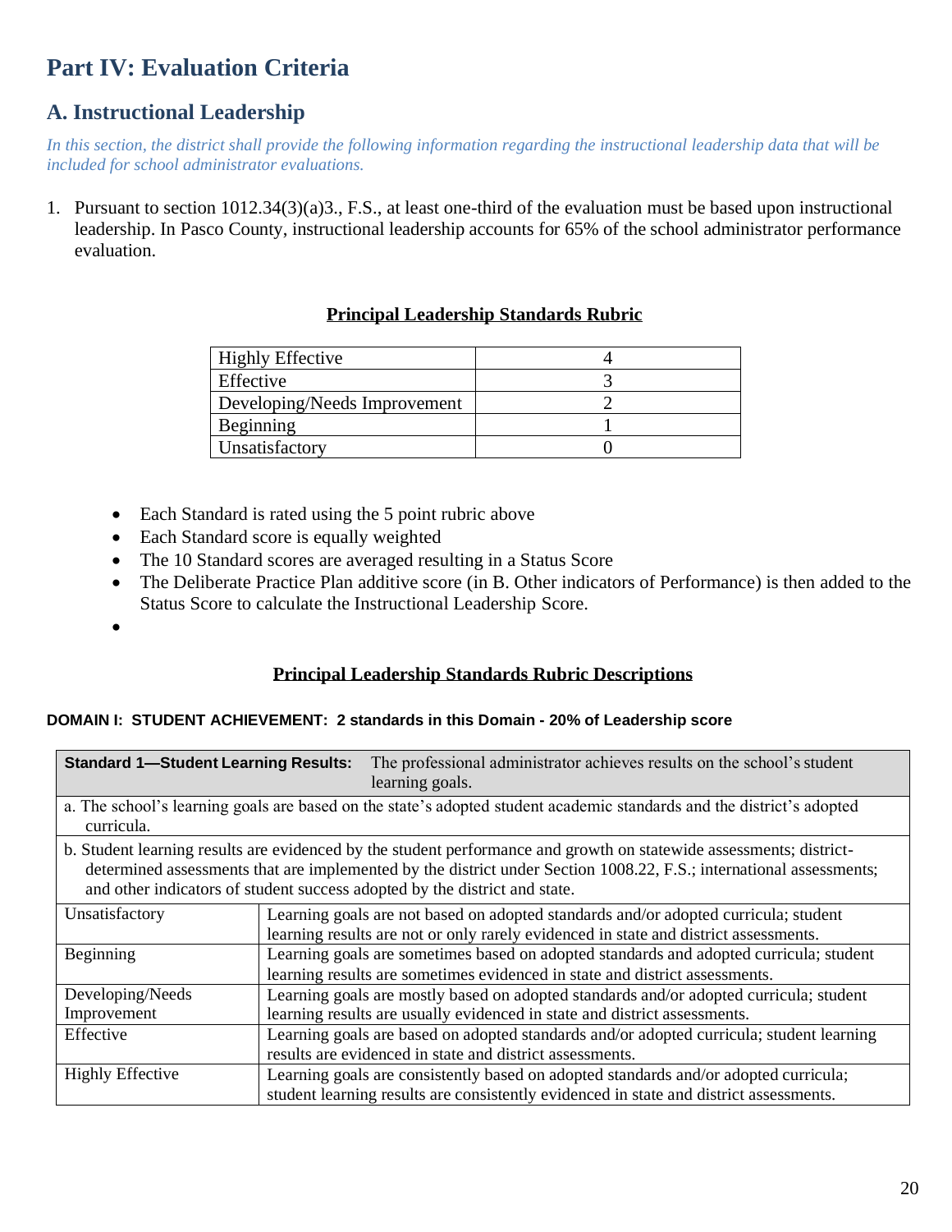# Part IV: Evaluation Criteria

## A. Instructional Leadership

*In this section, the district shall provide the following information regarding the instructional leadership data that will be included for school administrator evaluations.*

1. Pursuant to section 1012.34(3)(a)3., F.S., at least one-third of the evaluation must be based upon instructional leadership. In Pasco County, instructional leadership accounts for 65% of the school administrator performance evaluation.

**Principal Leadership Standards Rubric**

| Highly Effective | 4 |
|---|---|
| Effective | 3 |
| Developing/Needs Improvement | 2 |
| Beginning | 1 |
| Unsatisfactory | 0 |

- Each Standard is rated using the 5 point rubric above
- Each Standard score is equally weighted
- The 10 Standard scores are averaged resulting in a Status Score
- The Deliberate Practice Plan additive score (in B. Other indicators of Performance) is then added to the Status Score to calculate the Instructional Leadership Score.

**Principal Leadership Standards Rubric Descriptions**

**DOMAIN I: STUDENT ACHIEVEMENT: 2 standards in this Domain - 20% of Leadership score**

| **Standard 1—Student Learning Results:** | The professional administrator achieves results on the school's student learning goals. |
|---|---|
| a. The school's learning goals are based on the state's adopted student academic standards and the district's adopted curricula. | |
| b. Student learning results are evidenced by the student performance and growth on statewide assessments; district-determined assessments that are implemented by the district under Section 1008.22, F.S.; international assessments; and other indicators of student success adopted by the district and state. | |
| Unsatisfactory | Learning goals are not based on adopted standards and/or adopted curricula; student learning results are not or only rarely evidenced in state and district assessments. |
| Beginning | Learning goals are sometimes based on adopted standards and adopted curricula; student learning results are sometimes evidenced in state and district assessments. |
| Developing/Needs Improvement | Learning goals are mostly based on adopted standards and/or adopted curricula; student learning results are usually evidenced in state and district assessments. |
| Effective | Learning goals are based on adopted standards and/or adopted curricula; student learning results are evidenced in state and district assessments. |
| Highly Effective | Learning goals are consistently based on adopted standards and/or adopted curricula; student learning results are consistently evidenced in state and district assessments. |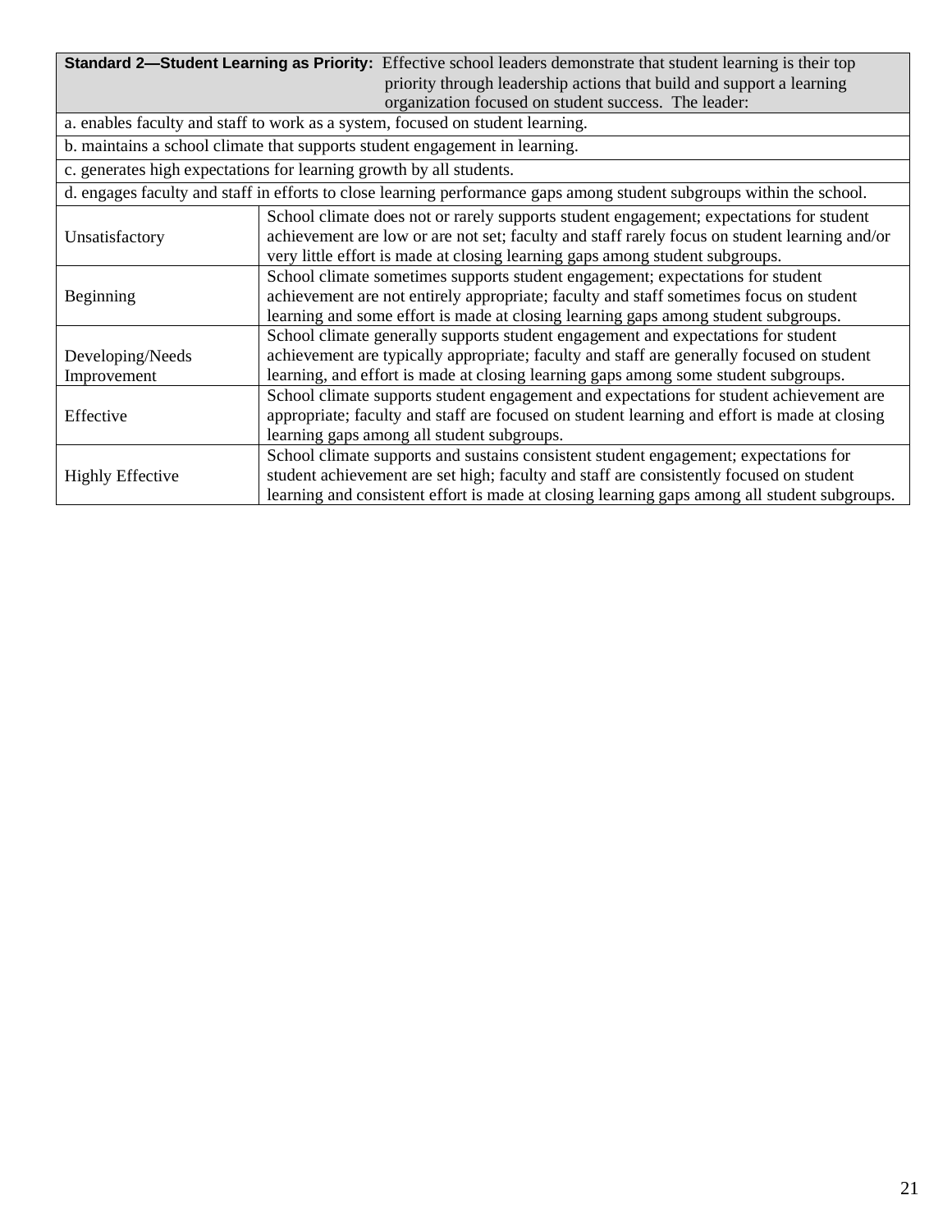| **Standard 2—Student Learning as Priority:** Effective school leaders demonstrate that student learning is their top priority through leadership actions that build and support a learning organization focused on student success. The leader: | |
|---|---|
| a. enables faculty and staff to work as a system, focused on student learning. | |
| b. maintains a school climate that supports student engagement in learning. | |
| c. generates high expectations for learning growth by all students. | |
| d. engages faculty and staff in efforts to close learning performance gaps among student subgroups within the school. | |
| Unsatisfactory | School climate does not or rarely supports student engagement; expectations for student achievement are low or are not set; faculty and staff rarely focus on student learning and/or very little effort is made at closing learning gaps among student subgroups. |
| Beginning | School climate sometimes supports student engagement; expectations for student achievement are not entirely appropriate; faculty and staff sometimes focus on student learning and some effort is made at closing learning gaps among student subgroups. |
| Developing/Needs Improvement | School climate generally supports student engagement and expectations for student achievement are typically appropriate; faculty and staff are generally focused on student learning, and effort is made at closing learning gaps among some student subgroups. |
| Effective | School climate supports student engagement and expectations for student achievement are appropriate; faculty and staff are focused on student learning and effort is made at closing learning gaps among all student subgroups. |
| Highly Effective | School climate supports and sustains consistent student engagement; expectations for student achievement are set high; faculty and staff are consistently focused on student learning and consistent effort is made at closing learning gaps among all student subgroups. |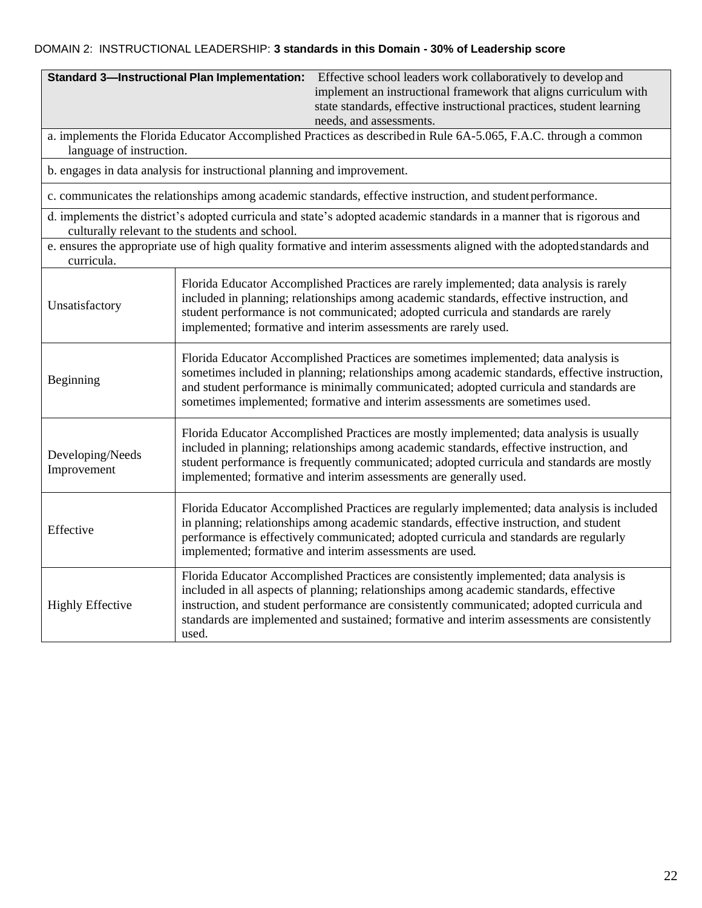DOMAIN 2: INSTRUCTIONAL LEADERSHIP: **3 standards in this Domain - 30% of Leadership score**

| **Standard 3—Instructional Plan Implementation:** | Effective school leaders work collaboratively to develop and implement an instructional framework that aligns curriculum with state standards, effective instructional practices, student learning needs, and assessments. |
|---|---|
| a. implements the Florida Educator Accomplished Practices as described in Rule 6A-5.065, F.A.C. through a common language of instruction. | |
| b. engages in data analysis for instructional planning and improvement. | |
| c. communicates the relationships among academic standards, effective instruction, and student performance. | |
| d. implements the district's adopted curricula and state's adopted academic standards in a manner that is rigorous and culturally relevant to the students and school. | |
| e. ensures the appropriate use of high quality formative and interim assessments aligned with the adopted standards and curricula. | |
| Unsatisfactory | Florida Educator Accomplished Practices are rarely implemented; data analysis is rarely included in planning; relationships among academic standards, effective instruction, and student performance is not communicated; adopted curricula and standards are rarely implemented; formative and interim assessments are rarely used. |
| Beginning | Florida Educator Accomplished Practices are sometimes implemented; data analysis is sometimes included in planning; relationships among academic standards, effective instruction, and student performance is minimally communicated; adopted curricula and standards are sometimes implemented; formative and interim assessments are sometimes used. |
| Developing/Needs Improvement | Florida Educator Accomplished Practices are mostly implemented; data analysis is usually included in planning; relationships among academic standards, effective instruction, and student performance is frequently communicated; adopted curricula and standards are mostly implemented; formative and interim assessments are generally used. |
| Effective | Florida Educator Accomplished Practices are regularly implemented; data analysis is included in planning; relationships among academic standards, effective instruction, and student performance is effectively communicated; adopted curricula and standards are regularly implemented; formative and interim assessments are used. |
| Highly Effective | Florida Educator Accomplished Practices are consistently implemented; data analysis is included in all aspects of planning; relationships among academic standards, effective instruction, and student performance are consistently communicated; adopted curricula and standards are implemented and sustained; formative and interim assessments are consistently used. |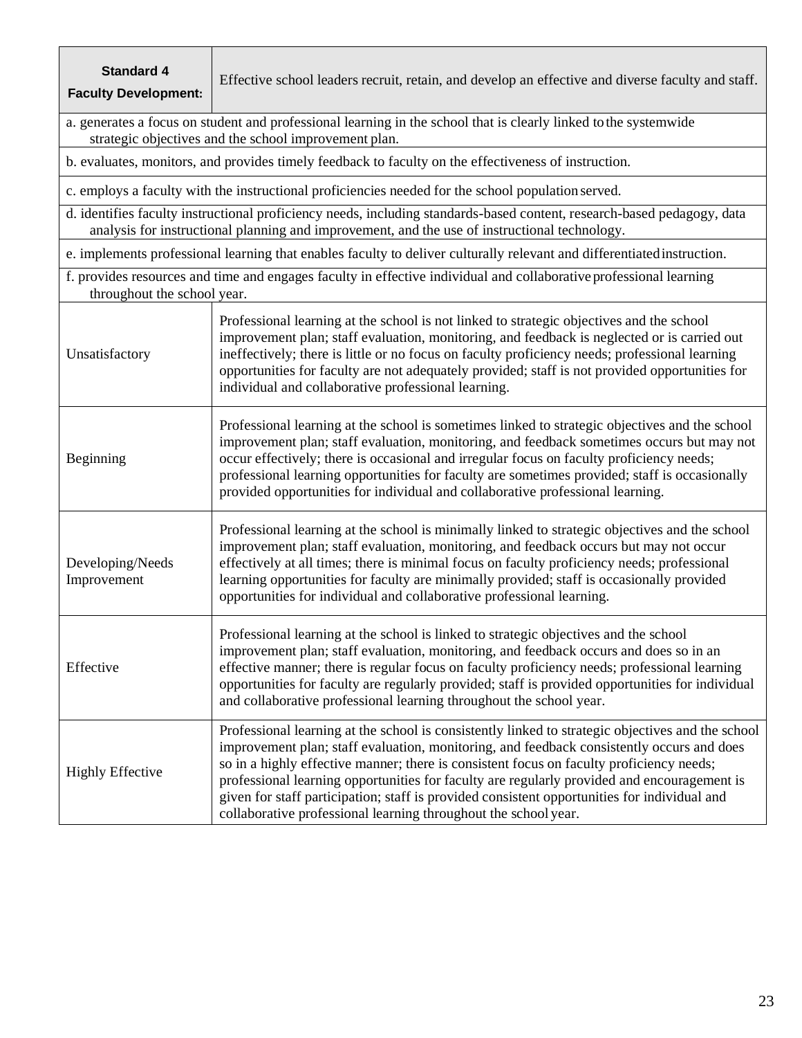| **Standard 4 Faculty Development:** | Effective school leaders recruit, retain, and develop an effective and diverse faculty and staff. |
|---|---|
| a. generates a focus on student and professional learning in the school that is clearly linked to the systemwide strategic objectives and the school improvement plan. | |
| b. evaluates, monitors, and provides timely feedback to faculty on the effectiveness of instruction. | |
| c. employs a faculty with the instructional proficiencies needed for the school population served. | |
| d. identifies faculty instructional proficiency needs, including standards-based content, research-based pedagogy, data analysis for instructional planning and improvement, and the use of instructional technology. | |
| e. implements professional learning that enables faculty to deliver culturally relevant and differentiated instruction. | |
| f. provides resources and time and engages faculty in effective individual and collaborative professional learning throughout the school year. | |
| Unsatisfactory | Professional learning at the school is not linked to strategic objectives and the school improvement plan; staff evaluation, monitoring, and feedback is neglected or is carried out ineffectively; there is little or no focus on faculty proficiency needs; professional learning opportunities for faculty are not adequately provided; staff is not provided opportunities for individual and collaborative professional learning. |
| Beginning | Professional learning at the school is sometimes linked to strategic objectives and the school improvement plan; staff evaluation, monitoring, and feedback sometimes occurs but may not occur effectively; there is occasional and irregular focus on faculty proficiency needs; professional learning opportunities for faculty are sometimes provided; staff is occasionally provided opportunities for individual and collaborative professional learning. |
| Developing/Needs Improvement | Professional learning at the school is minimally linked to strategic objectives and the school improvement plan; staff evaluation, monitoring, and feedback occurs but may not occur effectively at all times; there is minimal focus on faculty proficiency needs; professional learning opportunities for faculty are minimally provided; staff is occasionally provided opportunities for individual and collaborative professional learning. |
| Effective | Professional learning at the school is linked to strategic objectives and the school improvement plan; staff evaluation, monitoring, and feedback occurs and does so in an effective manner; there is regular focus on faculty proficiency needs; professional learning opportunities for faculty are regularly provided; staff is provided opportunities for individual and collaborative professional learning throughout the school year. |
| Highly Effective | Professional learning at the school is consistently linked to strategic objectives and the school improvement plan; staff evaluation, monitoring, and feedback consistently occurs and does so in a highly effective manner; there is consistent focus on faculty proficiency needs; professional learning opportunities for faculty are regularly provided and encouragement is given for staff participation; staff is provided consistent opportunities for individual and collaborative professional learning throughout the school year. |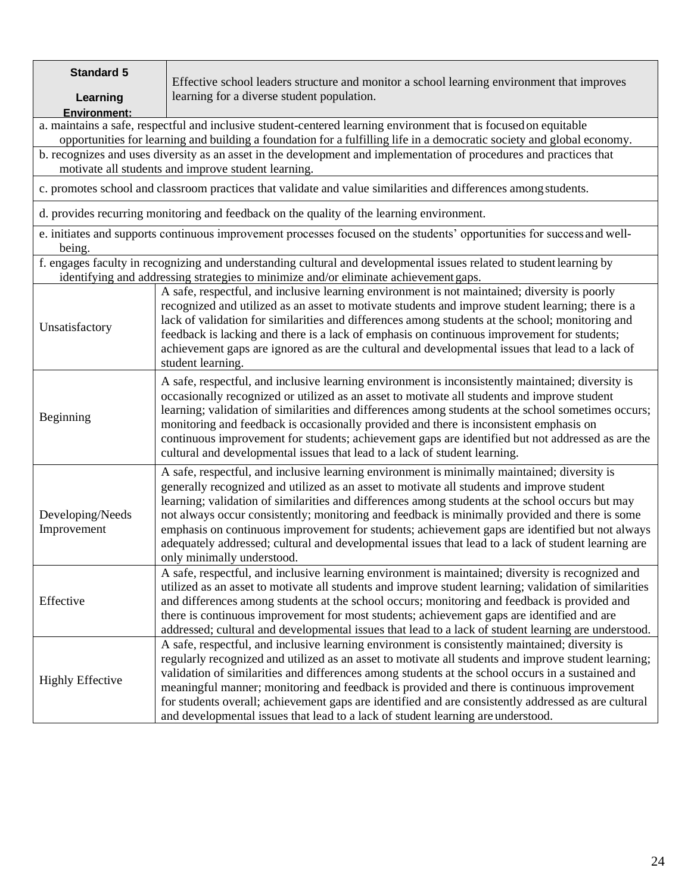| **Standard 5**<br><br>**Learning Environment:** | Effective school leaders structure and monitor a school learning environment that improves learning for a diverse student population. |
|---|---|
| a. maintains a safe, respectful and inclusive student-centered learning environment that is focused on equitable opportunities for learning and building a foundation for a fulfilling life in a democratic society and global economy. | |
| b. recognizes and uses diversity as an asset in the development and implementation of procedures and practices that motivate all students and improve student learning. | |
| c. promotes school and classroom practices that validate and value similarities and differences among students. | |
| d. provides recurring monitoring and feedback on the quality of the learning environment. | |
| e. initiates and supports continuous improvement processes focused on the students' opportunities for success and well-being. | |
| f. engages faculty in recognizing and understanding cultural and developmental issues related to student learning by identifying and addressing strategies to minimize and/or eliminate achievement gaps. | |
| Unsatisfactory | A safe, respectful, and inclusive learning environment is not maintained; diversity is poorly recognized and utilized as an asset to motivate students and improve student learning; there is a lack of validation for similarities and differences among students at the school; monitoring and feedback is lacking and there is a lack of emphasis on continuous improvement for students; achievement gaps are ignored as are the cultural and developmental issues that lead to a lack of student learning. |
| Beginning | A safe, respectful, and inclusive learning environment is inconsistently maintained; diversity is occasionally recognized or utilized as an asset to motivate all students and improve student learning; validation of similarities and differences among students at the school sometimes occurs; monitoring and feedback is occasionally provided and there is inconsistent emphasis on continuous improvement for students; achievement gaps are identified but not addressed as are the cultural and developmental issues that lead to a lack of student learning. |
| Developing/Needs Improvement | A safe, respectful, and inclusive learning environment is minimally maintained; diversity is generally recognized and utilized as an asset to motivate all students and improve student learning; validation of similarities and differences among students at the school occurs but may not always occur consistently; monitoring and feedback is minimally provided and there is some emphasis on continuous improvement for students; achievement gaps are identified but not always adequately addressed; cultural and developmental issues that lead to a lack of student learning are only minimally understood. |
| Effective | A safe, respectful, and inclusive learning environment is maintained; diversity is recognized and utilized as an asset to motivate all students and improve student learning; validation of similarities and differences among students at the school occurs; monitoring and feedback is provided and there is continuous improvement for most students; achievement gaps are identified and are addressed; cultural and developmental issues that lead to a lack of student learning are understood. |
| Highly Effective | A safe, respectful, and inclusive learning environment is consistently maintained; diversity is regularly recognized and utilized as an asset to motivate all students and improve student learning; validation of similarities and differences among students at the school occurs in a sustained and meaningful manner; monitoring and feedback is provided and there is continuous improvement for students overall; achievement gaps are identified and are consistently addressed as are cultural and developmental issues that lead to a lack of student learning are understood. |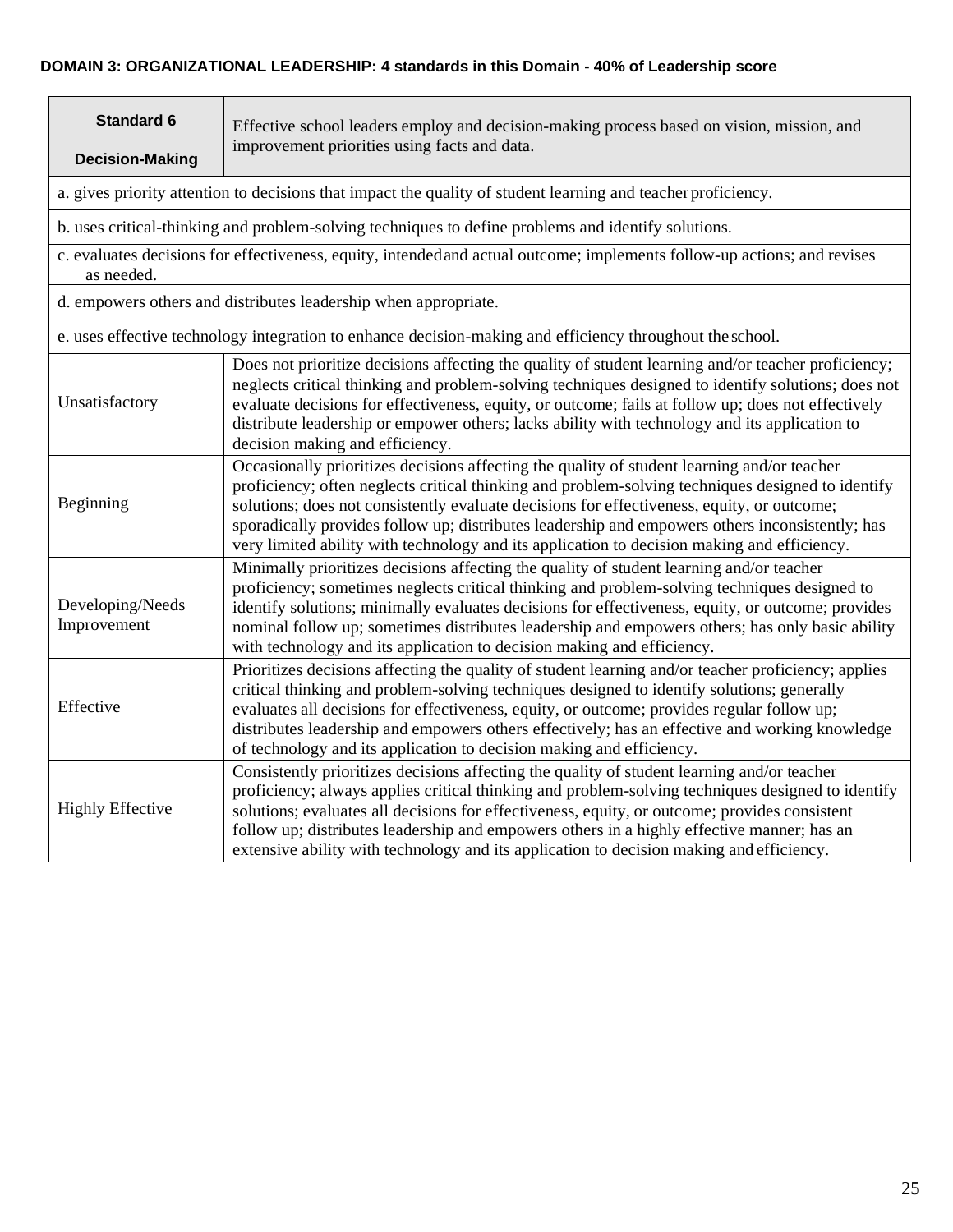**DOMAIN 3: ORGANIZATIONAL LEADERSHIP: 4 standards in this Domain - 40% of Leadership score**

| **Standard 6**<br><br>**Decision-Making** | Effective school leaders employ and decision-making process based on vision, mission, and improvement priorities using facts and data. |
|---|---|
| a. gives priority attention to decisions that impact the quality of student learning and teacher proficiency. | |
| b. uses critical-thinking and problem-solving techniques to define problems and identify solutions. | |
| c. evaluates decisions for effectiveness, equity, intended and actual outcome; implements follow-up actions; and revises as needed. | |
| d. empowers others and distributes leadership when appropriate. | |
| e. uses effective technology integration to enhance decision-making and efficiency throughout the school. | |
| Unsatisfactory | Does not prioritize decisions affecting the quality of student learning and/or teacher proficiency; neglects critical thinking and problem-solving techniques designed to identify solutions; does not evaluate decisions for effectiveness, equity, or outcome; fails at follow up; does not effectively distribute leadership or empower others; lacks ability with technology and its application to decision making and efficiency. |
| Beginning | Occasionally prioritizes decisions affecting the quality of student learning and/or teacher proficiency; often neglects critical thinking and problem-solving techniques designed to identify solutions; does not consistently evaluate decisions for effectiveness, equity, or outcome; sporadically provides follow up; distributes leadership and empowers others inconsistently; has very limited ability with technology and its application to decision making and efficiency. |
| Developing/Needs Improvement | Minimally prioritizes decisions affecting the quality of student learning and/or teacher proficiency; sometimes neglects critical thinking and problem-solving techniques designed to identify solutions; minimally evaluates decisions for effectiveness, equity, or outcome; provides nominal follow up; sometimes distributes leadership and empowers others; has only basic ability with technology and its application to decision making and efficiency. |
| Effective | Prioritizes decisions affecting the quality of student learning and/or teacher proficiency; applies critical thinking and problem-solving techniques designed to identify solutions; generally evaluates all decisions for effectiveness, equity, or outcome; provides regular follow up; distributes leadership and empowers others effectively; has an effective and working knowledge of technology and its application to decision making and efficiency. |
| Highly Effective | Consistently prioritizes decisions affecting the quality of student learning and/or teacher proficiency; always applies critical thinking and problem-solving techniques designed to identify solutions; evaluates all decisions for effectiveness, equity, or outcome; provides consistent follow up; distributes leadership and empowers others in a highly effective manner; has an extensive ability with technology and its application to decision making and efficiency. |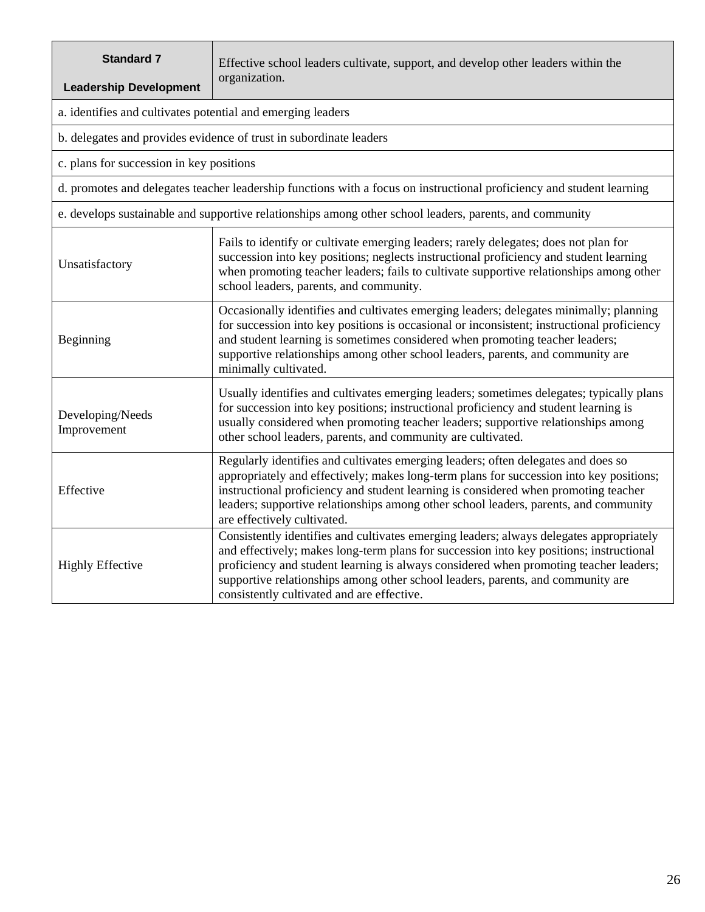| **Standard 7**<br><br>**Leadership Development** | Effective school leaders cultivate, support, and develop other leaders within the organization. |
|---|---|
| a. identifies and cultivates potential and emerging leaders | |
| b. delegates and provides evidence of trust in subordinate leaders | |
| c. plans for succession in key positions | |
| d. promotes and delegates teacher leadership functions with a focus on instructional proficiency and student learning | |
| e. develops sustainable and supportive relationships among other school leaders, parents, and community | |
| Unsatisfactory | Fails to identify or cultivate emerging leaders; rarely delegates; does not plan for succession into key positions; neglects instructional proficiency and student learning when promoting teacher leaders; fails to cultivate supportive relationships among other school leaders, parents, and community. |
| Beginning | Occasionally identifies and cultivates emerging leaders; delegates minimally; planning for succession into key positions is occasional or inconsistent; instructional proficiency and student learning is sometimes considered when promoting teacher leaders; supportive relationships among other school leaders, parents, and community are minimally cultivated. |
| Developing/Needs Improvement | Usually identifies and cultivates emerging leaders; sometimes delegates; typically plans for succession into key positions; instructional proficiency and student learning is usually considered when promoting teacher leaders; supportive relationships among other school leaders, parents, and community are cultivated. |
| Effective | Regularly identifies and cultivates emerging leaders; often delegates and does so appropriately and effectively; makes long-term plans for succession into key positions; instructional proficiency and student learning is considered when promoting teacher leaders; supportive relationships among other school leaders, parents, and community are effectively cultivated. |
| Highly Effective | Consistently identifies and cultivates emerging leaders; always delegates appropriately and effectively; makes long-term plans for succession into key positions; instructional proficiency and student learning is always considered when promoting teacher leaders; supportive relationships among other school leaders, parents, and community are consistently cultivated and are effective. |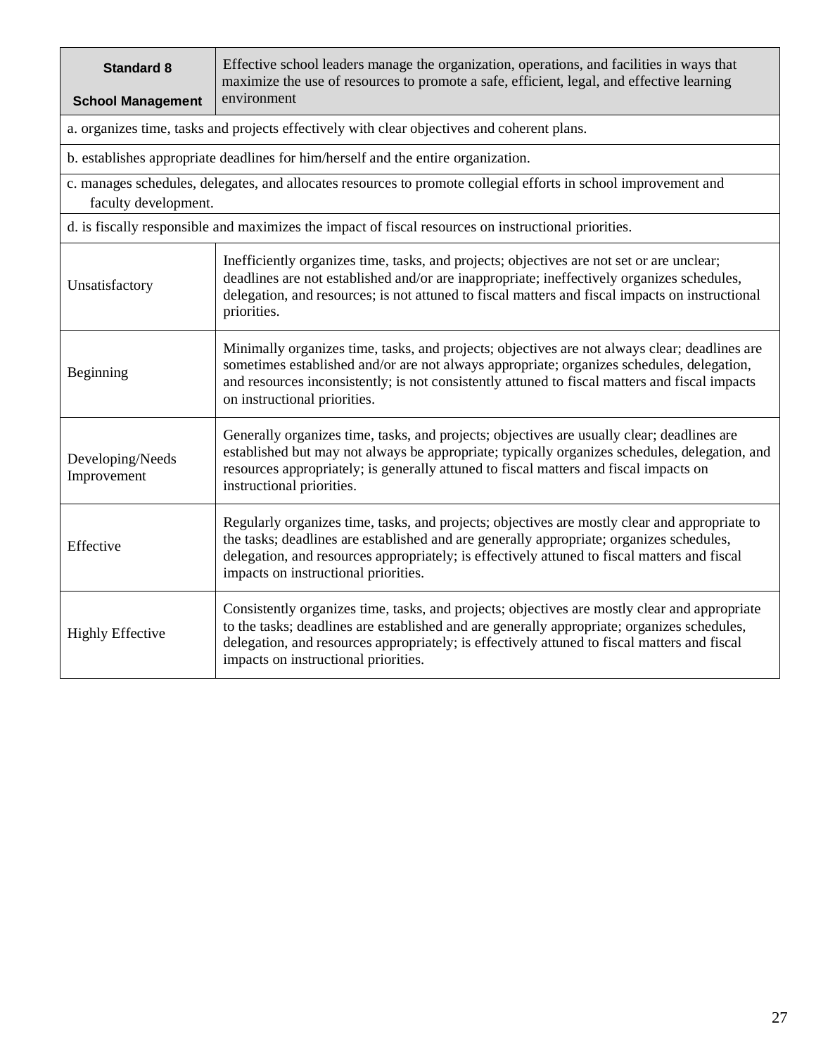| Standard 8<br><br>School Management | Effective school leaders manage the organization, operations, and facilities in ways that maximize the use of resources to promote a safe, efficient, legal, and effective learning environment |
|---|---|
| a. organizes time, tasks and projects effectively with clear objectives and coherent plans. | |
| b. establishes appropriate deadlines for him/herself and the entire organization. | |
| c. manages schedules, delegates, and allocates resources to promote collegial efforts in school improvement and faculty development. | |
| d. is fiscally responsible and maximizes the impact of fiscal resources on instructional priorities. | |
| Unsatisfactory | Inefficiently organizes time, tasks, and projects; objectives are not set or are unclear; deadlines are not established and/or are inappropriate; ineffectively organizes schedules, delegation, and resources; is not attuned to fiscal matters and fiscal impacts on instructional priorities. |
| Beginning | Minimally organizes time, tasks, and projects; objectives are not always clear; deadlines are sometimes established and/or are not always appropriate; organizes schedules, delegation, and resources inconsistently; is not consistently attuned to fiscal matters and fiscal impacts on instructional priorities. |
| Developing/Needs Improvement | Generally organizes time, tasks, and projects; objectives are usually clear; deadlines are established but may not always be appropriate; typically organizes schedules, delegation, and resources appropriately; is generally attuned to fiscal matters and fiscal impacts on instructional priorities. |
| Effective | Regularly organizes time, tasks, and projects; objectives are mostly clear and appropriate to the tasks; deadlines are established and are generally appropriate; organizes schedules, delegation, and resources appropriately; is effectively attuned to fiscal matters and fiscal impacts on instructional priorities. |
| Highly Effective | Consistently organizes time, tasks, and projects; objectives are mostly clear and appropriate to the tasks; deadlines are established and are generally appropriate; organizes schedules, delegation, and resources appropriately; is effectively attuned to fiscal matters and fiscal impacts on instructional priorities. |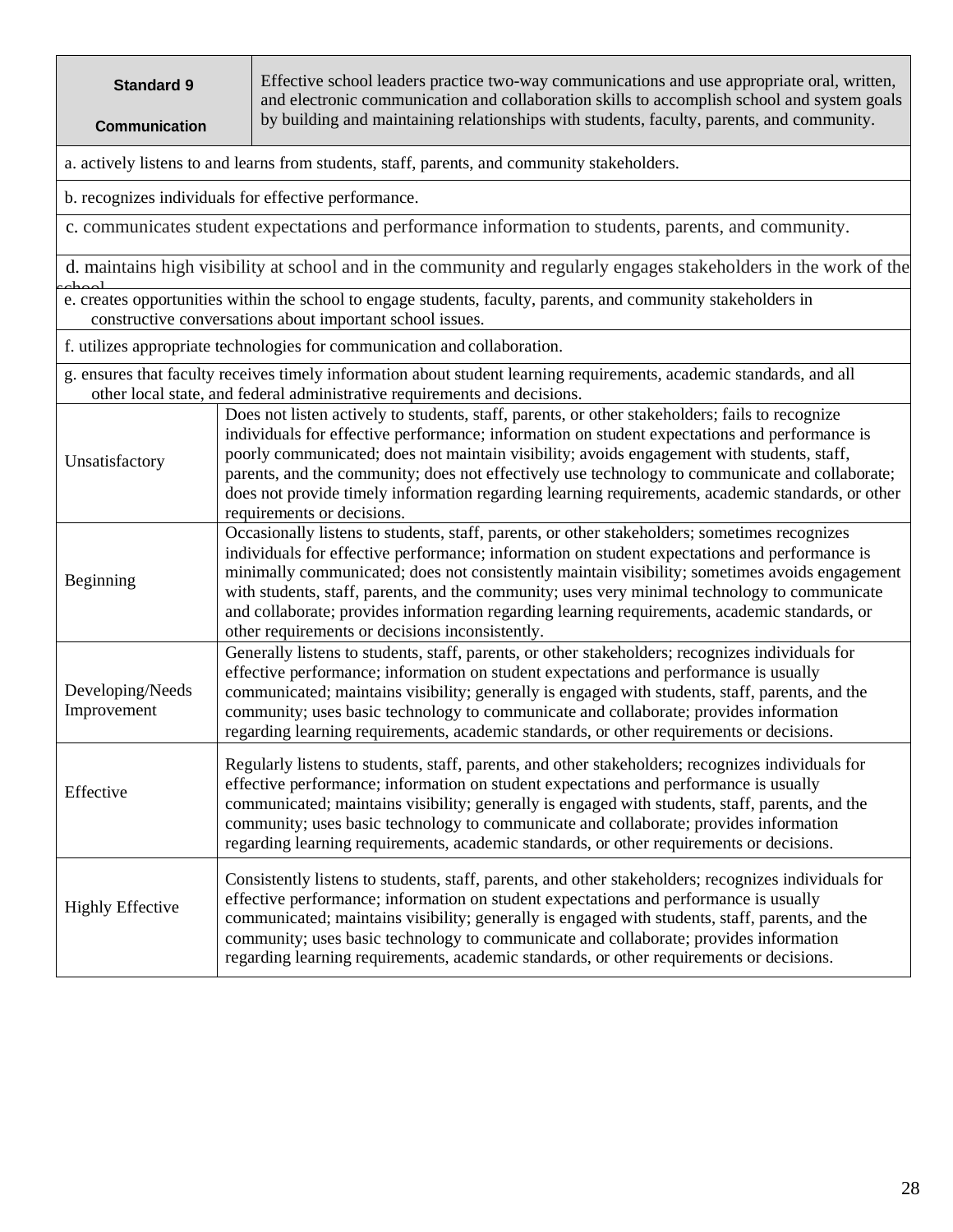| Standard 9<br><br>Communication | Effective school leaders practice two-way communications and use appropriate oral, written, and electronic communication and collaboration skills to accomplish school and system goals by building and maintaining relationships with students, faculty, parents, and community. |
|---|---|
| a. actively listens to and learns from students, staff, parents, and community stakeholders. | |
| b. recognizes individuals for effective performance. | |
| c. communicates student expectations and performance information to students, parents, and community. | |
| d. maintains high visibility at school and in the community and regularly engages stakeholders in the work of the school. | |
| e. creates opportunities within the school to engage students, faculty, parents, and community stakeholders in constructive conversations about important school issues. | |
| f. utilizes appropriate technologies for communication and collaboration. | |
| g. ensures that faculty receives timely information about student learning requirements, academic standards, and all other local state, and federal administrative requirements and decisions. | |
| Unsatisfactory | Does not listen actively to students, staff, parents, or other stakeholders; fails to recognize individuals for effective performance; information on student expectations and performance is poorly communicated; does not maintain visibility; avoids engagement with students, staff, parents, and the community; does not effectively use technology to communicate and collaborate; does not provide timely information regarding learning requirements, academic standards, or other requirements or decisions. |
| Beginning | Occasionally listens to students, staff, parents, or other stakeholders; sometimes recognizes individuals for effective performance; information on student expectations and performance is minimally communicated; does not consistently maintain visibility; sometimes avoids engagement with students, staff, parents, and the community; uses very minimal technology to communicate and collaborate; provides information regarding learning requirements, academic standards, or other requirements or decisions inconsistently. |
| Developing/Needs Improvement | Generally listens to students, staff, parents, or other stakeholders; recognizes individuals for effective performance; information on student expectations and performance is usually communicated; maintains visibility; generally is engaged with students, staff, parents, and the community; uses basic technology to communicate and collaborate; provides information regarding learning requirements, academic standards, or other requirements or decisions. |
| Effective | Regularly listens to students, staff, parents, and other stakeholders; recognizes individuals for effective performance; information on student expectations and performance is usually communicated; maintains visibility; generally is engaged with students, staff, parents, and the community; uses basic technology to communicate and collaborate; provides information regarding learning requirements, academic standards, or other requirements or decisions. |
| Highly Effective | Consistently listens to students, staff, parents, and other stakeholders; recognizes individuals for effective performance; information on student expectations and performance is usually communicated; maintains visibility; generally is engaged with students, staff, parents, and the community; uses basic technology to communicate and collaborate; provides information regarding learning requirements, academic standards, or other requirements or decisions. |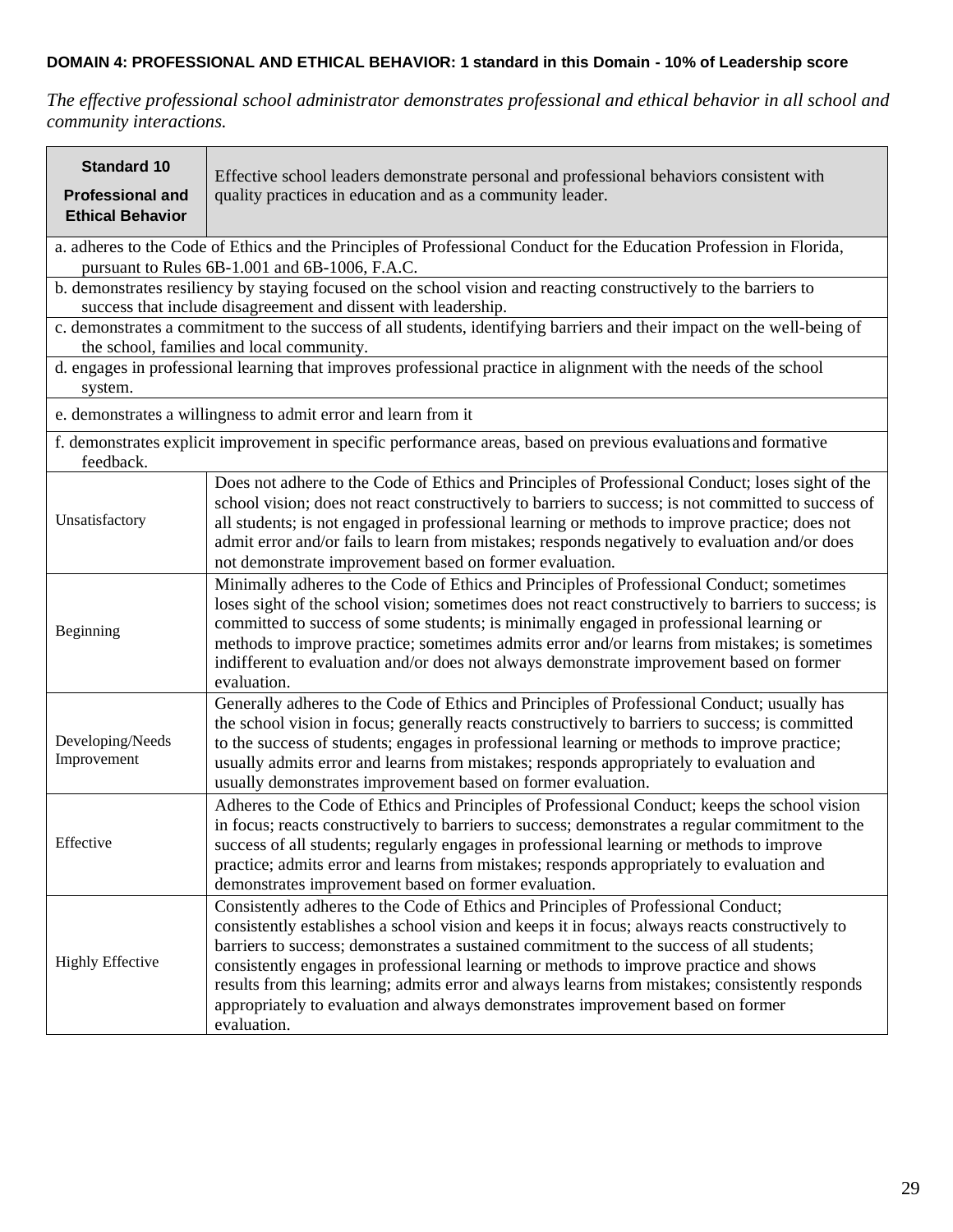**DOMAIN 4: PROFESSIONAL AND ETHICAL BEHAVIOR: 1 standard in this Domain - 10% of Leadership score**

*The effective professional school administrator demonstrates professional and ethical behavior in all school and community interactions.*

| **Standard 10 Professional and Ethical Behavior** | Effective school leaders demonstrate personal and professional behaviors consistent with quality practices in education and as a community leader. |
|---|---|
| a. adheres to the Code of Ethics and the Principles of Professional Conduct for the Education Profession in Florida, pursuant to Rules 6B-1.001 and 6B-1006, F.A.C. | |
| b. demonstrates resiliency by staying focused on the school vision and reacting constructively to the barriers to success that include disagreement and dissent with leadership. | |
| c. demonstrates a commitment to the success of all students, identifying barriers and their impact on the well-being of the school, families and local community. | |
| d. engages in professional learning that improves professional practice in alignment with the needs of the school system. | |
| e. demonstrates a willingness to admit error and learn from it | |
| f. demonstrates explicit improvement in specific performance areas, based on previous evaluations and formative feedback. | |
| Unsatisfactory | Does not adhere to the Code of Ethics and Principles of Professional Conduct; loses sight of the school vision; does not react constructively to barriers to success; is not committed to success of all students; is not engaged in professional learning or methods to improve practice; does not admit error and/or fails to learn from mistakes; responds negatively to evaluation and/or does not demonstrate improvement based on former evaluation. |
| Beginning | Minimally adheres to the Code of Ethics and Principles of Professional Conduct; sometimes loses sight of the school vision; sometimes does not react constructively to barriers to success; is committed to success of some students; is minimally engaged in professional learning or methods to improve practice; sometimes admits error and/or learns from mistakes; is sometimes indifferent to evaluation and/or does not always demonstrate improvement based on former evaluation. |
| Developing/Needs Improvement | Generally adheres to the Code of Ethics and Principles of Professional Conduct; usually has the school vision in focus; generally reacts constructively to barriers to success; is committed to the success of students; engages in professional learning or methods to improve practice; usually admits error and learns from mistakes; responds appropriately to evaluation and usually demonstrates improvement based on former evaluation. |
| Effective | Adheres to the Code of Ethics and Principles of Professional Conduct; keeps the school vision in focus; reacts constructively to barriers to success; demonstrates a regular commitment to the success of all students; regularly engages in professional learning or methods to improve practice; admits error and learns from mistakes; responds appropriately to evaluation and demonstrates improvement based on former evaluation. |
| Highly Effective | Consistently adheres to the Code of Ethics and Principles of Professional Conduct; consistently establishes a school vision and keeps it in focus; always reacts constructively to barriers to success; demonstrates a sustained commitment to the success of all students; consistently engages in professional learning or methods to improve practice and shows results from this learning; admits error and always learns from mistakes; consistently responds appropriately to evaluation and always demonstrates improvement based on former evaluation. |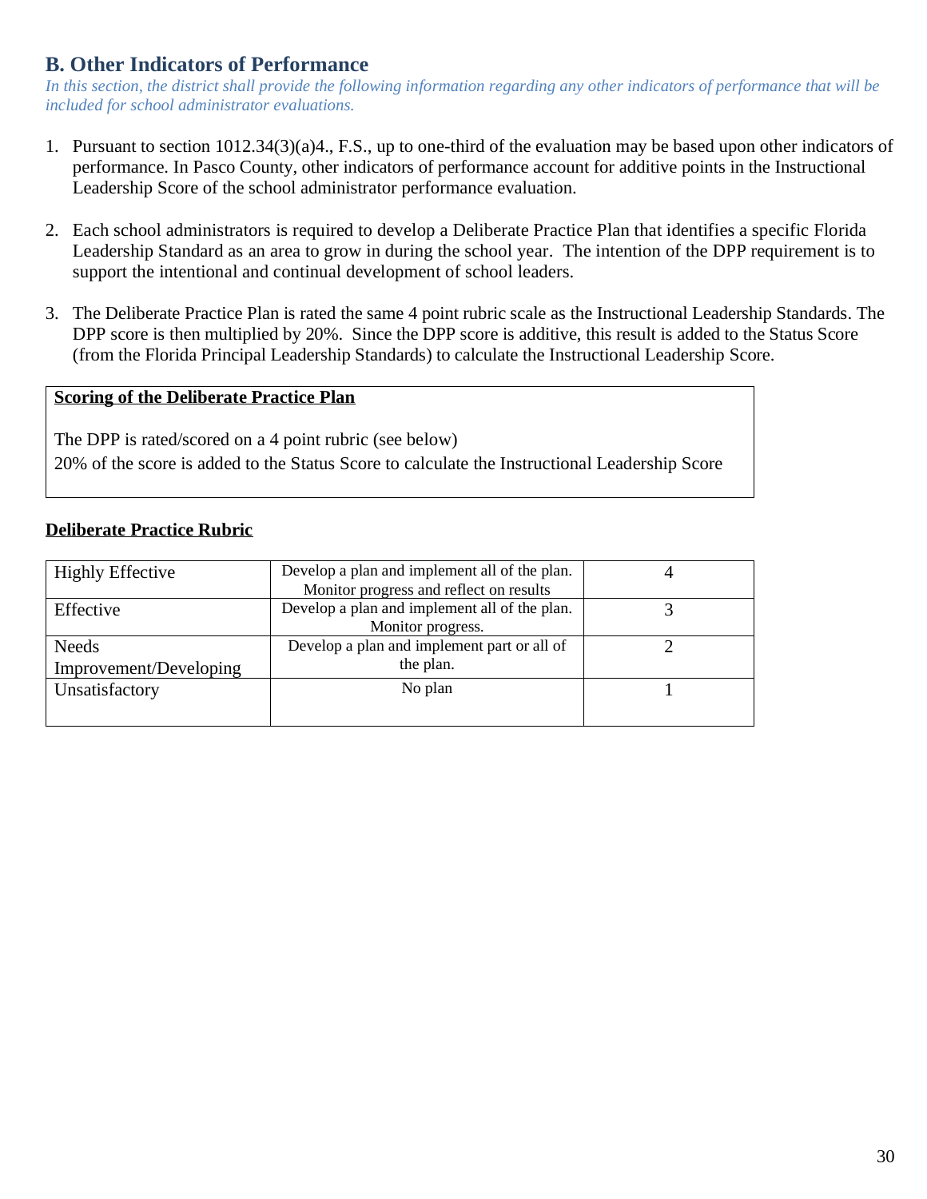## B. Other Indicators of Performance

*In this section, the district shall provide the following information regarding any other indicators of performance that will be included for school administrator evaluations.*

1. Pursuant to section 1012.34(3)(a)4., F.S., up to one-third of the evaluation may be based upon other indicators of performance. In Pasco County, other indicators of performance account for additive points in the Instructional Leadership Score of the school administrator performance evaluation.

2. Each school administrators is required to develop a Deliberate Practice Plan that identifies a specific Florida Leadership Standard as an area to grow in during the school year. The intention of the DPP requirement is to support the intentional and continual development of school leaders.

3. The Deliberate Practice Plan is rated the same 4 point rubric scale as the Instructional Leadership Standards. The DPP score is then multiplied by 20%. Since the DPP score is additive, this result is added to the Status Score (from the Florida Principal Leadership Standards) to calculate the Instructional Leadership Score.

**Scoring of the Deliberate Practice Plan**

The DPP is rated/scored on a 4 point rubric (see below)
20% of the score is added to the Status Score to calculate the Instructional Leadership Score

**Deliberate Practice Rubric**

| | | |
|---|---|---|
| Highly Effective | Develop a plan and implement all of the plan. Monitor progress and reflect on results | 4 |
| Effective | Develop a plan and implement all of the plan. Monitor progress. | 3 |
| Needs Improvement/Developing | Develop a plan and implement part or all of the plan. | 2 |
| Unsatisfactory | No plan | 1 |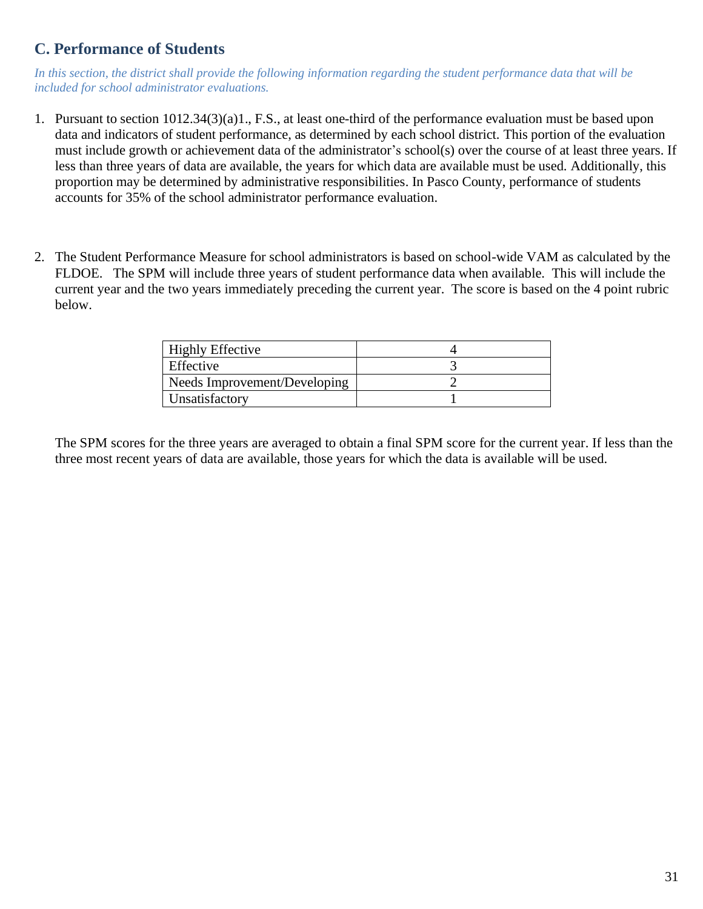## C. Performance of Students

*In this section, the district shall provide the following information regarding the student performance data that will be included for school administrator evaluations.*

1. Pursuant to section 1012.34(3)(a)1., F.S., at least one-third of the performance evaluation must be based upon data and indicators of student performance, as determined by each school district. This portion of the evaluation must include growth or achievement data of the administrator's school(s) over the course of at least three years. If less than three years of data are available, the years for which data are available must be used. Additionally, this proportion may be determined by administrative responsibilities. In Pasco County, performance of students accounts for 35% of the school administrator performance evaluation.

2. The Student Performance Measure for school administrators is based on school-wide VAM as calculated by the FLDOE. The SPM will include three years of student performance data when available. This will include the current year and the two years immediately preceding the current year. The score is based on the 4 point rubric below.

| | |
|---|---|
| Highly Effective | 4 |
| Effective | 3 |
| Needs Improvement/Developing | 2 |
| Unsatisfactory | 1 |

The SPM scores for the three years are averaged to obtain a final SPM score for the current year. If less than the three most recent years of data are available, those years for which the data is available will be used.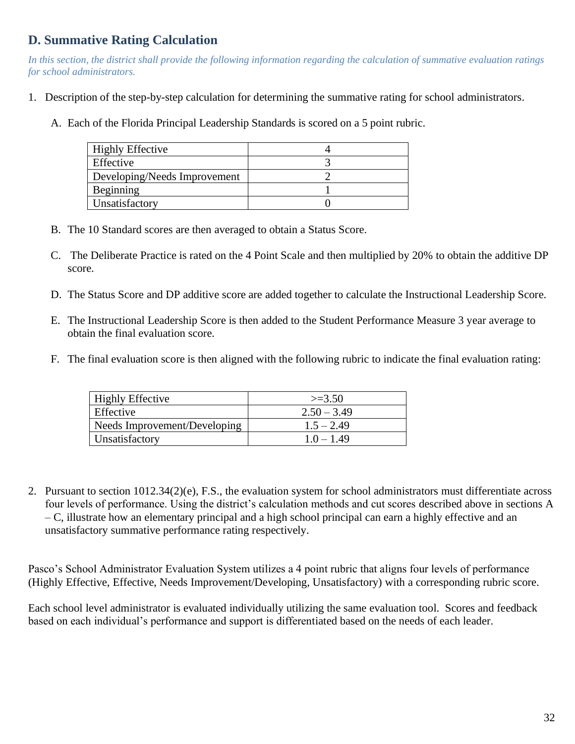## D. Summative Rating Calculation

*In this section, the district shall provide the following information regarding the calculation of summative evaluation ratings for school administrators.*

1. Description of the step-by-step calculation for determining the summative rating for school administrators.

   A. Each of the Florida Principal Leadership Standards is scored on a 5 point rubric.

   | Highly Effective | 4 |
   |---|---|
   | Effective | 3 |
   | Developing/Needs Improvement | 2 |
   | Beginning | 1 |
   | Unsatisfactory | 0 |

   B. The 10 Standard scores are then averaged to obtain a Status Score.

   C. The Deliberate Practice is rated on the 4 Point Scale and then multiplied by 20% to obtain the additive DP score.

   D. The Status Score and DP additive score are added together to calculate the Instructional Leadership Score.

   E. The Instructional Leadership Score is then added to the Student Performance Measure 3 year average to obtain the final evaluation score.

   F. The final evaluation score is then aligned with the following rubric to indicate the final evaluation rating:

   | Highly Effective | >=3.50 |
   |---|---|
   | Effective | 2.50 – 3.49 |
   | Needs Improvement/Developing | 1.5 – 2.49 |
   | Unsatisfactory | 1.0 – 1.49 |

2. Pursuant to section 1012.34(2)(e), F.S., the evaluation system for school administrators must differentiate across four levels of performance. Using the district's calculation methods and cut scores described above in sections A – C, illustrate how an elementary principal and a high school principal can earn a highly effective and an unsatisfactory summative performance rating respectively.

Pasco's School Administrator Evaluation System utilizes a 4 point rubric that aligns four levels of performance (Highly Effective, Effective, Needs Improvement/Developing, Unsatisfactory) with a corresponding rubric score.

Each school level administrator is evaluated individually utilizing the same evaluation tool. Scores and feedback based on each individual's performance and support is differentiated based on the needs of each leader.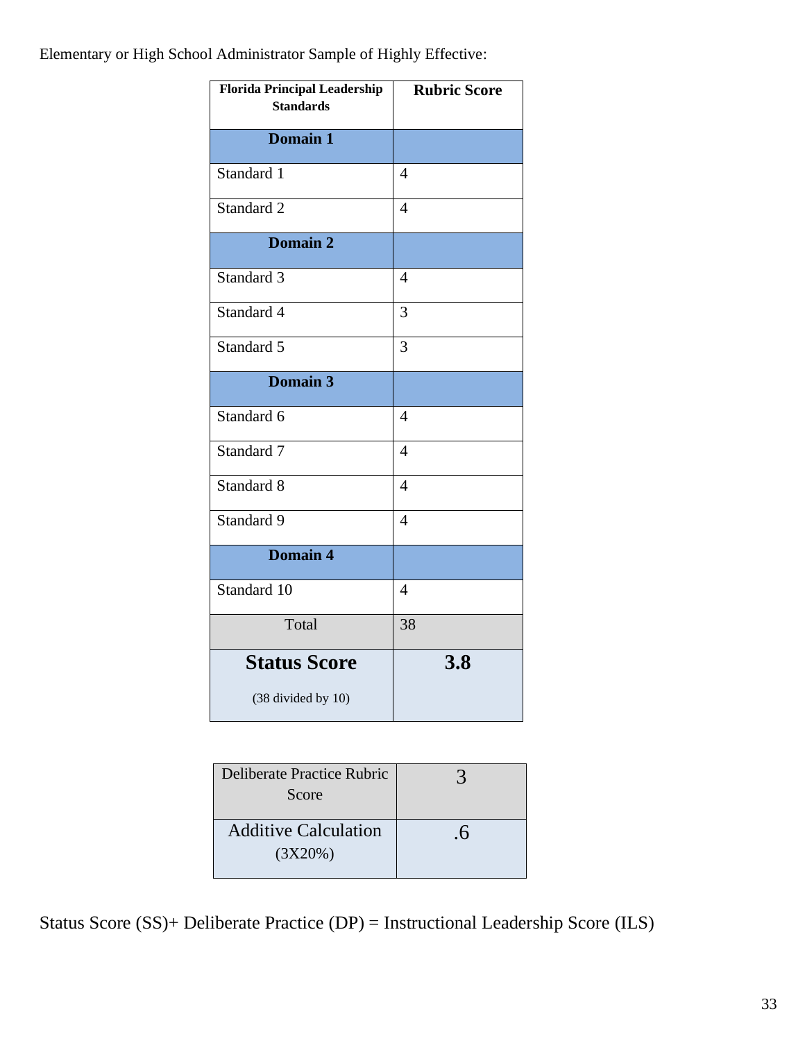Elementary or High School Administrator Sample of Highly Effective:

| Florida Principal Leadership Standards | Rubric Score |
|---|---|
| **Domain 1** | |
| Standard 1 | 4 |
| Standard 2 | 4 |
| **Domain 2** | |
| Standard 3 | 4 |
| Standard 4 | 3 |
| Standard 5 | 3 |
| **Domain 3** | |
| Standard 6 | 4 |
| Standard 7 | 4 |
| Standard 8 | 4 |
| Standard 9 | 4 |
| **Domain 4** | |
| Standard 10 | 4 |
| Total | 38 |
| **Status Score** (38 divided by 10) | **3.8** |

| Deliberate Practice Rubric Score | 3 |
|---|---|
| Additive Calculation (3X20%) | .6 |

Status Score (SS)+ Deliberate Practice (DP) = Instructional Leadership Score (ILS)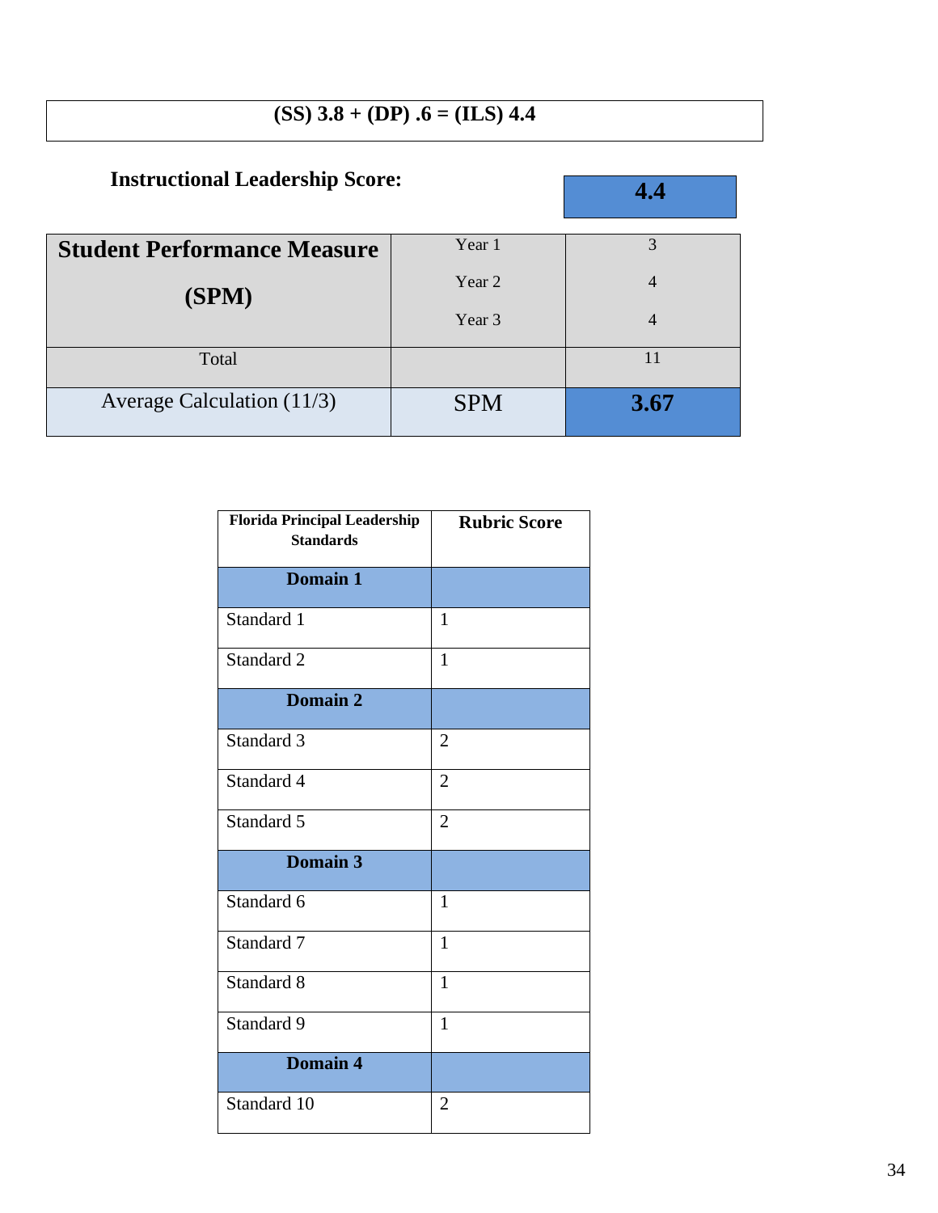**(SS) 3.8 + (DP) .6 = (ILS) 4.4**

**Instructional Leadership Score:** **4.4**

| **Student Performance Measure (SPM)** | | |
|---|---|---|
| | Year 1 | 3 |
| | Year 2 | 4 |
| | Year 3 | 4 |
| Total | | 11 |
| Average Calculation (11/3) | SPM | **3.67** |

| **Florida Principal Leadership Standards** | **Rubric Score** |
|---|---|
| **Domain 1** | |
| Standard 1 | 1 |
| Standard 2 | 1 |
| **Domain 2** | |
| Standard 3 | 2 |
| Standard 4 | 2 |
| Standard 5 | 2 |
| **Domain 3** | |
| Standard 6 | 1 |
| Standard 7 | 1 |
| Standard 8 | 1 |
| Standard 9 | 1 |
| **Domain 4** | |
| Standard 10 | 2 |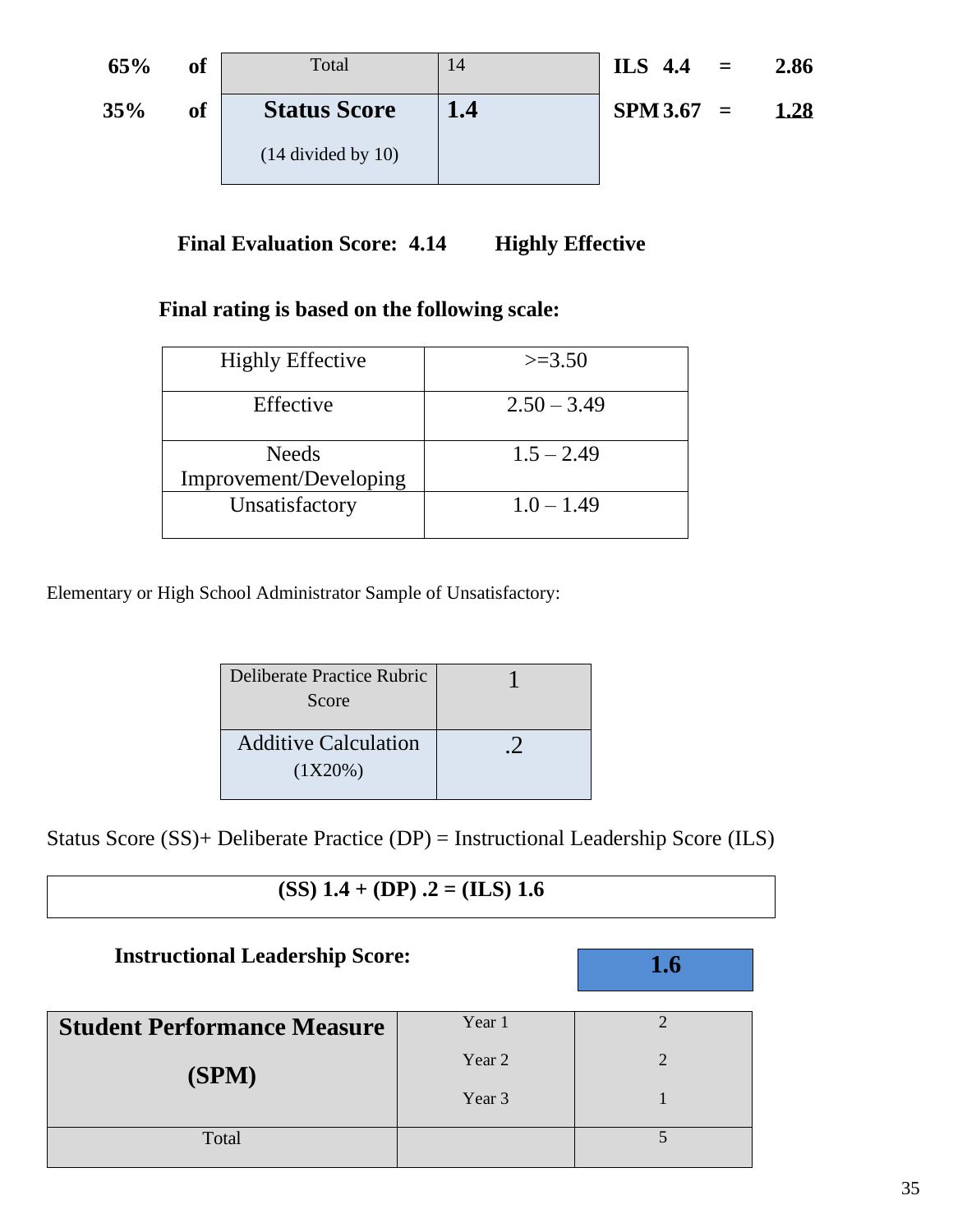| | | | | |
|---|---|---|---|---|
| **65% of** | Total | 14 | **ILS 4.4 =** | **2.86** |
| **35% of** | **Status Score** (14 divided by 10) | **1.4** | **SPM 3.67 =** | **1.28** |

**Final Evaluation Score: 4.14 Highly Effective**

**Final rating is based on the following scale:**

| | |
|---|---|
| Highly Effective | >=3.50 |
| Effective | 2.50 – 3.49 |
| Needs Improvement/Developing | 1.5 – 2.49 |
| Unsatisfactory | 1.0 – 1.49 |

Elementary or High School Administrator Sample of Unsatisfactory:

| | |
|---|---|
| Deliberate Practice Rubric Score | 1 |
| Additive Calculation (1X20%) | .2 |

Status Score (SS)+ Deliberate Practice (DP) = Instructional Leadership Score (ILS)

| **(SS) 1.4 + (DP) .2 = (ILS) 1.6** |
|---|

**Instructional Leadership Score:** **1.6**

| | | |
|---|---|---|
| **Student Performance Measure (SPM)** | Year 1 | 2 |
| | Year 2 | 2 |
| | Year 3 | 1 |
| Total | | 5 |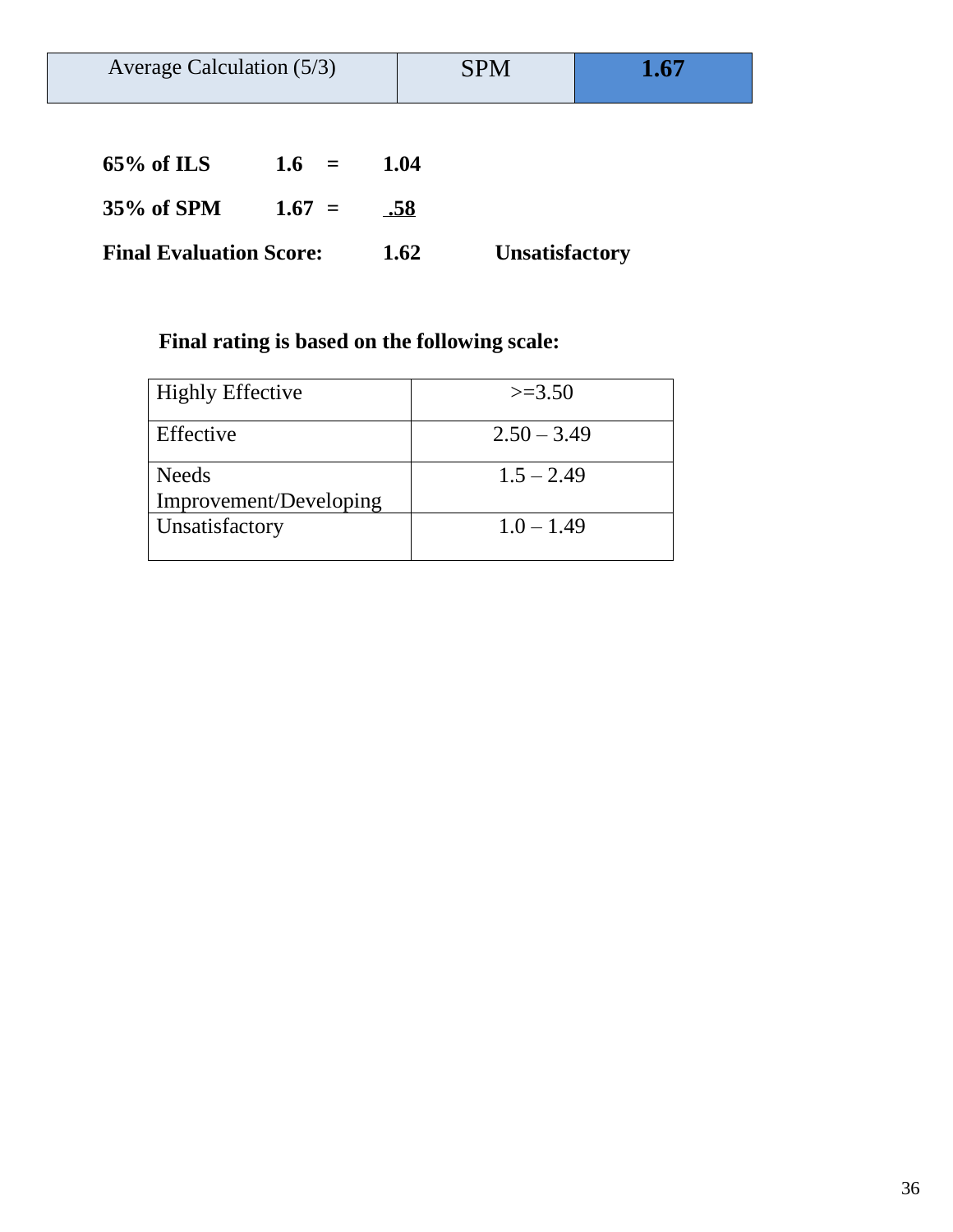| Average Calculation (5/3) | SPM | **1.67** |
|---|---|---|

**65% of ILS 1.6 = 1.04**

**35% of SPM 1.67 = .58**

**Final Evaluation Score: 1.62 Unsatisfactory**

**Final rating is based on the following scale:**

| Highly Effective | >=3.50 |
|---|---|
| Effective | 2.50 – 3.49 |
| Needs Improvement/Developing | 1.5 – 2.49 |
| Unsatisfactory | 1.0 – 1.49 |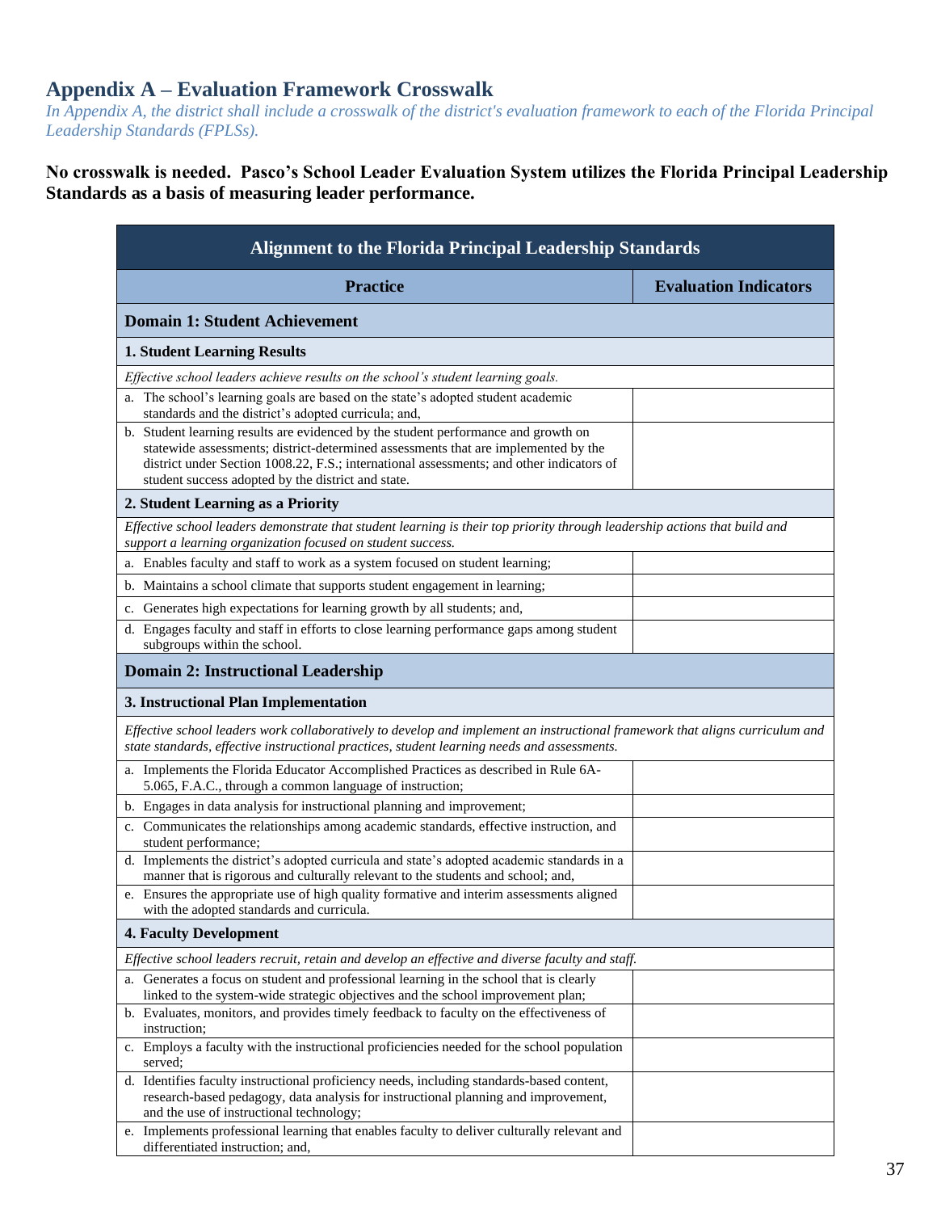## Appendix A – Evaluation Framework Crosswalk

*In Appendix A, the district shall include a crosswalk of the district's evaluation framework to each of the Florida Principal Leadership Standards (FPLSs).*

**No crosswalk is needed. Pasco's School Leader Evaluation System utilizes the Florida Principal Leadership Standards as a basis of measuring leader performance.**

| Alignment to the Florida Principal Leadership Standards | |
|---|---|
| **Practice** | **Evaluation Indicators** |
| **Domain 1: Student Achievement** | |
| **1. Student Learning Results** | |
| *Effective school leaders achieve results on the school's student learning goals.* | |
| a. The school's learning goals are based on the state's adopted student academic standards and the district's adopted curricula; and, | |
| b. Student learning results are evidenced by the student performance and growth on statewide assessments; district-determined assessments that are implemented by the district under Section 1008.22, F.S.; international assessments; and other indicators of student success adopted by the district and state. | |
| **2. Student Learning as a Priority** | |
| *Effective school leaders demonstrate that student learning is their top priority through leadership actions that build and support a learning organization focused on student success.* | |
| a. Enables faculty and staff to work as a system focused on student learning; | |
| b. Maintains a school climate that supports student engagement in learning; | |
| c. Generates high expectations for learning growth by all students; and, | |
| d. Engages faculty and staff in efforts to close learning performance gaps among student subgroups within the school. | |
| **Domain 2: Instructional Leadership** | |
| **3. Instructional Plan Implementation** | |
| *Effective school leaders work collaboratively to develop and implement an instructional framework that aligns curriculum and state standards, effective instructional practices, student learning needs and assessments.* | |
| a. Implements the Florida Educator Accomplished Practices as described in Rule 6A-5.065, F.A.C., through a common language of instruction; | |
| b. Engages in data analysis for instructional planning and improvement; | |
| c. Communicates the relationships among academic standards, effective instruction, and student performance; | |
| d. Implements the district's adopted curricula and state's adopted academic standards in a manner that is rigorous and culturally relevant to the students and school; and, | |
| e. Ensures the appropriate use of high quality formative and interim assessments aligned with the adopted standards and curricula. | |
| **4. Faculty Development** | |
| *Effective school leaders recruit, retain and develop an effective and diverse faculty and staff.* | |
| a. Generates a focus on student and professional learning in the school that is clearly linked to the system-wide strategic objectives and the school improvement plan; | |
| b. Evaluates, monitors, and provides timely feedback to faculty on the effectiveness of instruction; | |
| c. Employs a faculty with the instructional proficiencies needed for the school population served; | |
| d. Identifies faculty instructional proficiency needs, including standards-based content, research-based pedagogy, data analysis for instructional planning and improvement, and the use of instructional technology; | |
| e. Implements professional learning that enables faculty to deliver culturally relevant and differentiated instruction; and, | |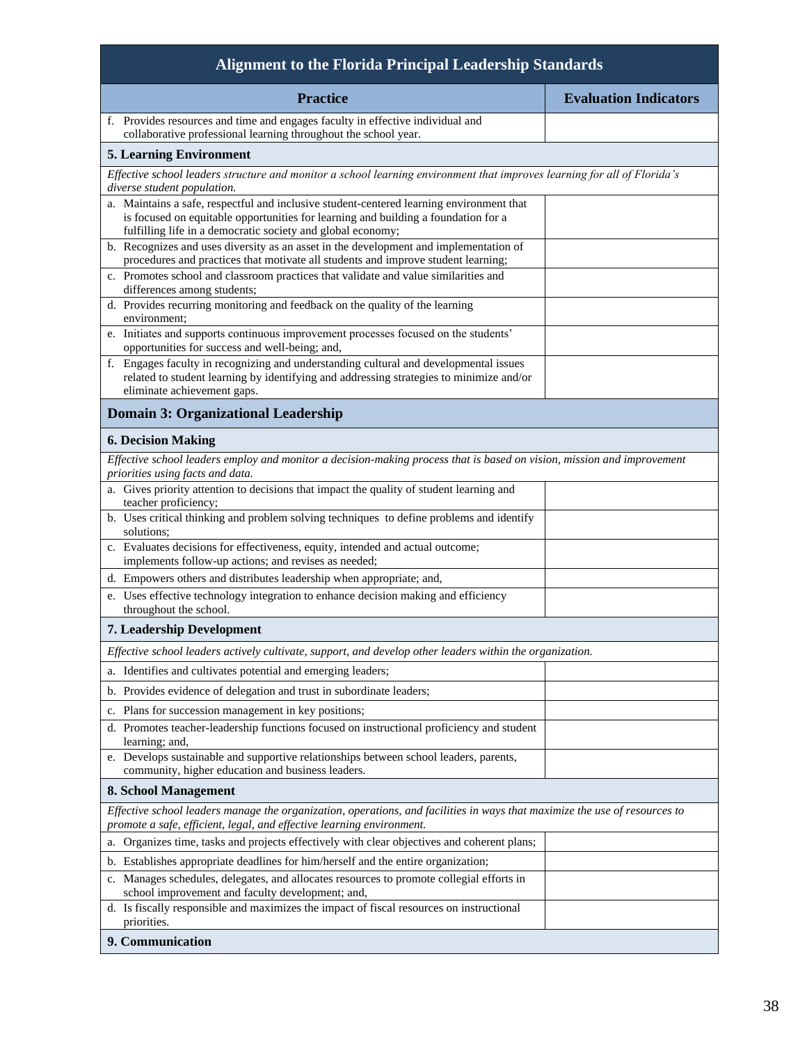| Alignment to the Florida Principal Leadership Standards | |
|---|---|
| **Practice** | **Evaluation Indicators** |
| f. Provides resources and time and engages faculty in effective individual and collaborative professional learning throughout the school year. | |
| **5. Learning Environment** | |
| *Effective school leaders structure and monitor a school learning environment that improves learning for all of Florida's diverse student population.* | |
| a. Maintains a safe, respectful and inclusive student-centered learning environment that is focused on equitable opportunities for learning and building a foundation for a fulfilling life in a democratic society and global economy; | |
| b. Recognizes and uses diversity as an asset in the development and implementation of procedures and practices that motivate all students and improve student learning; | |
| c. Promotes school and classroom practices that validate and value similarities and differences among students; | |
| d. Provides recurring monitoring and feedback on the quality of the learning environment; | |
| e. Initiates and supports continuous improvement processes focused on the students' opportunities for success and well-being; and, | |
| f. Engages faculty in recognizing and understanding cultural and developmental issues related to student learning by identifying and addressing strategies to minimize and/or eliminate achievement gaps. | |
| **Domain 3: Organizational Leadership** | |
| **6. Decision Making** | |
| *Effective school leaders employ and monitor a decision-making process that is based on vision, mission and improvement priorities using facts and data.* | |
| a. Gives priority attention to decisions that impact the quality of student learning and teacher proficiency; | |
| b. Uses critical thinking and problem solving techniques to define problems and identify solutions; | |
| c. Evaluates decisions for effectiveness, equity, intended and actual outcome; implements follow-up actions; and revises as needed; | |
| d. Empowers others and distributes leadership when appropriate; and, | |
| e. Uses effective technology integration to enhance decision making and efficiency throughout the school. | |
| **7. Leadership Development** | |
| *Effective school leaders actively cultivate, support, and develop other leaders within the organization.* | |
| a. Identifies and cultivates potential and emerging leaders; | |
| b. Provides evidence of delegation and trust in subordinate leaders; | |
| c. Plans for succession management in key positions; | |
| d. Promotes teacher-leadership functions focused on instructional proficiency and student learning; and, | |
| e. Develops sustainable and supportive relationships between school leaders, parents, community, higher education and business leaders. | |
| **8. School Management** | |
| *Effective school leaders manage the organization, operations, and facilities in ways that maximize the use of resources to promote a safe, efficient, legal, and effective learning environment.* | |
| a. Organizes time, tasks and projects effectively with clear objectives and coherent plans; | |
| b. Establishes appropriate deadlines for him/herself and the entire organization; | |
| c. Manages schedules, delegates, and allocates resources to promote collegial efforts in school improvement and faculty development; and, | |
| d. Is fiscally responsible and maximizes the impact of fiscal resources on instructional priorities. | |
| **9. Communication** | |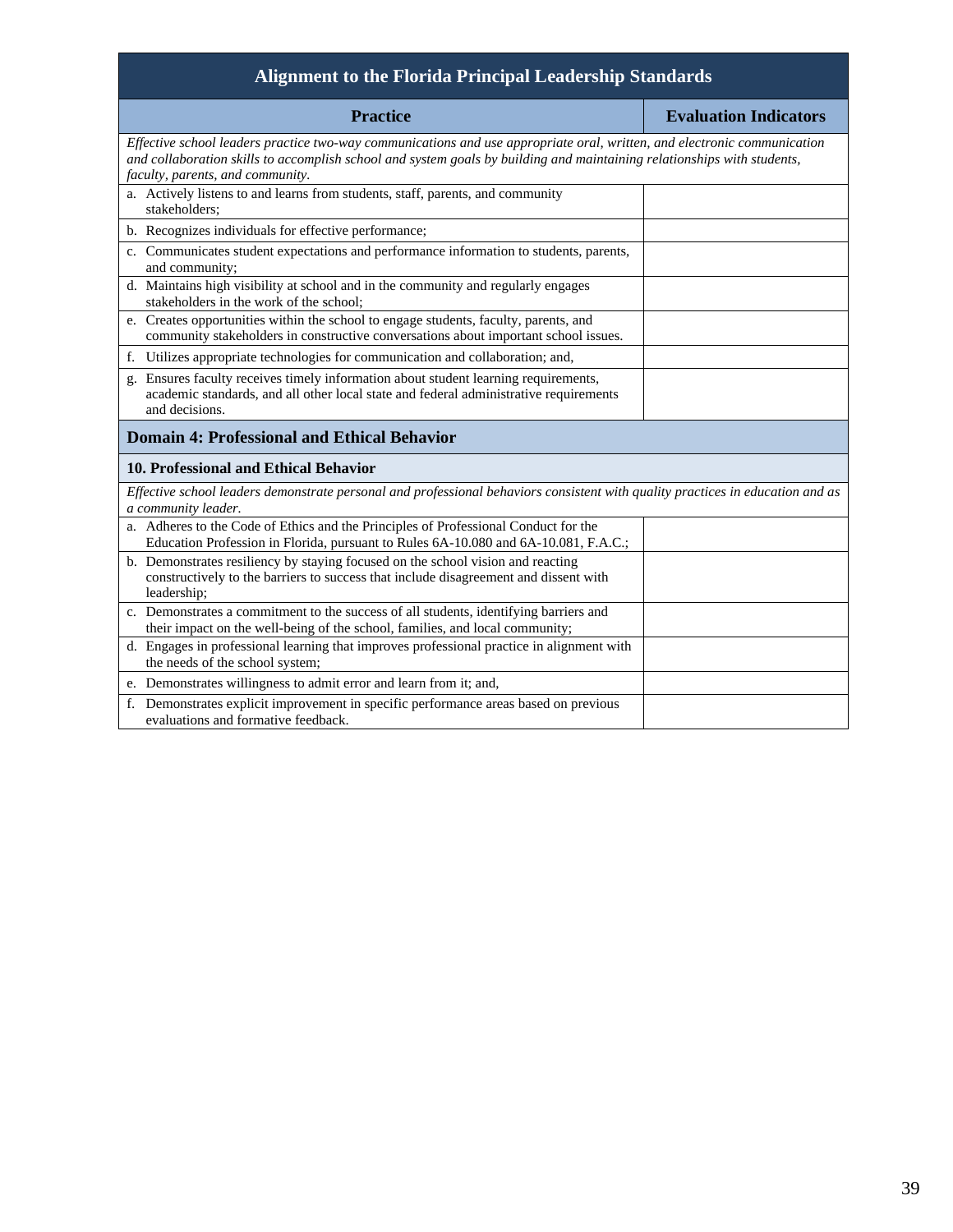| Alignment to the Florida Principal Leadership Standards | |
|---|---|
| **Practice** | **Evaluation Indicators** |
| *Effective school leaders practice two-way communications and use appropriate oral, written, and electronic communication and collaboration skills to accomplish school and system goals by building and maintaining relationships with students, faculty, parents, and community.* | |
| a. Actively listens to and learns from students, staff, parents, and community stakeholders; | |
| b. Recognizes individuals for effective performance; | |
| c. Communicates student expectations and performance information to students, parents, and community; | |
| d. Maintains high visibility at school and in the community and regularly engages stakeholders in the work of the school; | |
| e. Creates opportunities within the school to engage students, faculty, parents, and community stakeholders in constructive conversations about important school issues. | |
| f. Utilizes appropriate technologies for communication and collaboration; and, | |
| g. Ensures faculty receives timely information about student learning requirements, academic standards, and all other local state and federal administrative requirements and decisions. | |
| **Domain 4: Professional and Ethical Behavior** | |
| **10. Professional and Ethical Behavior** | |
| *Effective school leaders demonstrate personal and professional behaviors consistent with quality practices in education and as a community leader.* | |
| a. Adheres to the Code of Ethics and the Principles of Professional Conduct for the Education Profession in Florida, pursuant to Rules 6A-10.080 and 6A-10.081, F.A.C.; | |
| b. Demonstrates resiliency by staying focused on the school vision and reacting constructively to the barriers to success that include disagreement and dissent with leadership; | |
| c. Demonstrates a commitment to the success of all students, identifying barriers and their impact on the well-being of the school, families, and local community; | |
| d. Engages in professional learning that improves professional practice in alignment with the needs of the school system; | |
| e. Demonstrates willingness to admit error and learn from it; and, | |
| f. Demonstrates explicit improvement in specific performance areas based on previous evaluations and formative feedback. | |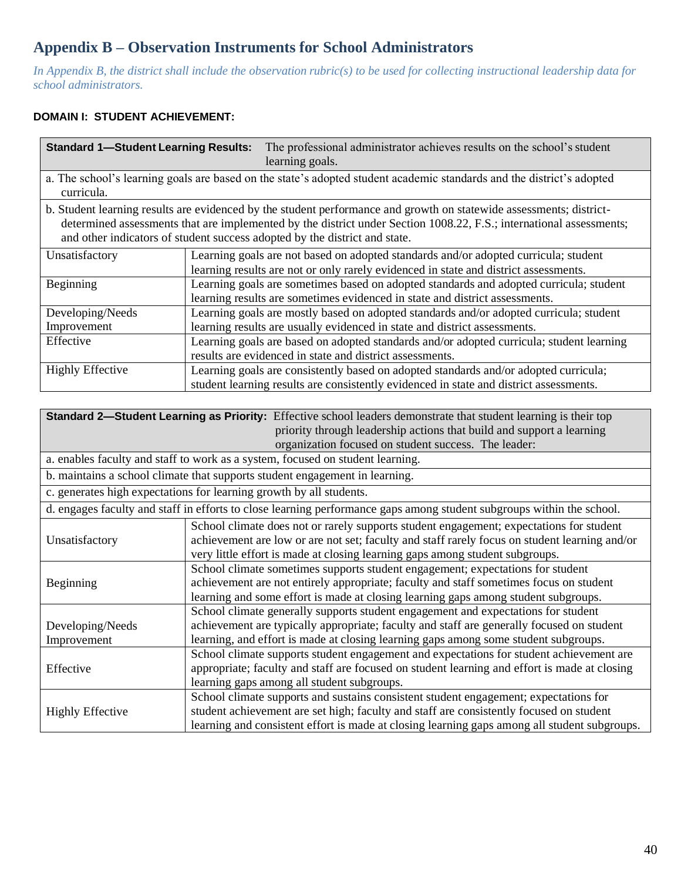## Appendix B – Observation Instruments for School Administrators

*In Appendix B, the district shall include the observation rubric(s) to be used for collecting instructional leadership data for school administrators.*

**DOMAIN I: STUDENT ACHIEVEMENT:**

| **Standard 1—Student Learning Results:** The professional administrator achieves results on the school's student learning goals. | |
|---|---|
| a. The school's learning goals are based on the state's adopted student academic standards and the district's adopted curricula. | |
| b. Student learning results are evidenced by the student performance and growth on statewide assessments; district-determined assessments that are implemented by the district under Section 1008.22, F.S.; international assessments; and other indicators of student success adopted by the district and state. | |
| Unsatisfactory | Learning goals are not based on adopted standards and/or adopted curricula; student learning results are not or only rarely evidenced in state and district assessments. |
| Beginning | Learning goals are sometimes based on adopted standards and adopted curricula; student learning results are sometimes evidenced in state and district assessments. |
| Developing/Needs Improvement | Learning goals are mostly based on adopted standards and/or adopted curricula; student learning results are usually evidenced in state and district assessments. |
| Effective | Learning goals are based on adopted standards and/or adopted curricula; student learning results are evidenced in state and district assessments. |
| Highly Effective | Learning goals are consistently based on adopted standards and/or adopted curricula; student learning results are consistently evidenced in state and district assessments. |

| **Standard 2—Student Learning as Priority:** Effective school leaders demonstrate that student learning is their top priority through leadership actions that build and support a learning organization focused on student success. The leader: | |
|---|---|
| a. enables faculty and staff to work as a system, focused on student learning. | |
| b. maintains a school climate that supports student engagement in learning. | |
| c. generates high expectations for learning growth by all students. | |
| d. engages faculty and staff in efforts to close learning performance gaps among student subgroups within the school. | |
| Unsatisfactory | School climate does not or rarely supports student engagement; expectations for student achievement are low or are not set; faculty and staff rarely focus on student learning and/or very little effort is made at closing learning gaps among student subgroups. |
| Beginning | School climate sometimes supports student engagement; expectations for student achievement are not entirely appropriate; faculty and staff sometimes focus on student learning and some effort is made at closing learning gaps among student subgroups. |
| Developing/Needs Improvement | School climate generally supports student engagement and expectations for student achievement are typically appropriate; faculty and staff are generally focused on student learning, and effort is made at closing learning gaps among some student subgroups. |
| Effective | School climate supports student engagement and expectations for student achievement are appropriate; faculty and staff are focused on student learning and effort is made at closing learning gaps among all student subgroups. |
| Highly Effective | School climate supports and sustains consistent student engagement; expectations for student achievement are set high; faculty and staff are consistently focused on student learning and consistent effort is made at closing learning gaps among all student subgroups. |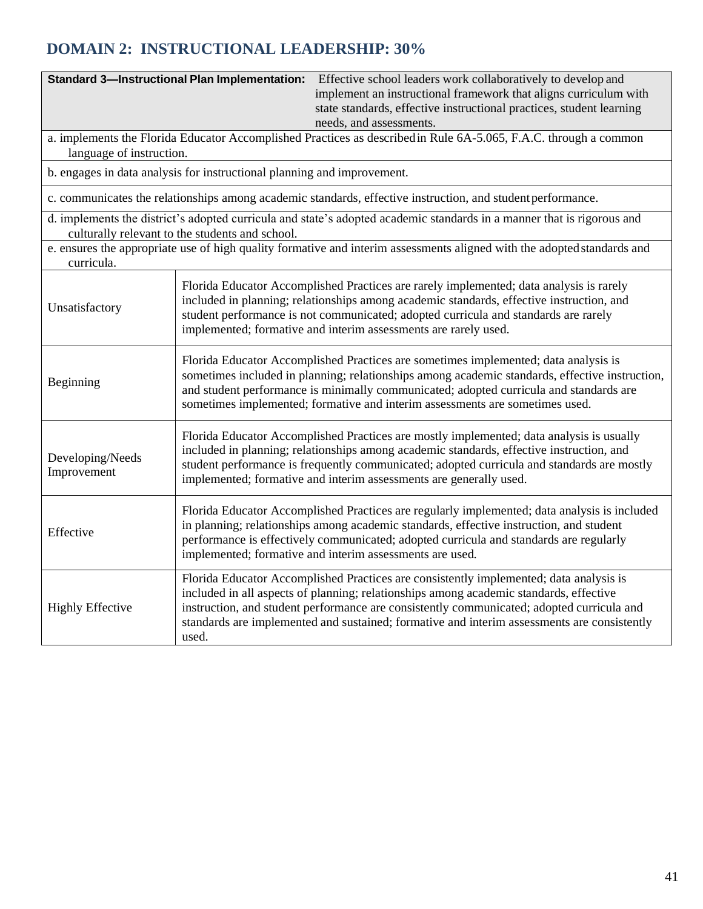## DOMAIN 2: INSTRUCTIONAL LEADERSHIP: 30%

| **Standard 3—Instructional Plan Implementation:** | Effective school leaders work collaboratively to develop and implement an instructional framework that aligns curriculum with state standards, effective instructional practices, student learning needs, and assessments. |
|---|---|
| a. implements the Florida Educator Accomplished Practices as described in Rule 6A-5.065, F.A.C. through a common language of instruction. | |
| b. engages in data analysis for instructional planning and improvement. | |
| c. communicates the relationships among academic standards, effective instruction, and student performance. | |
| d. implements the district's adopted curricula and state's adopted academic standards in a manner that is rigorous and culturally relevant to the students and school. | |
| e. ensures the appropriate use of high quality formative and interim assessments aligned with the adopted standards and curricula. | |
| Unsatisfactory | Florida Educator Accomplished Practices are rarely implemented; data analysis is rarely included in planning; relationships among academic standards, effective instruction, and student performance is not communicated; adopted curricula and standards are rarely implemented; formative and interim assessments are rarely used. |
| Beginning | Florida Educator Accomplished Practices are sometimes implemented; data analysis is sometimes included in planning; relationships among academic standards, effective instruction, and student performance is minimally communicated; adopted curricula and standards are sometimes implemented; formative and interim assessments are sometimes used. |
| Developing/Needs Improvement | Florida Educator Accomplished Practices are mostly implemented; data analysis is usually included in planning; relationships among academic standards, effective instruction, and student performance is frequently communicated; adopted curricula and standards are mostly implemented; formative and interim assessments are generally used. |
| Effective | Florida Educator Accomplished Practices are regularly implemented; data analysis is included in planning; relationships among academic standards, effective instruction, and student performance is effectively communicated; adopted curricula and standards are regularly implemented; formative and interim assessments are used. |
| Highly Effective | Florida Educator Accomplished Practices are consistently implemented; data analysis is included in all aspects of planning; relationships among academic standards, effective instruction, and student performance are consistently communicated; adopted curricula and standards are implemented and sustained; formative and interim assessments are consistently used. |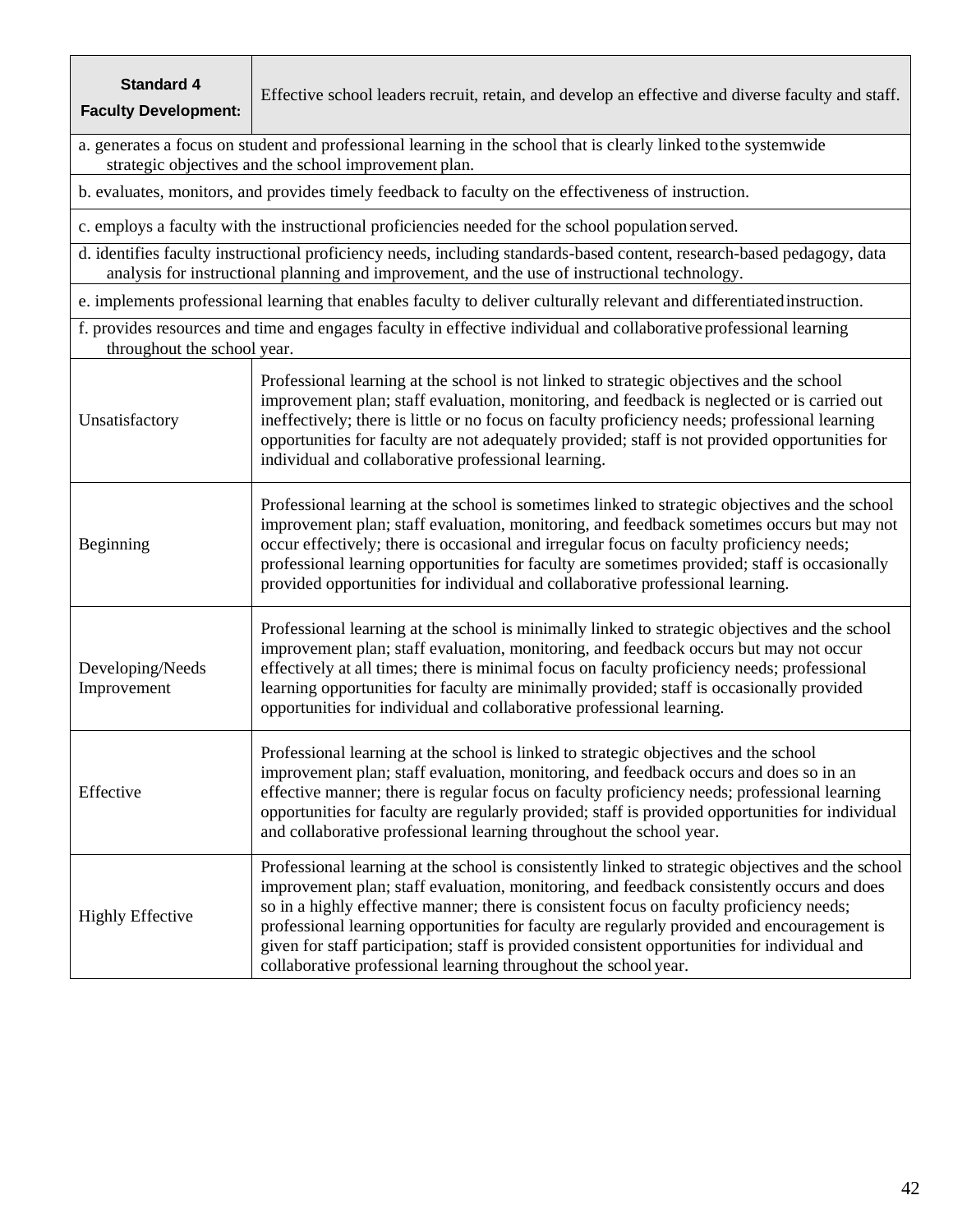| **Standard 4 Faculty Development:** | Effective school leaders recruit, retain, and develop an effective and diverse faculty and staff. |
|---|---|
| a. generates a focus on student and professional learning in the school that is clearly linked to the systemwide strategic objectives and the school improvement plan. | |
| b. evaluates, monitors, and provides timely feedback to faculty on the effectiveness of instruction. | |
| c. employs a faculty with the instructional proficiencies needed for the school population served. | |
| d. identifies faculty instructional proficiency needs, including standards-based content, research-based pedagogy, data analysis for instructional planning and improvement, and the use of instructional technology. | |
| e. implements professional learning that enables faculty to deliver culturally relevant and differentiated instruction. | |
| f. provides resources and time and engages faculty in effective individual and collaborative professional learning throughout the school year. | |
| Unsatisfactory | Professional learning at the school is not linked to strategic objectives and the school improvement plan; staff evaluation, monitoring, and feedback is neglected or is carried out ineffectively; there is little or no focus on faculty proficiency needs; professional learning opportunities for faculty are not adequately provided; staff is not provided opportunities for individual and collaborative professional learning. |
| Beginning | Professional learning at the school is sometimes linked to strategic objectives and the school improvement plan; staff evaluation, monitoring, and feedback sometimes occurs but may not occur effectively; there is occasional and irregular focus on faculty proficiency needs; professional learning opportunities for faculty are sometimes provided; staff is occasionally provided opportunities for individual and collaborative professional learning. |
| Developing/Needs Improvement | Professional learning at the school is minimally linked to strategic objectives and the school improvement plan; staff evaluation, monitoring, and feedback occurs but may not occur effectively at all times; there is minimal focus on faculty proficiency needs; professional learning opportunities for faculty are minimally provided; staff is occasionally provided opportunities for individual and collaborative professional learning. |
| Effective | Professional learning at the school is linked to strategic objectives and the school improvement plan; staff evaluation, monitoring, and feedback occurs and does so in an effective manner; there is regular focus on faculty proficiency needs; professional learning opportunities for faculty are regularly provided; staff is provided opportunities for individual and collaborative professional learning throughout the school year. |
| Highly Effective | Professional learning at the school is consistently linked to strategic objectives and the school improvement plan; staff evaluation, monitoring, and feedback consistently occurs and does so in a highly effective manner; there is consistent focus on faculty proficiency needs; professional learning opportunities for faculty are regularly provided and encouragement is given for staff participation; staff is provided consistent opportunities for individual and collaborative professional learning throughout the school year. |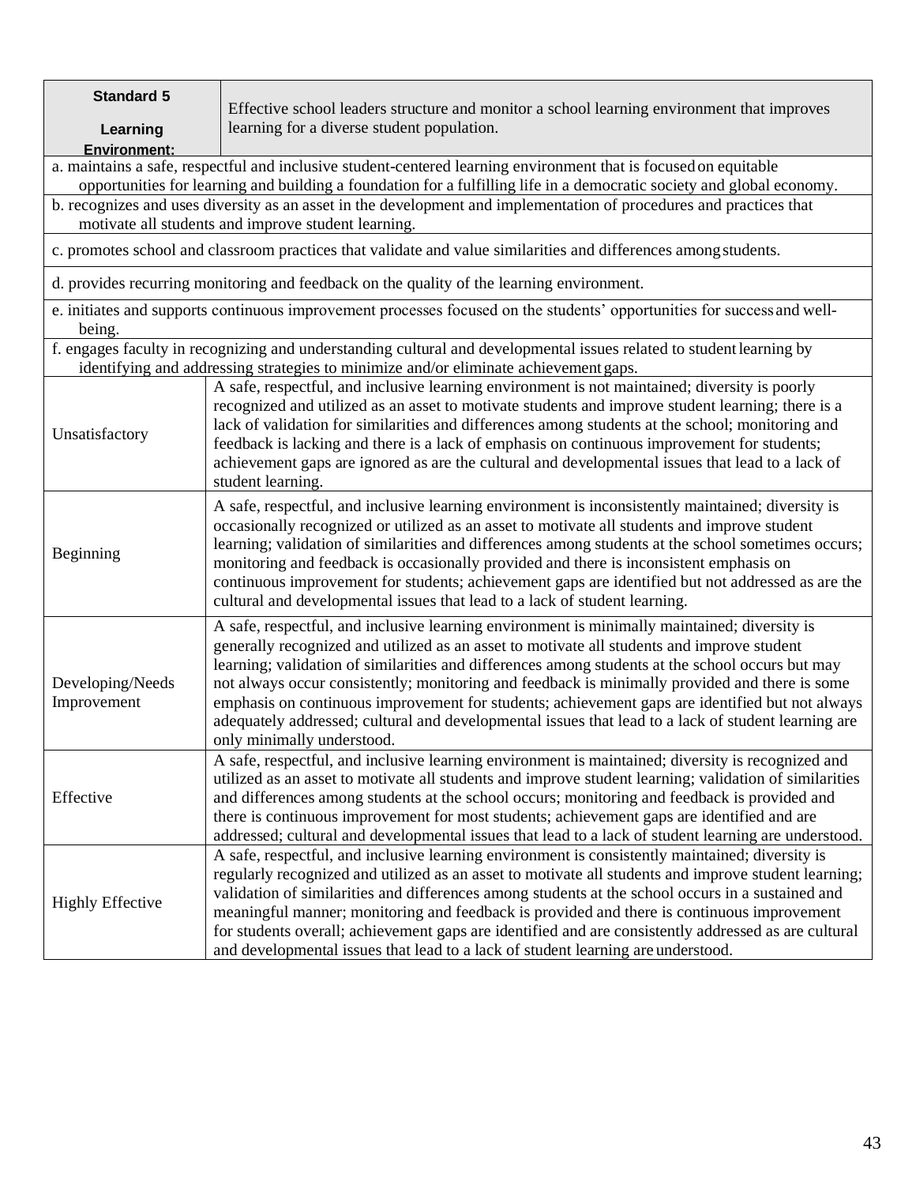| Standard 5<br><br>Learning Environment: | Effective school leaders structure and monitor a school learning environment that improves learning for a diverse student population. |
|---|---|
| a. maintains a safe, respectful and inclusive student-centered learning environment that is focused on equitable opportunities for learning and building a foundation for a fulfilling life in a democratic society and global economy. | |
| b. recognizes and uses diversity as an asset in the development and implementation of procedures and practices that motivate all students and improve student learning. | |
| c. promotes school and classroom practices that validate and value similarities and differences among students. | |
| d. provides recurring monitoring and feedback on the quality of the learning environment. | |
| e. initiates and supports continuous improvement processes focused on the students' opportunities for success and well-being. | |
| f. engages faculty in recognizing and understanding cultural and developmental issues related to student learning by identifying and addressing strategies to minimize and/or eliminate achievement gaps. | |
| Unsatisfactory | A safe, respectful, and inclusive learning environment is not maintained; diversity is poorly recognized and utilized as an asset to motivate students and improve student learning; there is a lack of validation for similarities and differences among students at the school; monitoring and feedback is lacking and there is a lack of emphasis on continuous improvement for students; achievement gaps are ignored as are the cultural and developmental issues that lead to a lack of student learning. |
| Beginning | A safe, respectful, and inclusive learning environment is inconsistently maintained; diversity is occasionally recognized or utilized as an asset to motivate all students and improve student learning; validation of similarities and differences among students at the school sometimes occurs; monitoring and feedback is occasionally provided and there is inconsistent emphasis on continuous improvement for students; achievement gaps are identified but not addressed as are the cultural and developmental issues that lead to a lack of student learning. |
| Developing/Needs Improvement | A safe, respectful, and inclusive learning environment is minimally maintained; diversity is generally recognized and utilized as an asset to motivate all students and improve student learning; validation of similarities and differences among students at the school occurs but may not always occur consistently; monitoring and feedback is minimally provided and there is some emphasis on continuous improvement for students; achievement gaps are identified but not always adequately addressed; cultural and developmental issues that lead to a lack of student learning are only minimally understood. |
| Effective | A safe, respectful, and inclusive learning environment is maintained; diversity is recognized and utilized as an asset to motivate all students and improve student learning; validation of similarities and differences among students at the school occurs; monitoring and feedback is provided and there is continuous improvement for most students; achievement gaps are identified and are addressed; cultural and developmental issues that lead to a lack of student learning are understood. |
| Highly Effective | A safe, respectful, and inclusive learning environment is consistently maintained; diversity is regularly recognized and utilized as an asset to motivate all students and improve student learning; validation of similarities and differences among students at the school occurs in a sustained and meaningful manner; monitoring and feedback is provided and there is continuous improvement for students overall; achievement gaps are identified and are consistently addressed as are cultural and developmental issues that lead to a lack of student learning are understood. |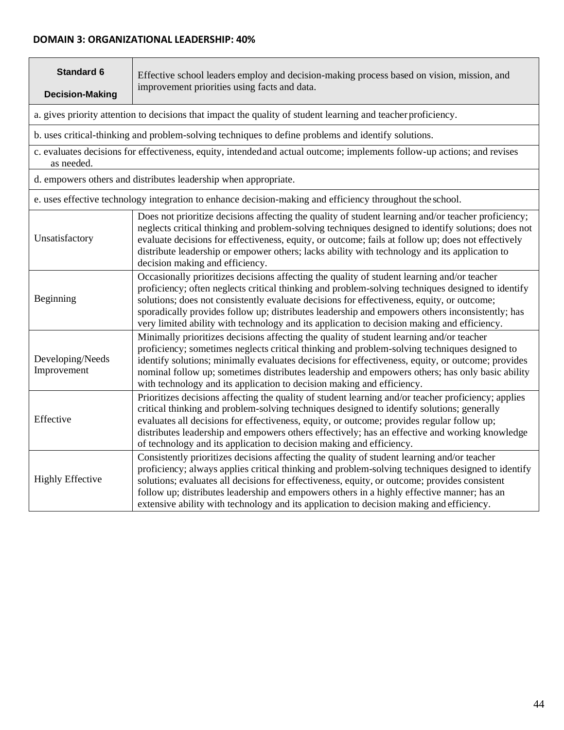**DOMAIN 3: ORGANIZATIONAL LEADERSHIP: 40%**

| **Standard 6**<br><br>**Decision-Making** | Effective school leaders employ and decision-making process based on vision, mission, and improvement priorities using facts and data. |
|---|---|
| a. gives priority attention to decisions that impact the quality of student learning and teacher proficiency. | |
| b. uses critical-thinking and problem-solving techniques to define problems and identify solutions. | |
| c. evaluates decisions for effectiveness, equity, intended and actual outcome; implements follow-up actions; and revises as needed. | |
| d. empowers others and distributes leadership when appropriate. | |
| e. uses effective technology integration to enhance decision-making and efficiency throughout the school. | |
| Unsatisfactory | Does not prioritize decisions affecting the quality of student learning and/or teacher proficiency; neglects critical thinking and problem-solving techniques designed to identify solutions; does not evaluate decisions for effectiveness, equity, or outcome; fails at follow up; does not effectively distribute leadership or empower others; lacks ability with technology and its application to decision making and efficiency. |
| Beginning | Occasionally prioritizes decisions affecting the quality of student learning and/or teacher proficiency; often neglects critical thinking and problem-solving techniques designed to identify solutions; does not consistently evaluate decisions for effectiveness, equity, or outcome; sporadically provides follow up; distributes leadership and empowers others inconsistently; has very limited ability with technology and its application to decision making and efficiency. |
| Developing/Needs Improvement | Minimally prioritizes decisions affecting the quality of student learning and/or teacher proficiency; sometimes neglects critical thinking and problem-solving techniques designed to identify solutions; minimally evaluates decisions for effectiveness, equity, or outcome; provides nominal follow up; sometimes distributes leadership and empowers others; has only basic ability with technology and its application to decision making and efficiency. |
| Effective | Prioritizes decisions affecting the quality of student learning and/or teacher proficiency; applies critical thinking and problem-solving techniques designed to identify solutions; generally evaluates all decisions for effectiveness, equity, or outcome; provides regular follow up; distributes leadership and empowers others effectively; has an effective and working knowledge of technology and its application to decision making and efficiency. |
| Highly Effective | Consistently prioritizes decisions affecting the quality of student learning and/or teacher proficiency; always applies critical thinking and problem-solving techniques designed to identify solutions; evaluates all decisions for effectiveness, equity, or outcome; provides consistent follow up; distributes leadership and empowers others in a highly effective manner; has an extensive ability with technology and its application to decision making and efficiency. |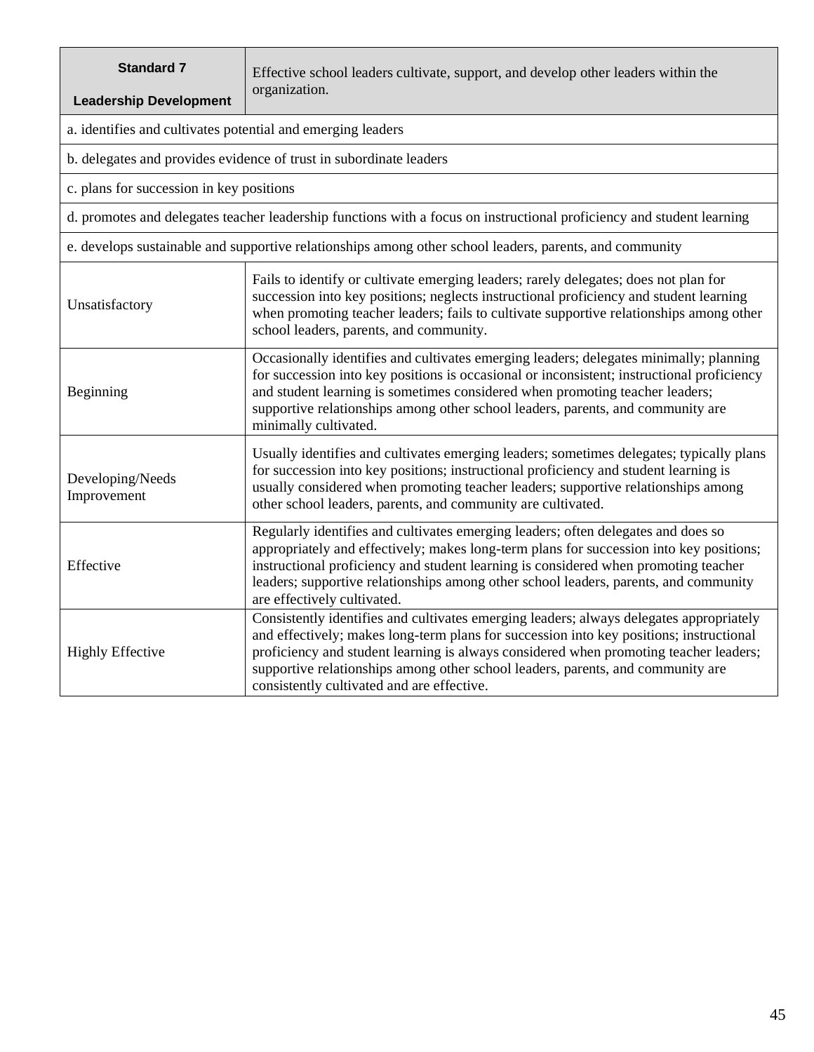| **Standard 7**<br><br>**Leadership Development** | Effective school leaders cultivate, support, and develop other leaders within the organization. |
|---|---|
| a. identifies and cultivates potential and emerging leaders | |
| b. delegates and provides evidence of trust in subordinate leaders | |
| c. plans for succession in key positions | |
| d. promotes and delegates teacher leadership functions with a focus on instructional proficiency and student learning | |
| e. develops sustainable and supportive relationships among other school leaders, parents, and community | |
| Unsatisfactory | Fails to identify or cultivate emerging leaders; rarely delegates; does not plan for succession into key positions; neglects instructional proficiency and student learning when promoting teacher leaders; fails to cultivate supportive relationships among other school leaders, parents, and community. |
| Beginning | Occasionally identifies and cultivates emerging leaders; delegates minimally; planning for succession into key positions is occasional or inconsistent; instructional proficiency and student learning is sometimes considered when promoting teacher leaders; supportive relationships among other school leaders, parents, and community are minimally cultivated. |
| Developing/Needs Improvement | Usually identifies and cultivates emerging leaders; sometimes delegates; typically plans for succession into key positions; instructional proficiency and student learning is usually considered when promoting teacher leaders; supportive relationships among other school leaders, parents, and community are cultivated. |
| Effective | Regularly identifies and cultivates emerging leaders; often delegates and does so appropriately and effectively; makes long-term plans for succession into key positions; instructional proficiency and student learning is considered when promoting teacher leaders; supportive relationships among other school leaders, parents, and community are effectively cultivated. |
| Highly Effective | Consistently identifies and cultivates emerging leaders; always delegates appropriately and effectively; makes long-term plans for succession into key positions; instructional proficiency and student learning is always considered when promoting teacher leaders; supportive relationships among other school leaders, parents, and community are consistently cultivated and are effective. |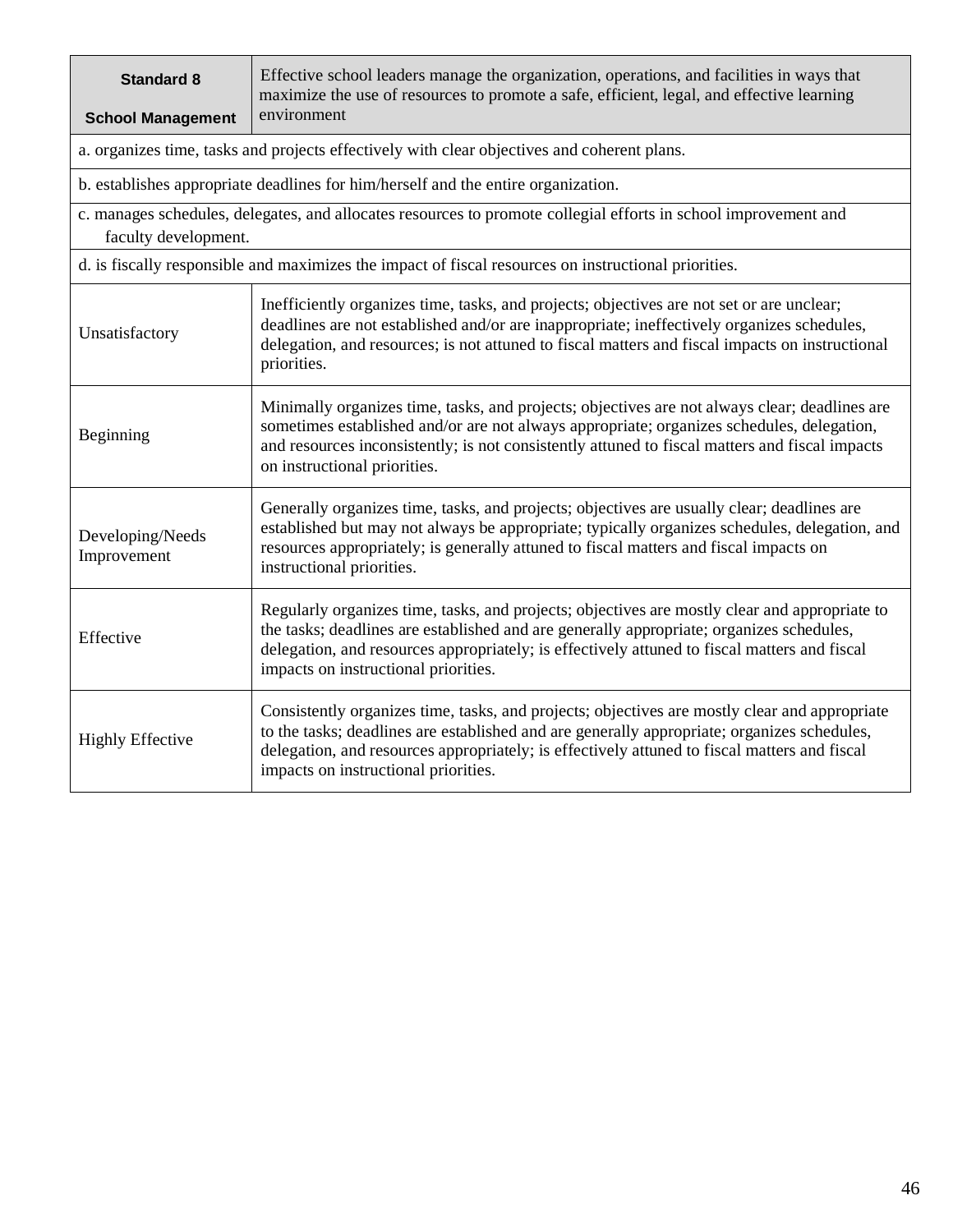| **Standard 8**<br><br>**School Management** | Effective school leaders manage the organization, operations, and facilities in ways that maximize the use of resources to promote a safe, efficient, legal, and effective learning environment |
|---|---|
| a. organizes time, tasks and projects effectively with clear objectives and coherent plans. | |
| b. establishes appropriate deadlines for him/herself and the entire organization. | |
| c. manages schedules, delegates, and allocates resources to promote collegial efforts in school improvement and faculty development. | |
| d. is fiscally responsible and maximizes the impact of fiscal resources on instructional priorities. | |
| Unsatisfactory | Inefficiently organizes time, tasks, and projects; objectives are not set or are unclear; deadlines are not established and/or are inappropriate; ineffectively organizes schedules, delegation, and resources; is not attuned to fiscal matters and fiscal impacts on instructional priorities. |
| Beginning | Minimally organizes time, tasks, and projects; objectives are not always clear; deadlines are sometimes established and/or are not always appropriate; organizes schedules, delegation, and resources inconsistently; is not consistently attuned to fiscal matters and fiscal impacts on instructional priorities. |
| Developing/Needs Improvement | Generally organizes time, tasks, and projects; objectives are usually clear; deadlines are established but may not always be appropriate; typically organizes schedules, delegation, and resources appropriately; is generally attuned to fiscal matters and fiscal impacts on instructional priorities. |
| Effective | Regularly organizes time, tasks, and projects; objectives are mostly clear and appropriate to the tasks; deadlines are established and are generally appropriate; organizes schedules, delegation, and resources appropriately; is effectively attuned to fiscal matters and fiscal impacts on instructional priorities. |
| Highly Effective | Consistently organizes time, tasks, and projects; objectives are mostly clear and appropriate to the tasks; deadlines are established and are generally appropriate; organizes schedules, delegation, and resources appropriately; is effectively attuned to fiscal matters and fiscal impacts on instructional priorities. |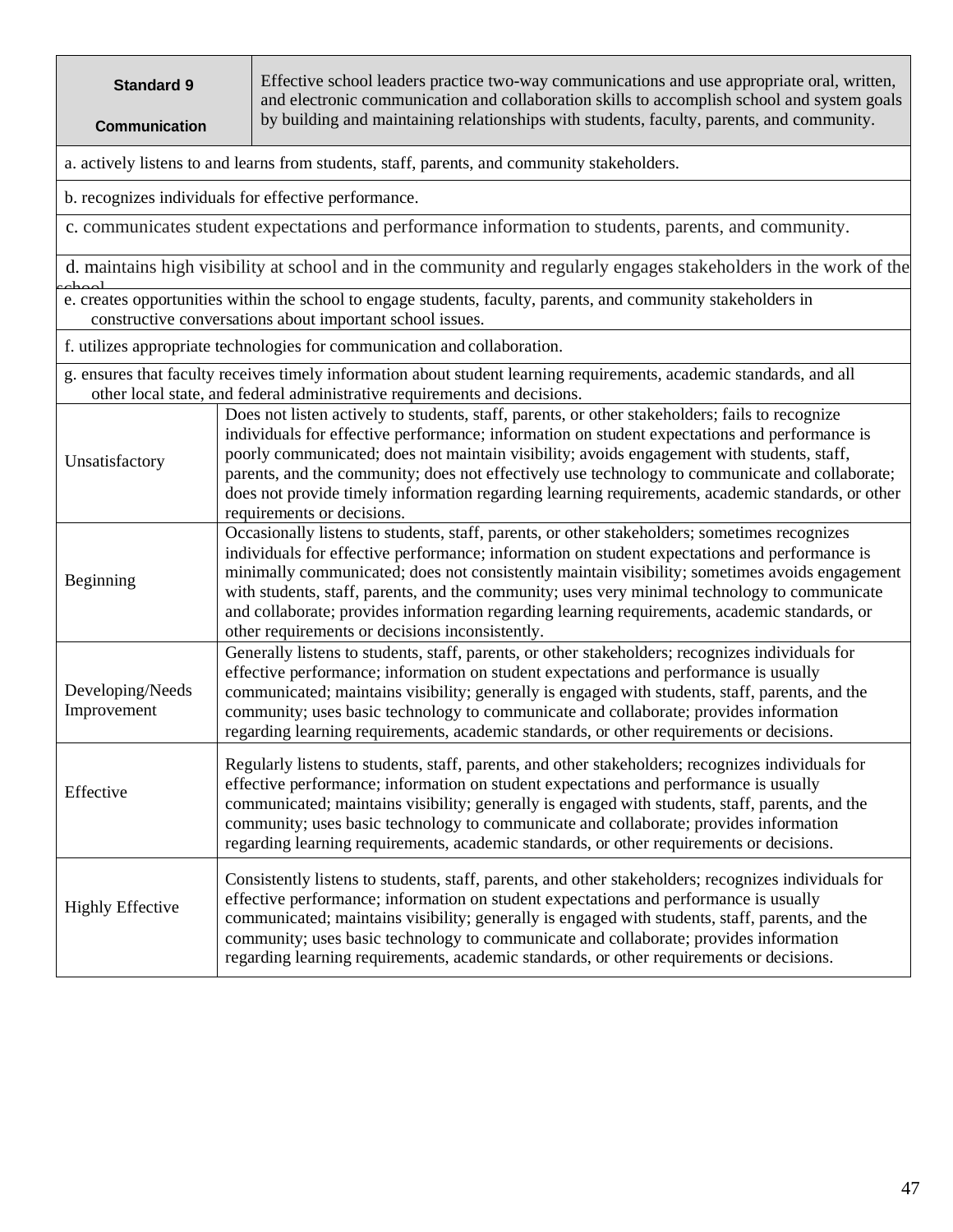| **Standard 9**<br><br>**Communication** | Effective school leaders practice two-way communications and use appropriate oral, written, and electronic communication and collaboration skills to accomplish school and system goals by building and maintaining relationships with students, faculty, parents, and community. |
|---|---|
| a. actively listens to and learns from students, staff, parents, and community stakeholders. | |
| b. recognizes individuals for effective performance. | |
| c. communicates student expectations and performance information to students, parents, and community. | |
| d. maintains high visibility at school and in the community and regularly engages stakeholders in the work of the school. | |
| e. creates opportunities within the school to engage students, faculty, parents, and community stakeholders in constructive conversations about important school issues. | |
| f. utilizes appropriate technologies for communication and collaboration. | |
| g. ensures that faculty receives timely information about student learning requirements, academic standards, and all other local state, and federal administrative requirements and decisions. | |
| Unsatisfactory | Does not listen actively to students, staff, parents, or other stakeholders; fails to recognize individuals for effective performance; information on student expectations and performance is poorly communicated; does not maintain visibility; avoids engagement with students, staff, parents, and the community; does not effectively use technology to communicate and collaborate; does not provide timely information regarding learning requirements, academic standards, or other requirements or decisions. |
| Beginning | Occasionally listens to students, staff, parents, or other stakeholders; sometimes recognizes individuals for effective performance; information on student expectations and performance is minimally communicated; does not consistently maintain visibility; sometimes avoids engagement with students, staff, parents, and the community; uses very minimal technology to communicate and collaborate; provides information regarding learning requirements, academic standards, or other requirements or decisions inconsistently. |
| Developing/Needs Improvement | Generally listens to students, staff, parents, or other stakeholders; recognizes individuals for effective performance; information on student expectations and performance is usually communicated; maintains visibility; generally is engaged with students, staff, parents, and the community; uses basic technology to communicate and collaborate; provides information regarding learning requirements, academic standards, or other requirements or decisions. |
| Effective | Regularly listens to students, staff, parents, and other stakeholders; recognizes individuals for effective performance; information on student expectations and performance is usually communicated; maintains visibility; generally is engaged with students, staff, parents, and the community; uses basic technology to communicate and collaborate; provides information regarding learning requirements, academic standards, or other requirements or decisions. |
| Highly Effective | Consistently listens to students, staff, parents, and other stakeholders; recognizes individuals for effective performance; information on student expectations and performance is usually communicated; maintains visibility; generally is engaged with students, staff, parents, and the community; uses basic technology to communicate and collaborate; provides information regarding learning requirements, academic standards, or other requirements or decisions. |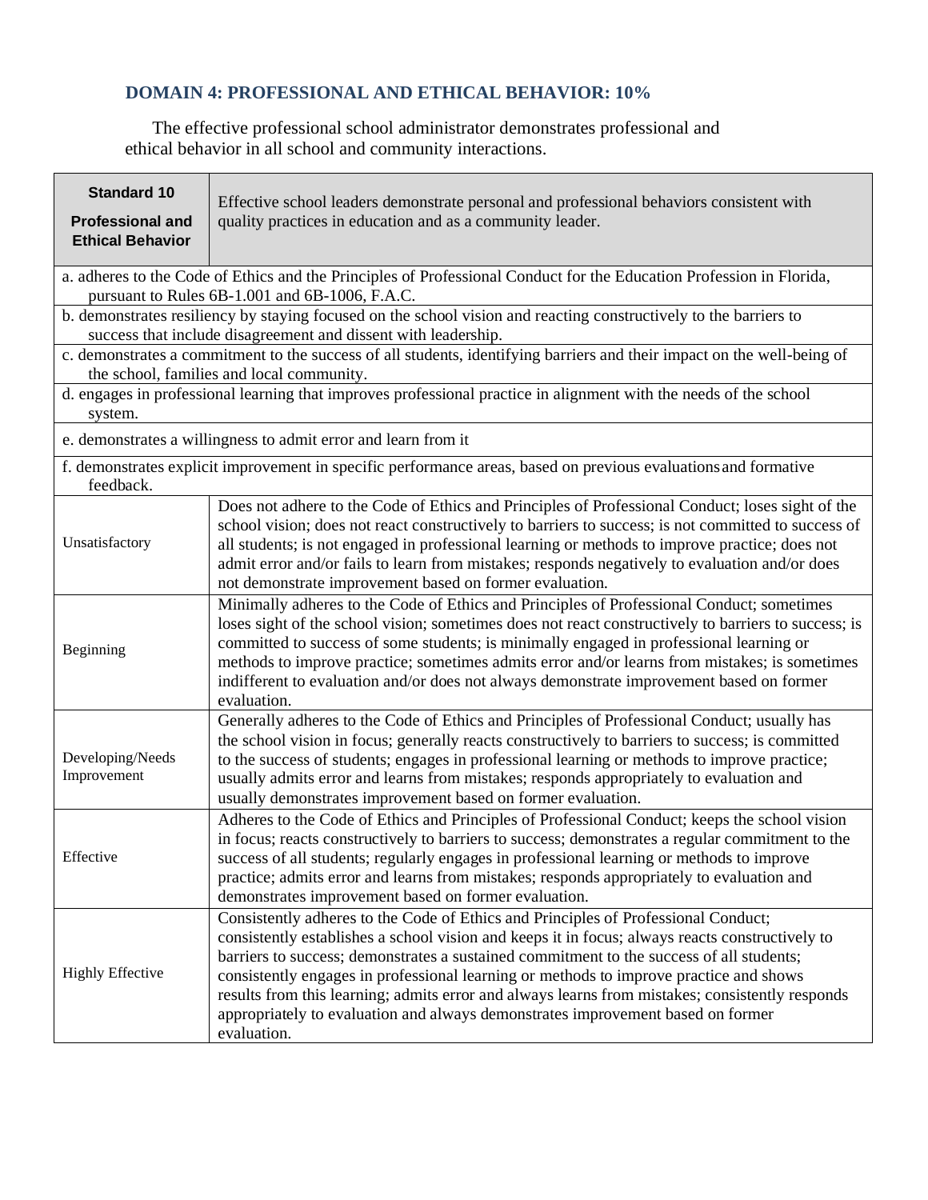## DOMAIN 4: PROFESSIONAL AND ETHICAL BEHAVIOR: 10%

The effective professional school administrator demonstrates professional and ethical behavior in all school and community interactions.

| **Standard 10** **Professional and Ethical Behavior** | Effective school leaders demonstrate personal and professional behaviors consistent with quality practices in education and as a community leader. |
|---|---|
| a. adheres to the Code of Ethics and the Principles of Professional Conduct for the Education Profession in Florida, pursuant to Rules 6B-1.001 and 6B-1006, F.A.C. | |
| b. demonstrates resiliency by staying focused on the school vision and reacting constructively to the barriers to success that include disagreement and dissent with leadership. | |
| c. demonstrates a commitment to the success of all students, identifying barriers and their impact on the well-being of the school, families and local community. | |
| d. engages in professional learning that improves professional practice in alignment with the needs of the school system. | |
| e. demonstrates a willingness to admit error and learn from it | |
| f. demonstrates explicit improvement in specific performance areas, based on previous evaluations and formative feedback. | |
| Unsatisfactory | Does not adhere to the Code of Ethics and Principles of Professional Conduct; loses sight of the school vision; does not react constructively to barriers to success; is not committed to success of all students; is not engaged in professional learning or methods to improve practice; does not admit error and/or fails to learn from mistakes; responds negatively to evaluation and/or does not demonstrate improvement based on former evaluation. |
| Beginning | Minimally adheres to the Code of Ethics and Principles of Professional Conduct; sometimes loses sight of the school vision; sometimes does not react constructively to barriers to success; is committed to success of some students; is minimally engaged in professional learning or methods to improve practice; sometimes admits error and/or learns from mistakes; is sometimes indifferent to evaluation and/or does not always demonstrate improvement based on former evaluation. |
| Developing/Needs Improvement | Generally adheres to the Code of Ethics and Principles of Professional Conduct; usually has the school vision in focus; generally reacts constructively to barriers to success; is committed to the success of students; engages in professional learning or methods to improve practice; usually admits error and learns from mistakes; responds appropriately to evaluation and usually demonstrates improvement based on former evaluation. |
| Effective | Adheres to the Code of Ethics and Principles of Professional Conduct; keeps the school vision in focus; reacts constructively to barriers to success; demonstrates a regular commitment to the success of all students; regularly engages in professional learning or methods to improve practice; admits error and learns from mistakes; responds appropriately to evaluation and demonstrates improvement based on former evaluation. |
| Highly Effective | Consistently adheres to the Code of Ethics and Principles of Professional Conduct; consistently establishes a school vision and keeps it in focus; always reacts constructively to barriers to success; demonstrates a sustained commitment to the success of all students; consistently engages in professional learning or methods to improve practice and shows results from this learning; admits error and always learns from mistakes; consistently responds appropriately to evaluation and always demonstrates improvement based on former evaluation. |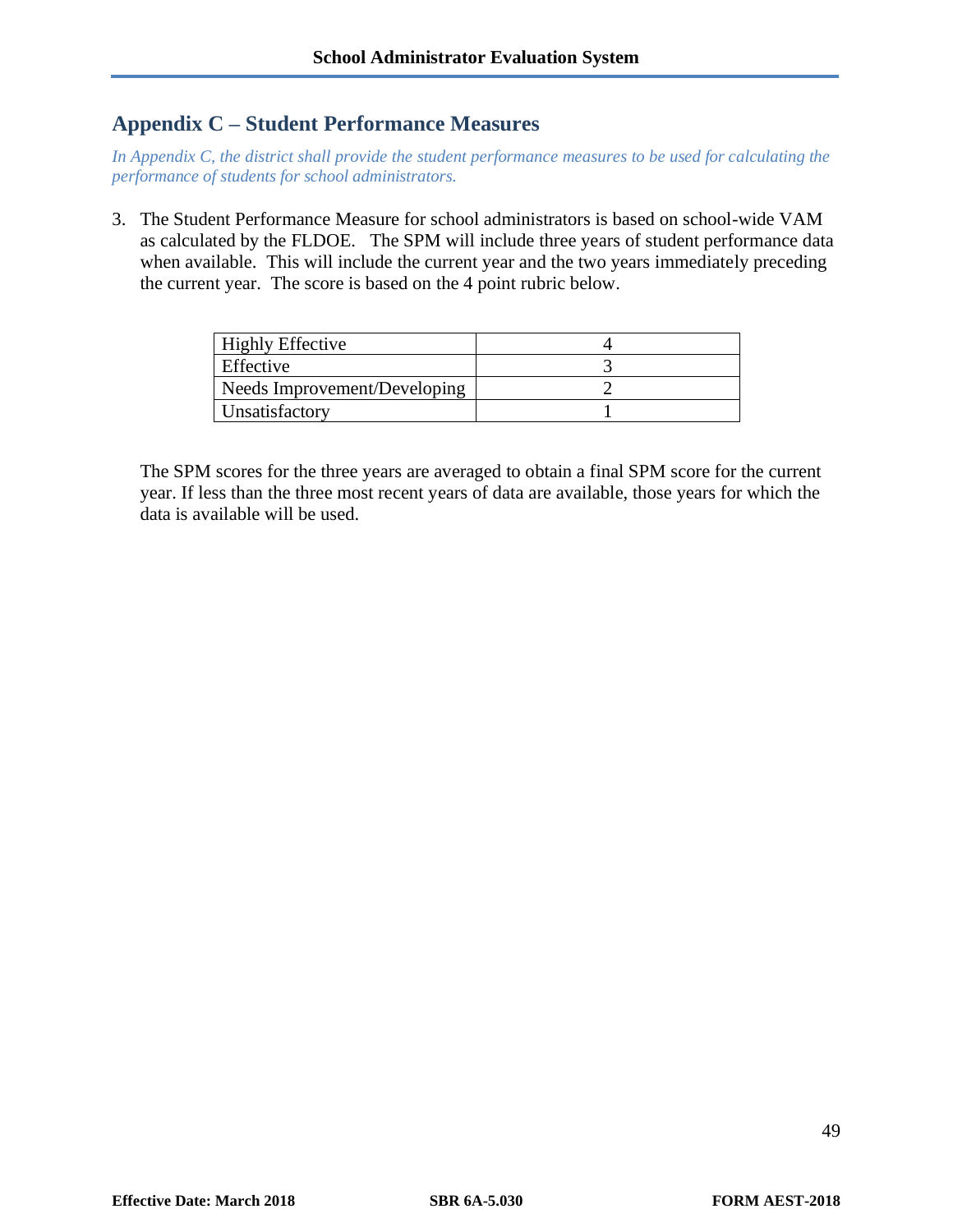## Appendix C – Student Performance Measures

*In Appendix C, the district shall provide the student performance measures to be used for calculating the performance of students for school administrators.*

3. The Student Performance Measure for school administrators is based on school-wide VAM as calculated by the FLDOE. The SPM will include three years of student performance data when available. This will include the current year and the two years immediately preceding the current year. The score is based on the 4 point rubric below.

| | |
|---|---|
| Highly Effective | 4 |
| Effective | 3 |
| Needs Improvement/Developing | 2 |
| Unsatisfactory | 1 |

The SPM scores for the three years are averaged to obtain a final SPM score for the current year. If less than the three most recent years of data are available, those years for which the data is available will be used.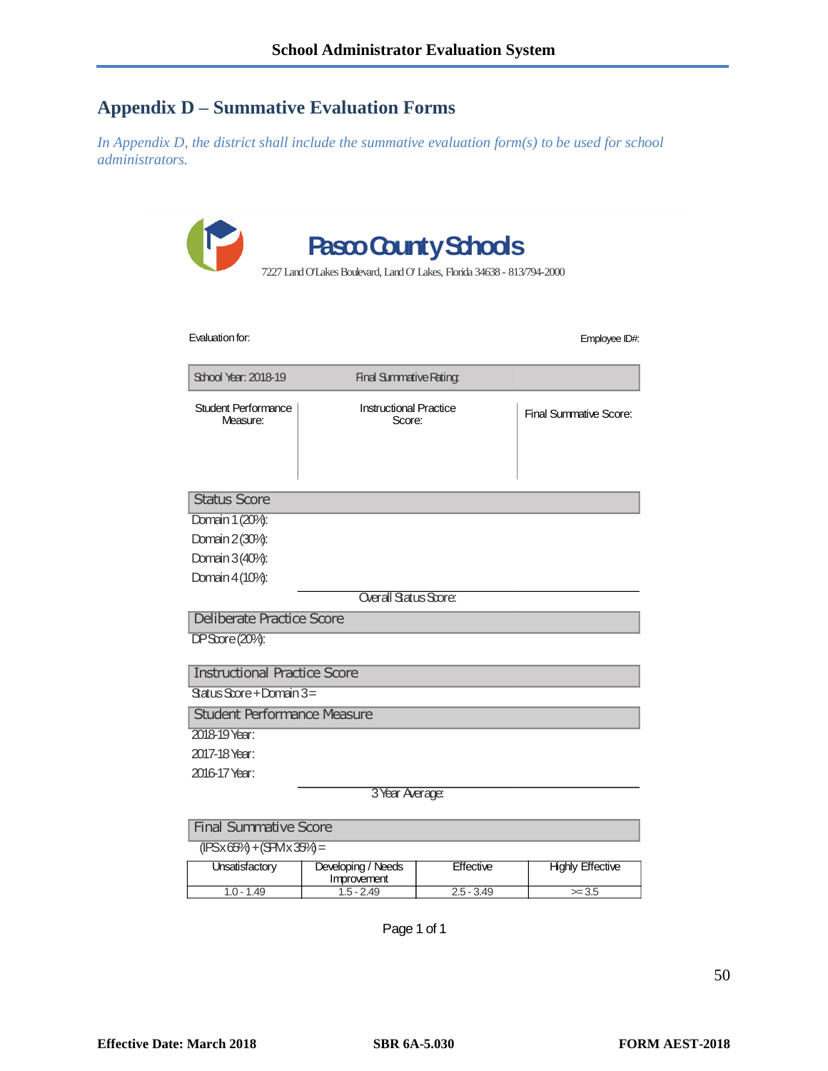## Appendix D – Summative Evaluation Forms

*In Appendix D, the district shall include the summative evaluation form(s) to be used for school administrators.*

**Pasco County Schools**

7227 Land O'Lakes Boulevard, Land O' Lakes, Florida 34638 - 813/794-2000

Evaluation for: Employee ID#:

| School Year: 2018-19 | Final Summative Rating: | |
|---|---|---|
| Student Performance Measure: | Instructional Practice Score: | Final Summative Score: |

**Status Score**

Domain 1 (20%):

Domain 2 (30%):

Domain 3 (40%):

Domain 4 (10%):

Overall Status Score:

**Deliberate Practice Score**

DP Score (20%):

**Instructional Practice Score**

Status Score + Domain 3 =

**Student Performance Measure**

2018-19 Year:

2017-18 Year:

2016-17 Year:

3 Year Average:

**Final Summative Score**

(IPS x 65%) + (SPM x 35%) =

| Unsatisfactory | Developing / Needs Improvement | Effective | Highly Effective |
|---|---|---|---|
| 1.0 - 1.49 | 1.5 - 2.49 | 2.5 - 3.49 | >= 3.5 |